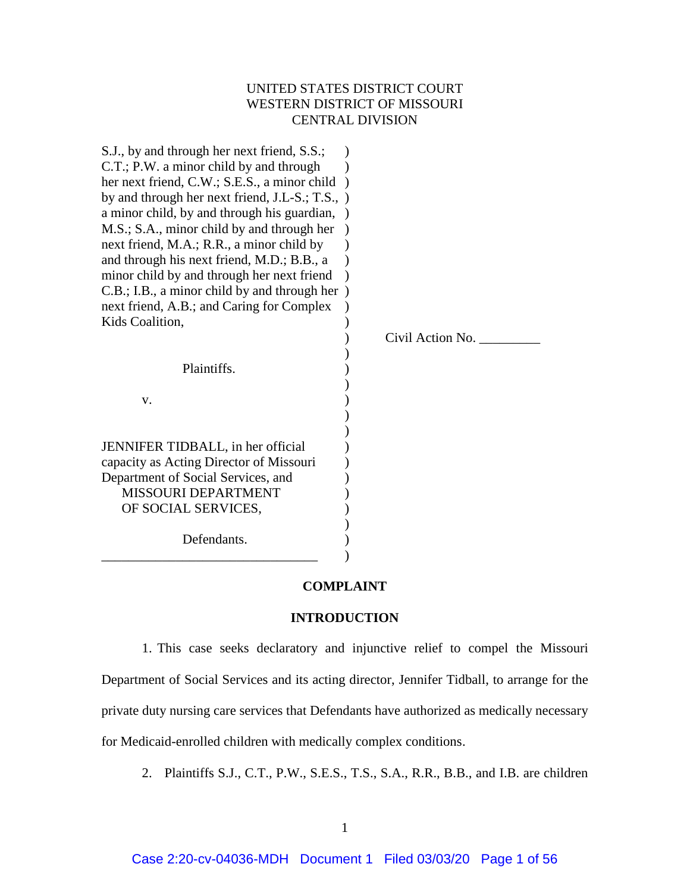UNITED STATES DISTRICT COURT
WESTERN DISTRICT OF MISSOURI
CENTRAL DIVISION

S.J., by and through her next friend, S.S.; C.T.; P.W. a minor child by and through her next friend, C.W.; S.E.S., a minor child by and through her next friend, J.L-S.; T.S., a minor child, by and through his guardian, M.S.; S.A., minor child by and through her next friend, M.A.; R.R., a minor child by and through his next friend, M.D.; B.B., a minor child by and through her next friend C.B.; I.B., a minor child by and through her next friend, A.B.; and Caring for Complex Kids Coalition,

Plaintiffs.

v.

JENNIFER TIDBALL, in her official capacity as Acting Director of Missouri Department of Social Services, and MISSOURI DEPARTMENT OF SOCIAL SERVICES,

Defendants.

Civil Action No. _________

## COMPLAINT

## INTRODUCTION

1. This case seeks declaratory and injunctive relief to compel the Missouri Department of Social Services and its acting director, Jennifer Tidball, to arrange for the private duty nursing care services that Defendants have authorized as medically necessary for Medicaid-enrolled children with medically complex conditions.

2. Plaintiffs S.J., C.T., P.W., S.E.S., T.S., S.A., R.R., B.B., and I.B. are children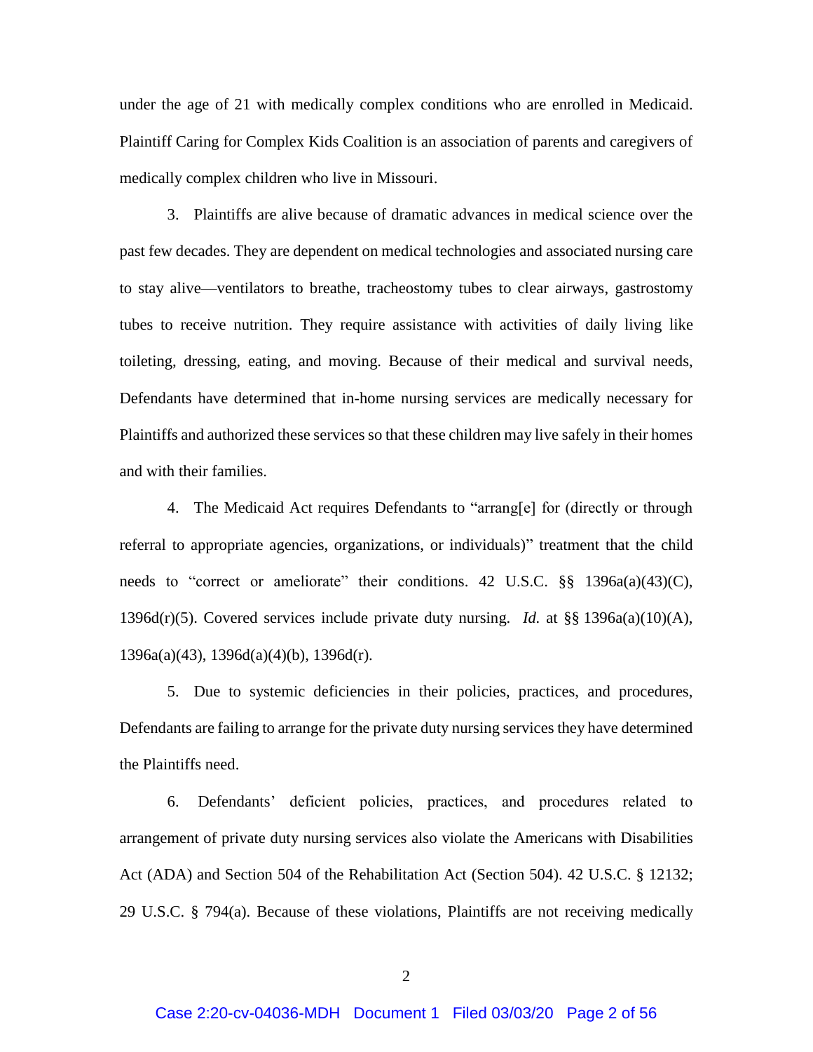under the age of 21 with medically complex conditions who are enrolled in Medicaid. Plaintiff Caring for Complex Kids Coalition is an association of parents and caregivers of medically complex children who live in Missouri.

3. Plaintiffs are alive because of dramatic advances in medical science over the past few decades. They are dependent on medical technologies and associated nursing care to stay alive—ventilators to breathe, tracheostomy tubes to clear airways, gastrostomy tubes to receive nutrition. They require assistance with activities of daily living like toileting, dressing, eating, and moving. Because of their medical and survival needs, Defendants have determined that in-home nursing services are medically necessary for Plaintiffs and authorized these services so that these children may live safely in their homes and with their families.

4. The Medicaid Act requires Defendants to "arrang[e] for (directly or through referral to appropriate agencies, organizations, or individuals)" treatment that the child needs to "correct or ameliorate" their conditions. 42 U.S.C. §§ 1396a(a)(43)(C), 1396d(r)(5). Covered services include private duty nursing. *Id.* at §§ 1396a(a)(10)(A), 1396a(a)(43), 1396d(a)(4)(b), 1396d(r).

5. Due to systemic deficiencies in their policies, practices, and procedures, Defendants are failing to arrange for the private duty nursing services they have determined the Plaintiffs need.

6. Defendants' deficient policies, practices, and procedures related to arrangement of private duty nursing services also violate the Americans with Disabilities Act (ADA) and Section 504 of the Rehabilitation Act (Section 504). 42 U.S.C. § 12132; 29 U.S.C. § 794(a). Because of these violations, Plaintiffs are not receiving medically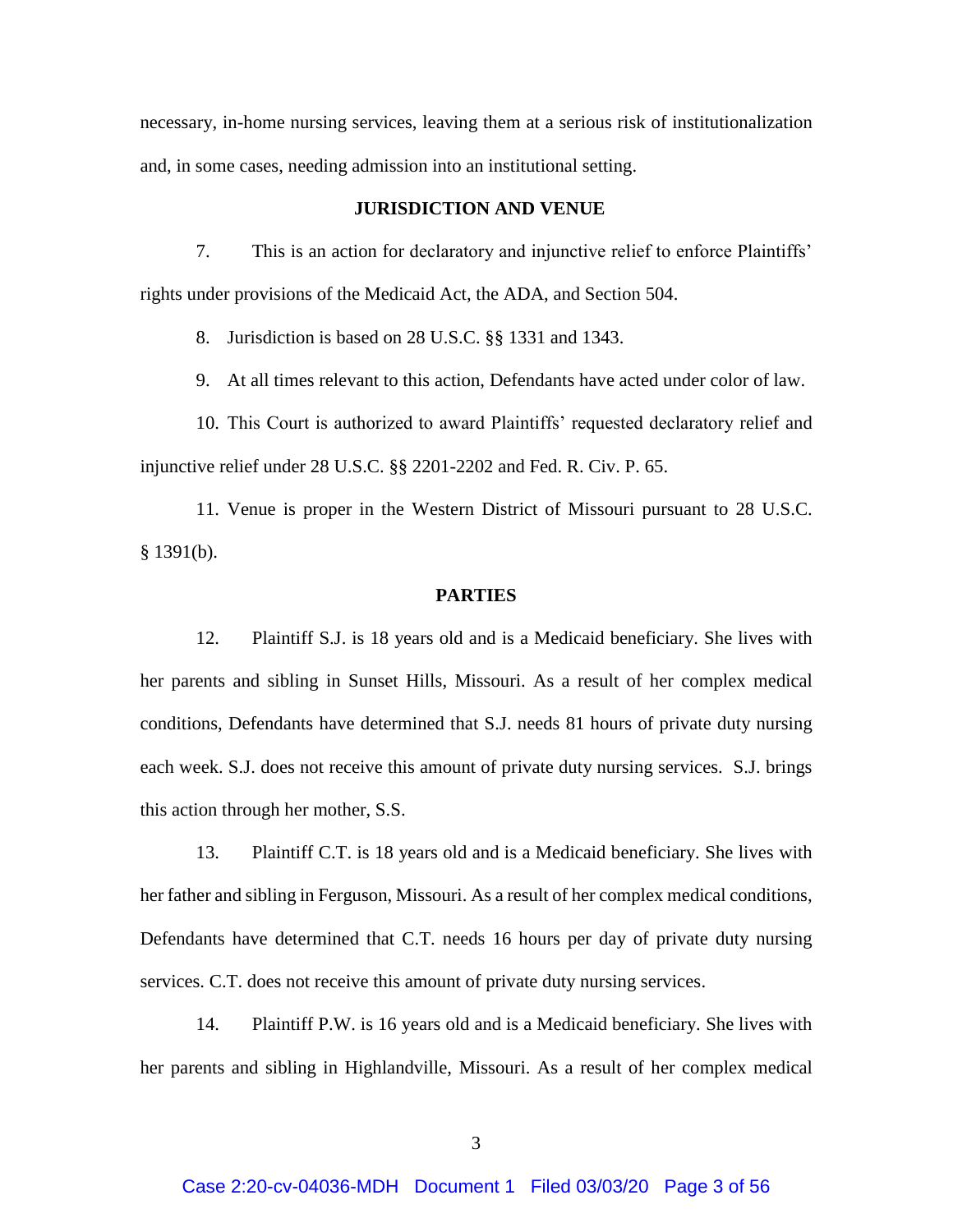necessary, in-home nursing services, leaving them at a serious risk of institutionalization and, in some cases, needing admission into an institutional setting.

## JURISDICTION AND VENUE

7. This is an action for declaratory and injunctive relief to enforce Plaintiffs' rights under provisions of the Medicaid Act, the ADA, and Section 504.

8. Jurisdiction is based on 28 U.S.C. §§ 1331 and 1343.

9. At all times relevant to this action, Defendants have acted under color of law.

10. This Court is authorized to award Plaintiffs' requested declaratory relief and injunctive relief under 28 U.S.C. §§ 2201-2202 and Fed. R. Civ. P. 65.

11. Venue is proper in the Western District of Missouri pursuant to 28 U.S.C. § 1391(b).

## PARTIES

12. Plaintiff S.J. is 18 years old and is a Medicaid beneficiary. She lives with her parents and sibling in Sunset Hills, Missouri. As a result of her complex medical conditions, Defendants have determined that S.J. needs 81 hours of private duty nursing each week. S.J. does not receive this amount of private duty nursing services. S.J. brings this action through her mother, S.S.

13. Plaintiff C.T. is 18 years old and is a Medicaid beneficiary. She lives with her father and sibling in Ferguson, Missouri. As a result of her complex medical conditions, Defendants have determined that C.T. needs 16 hours per day of private duty nursing services. C.T. does not receive this amount of private duty nursing services.

14. Plaintiff P.W. is 16 years old and is a Medicaid beneficiary. She lives with her parents and sibling in Highlandville, Missouri. As a result of her complex medical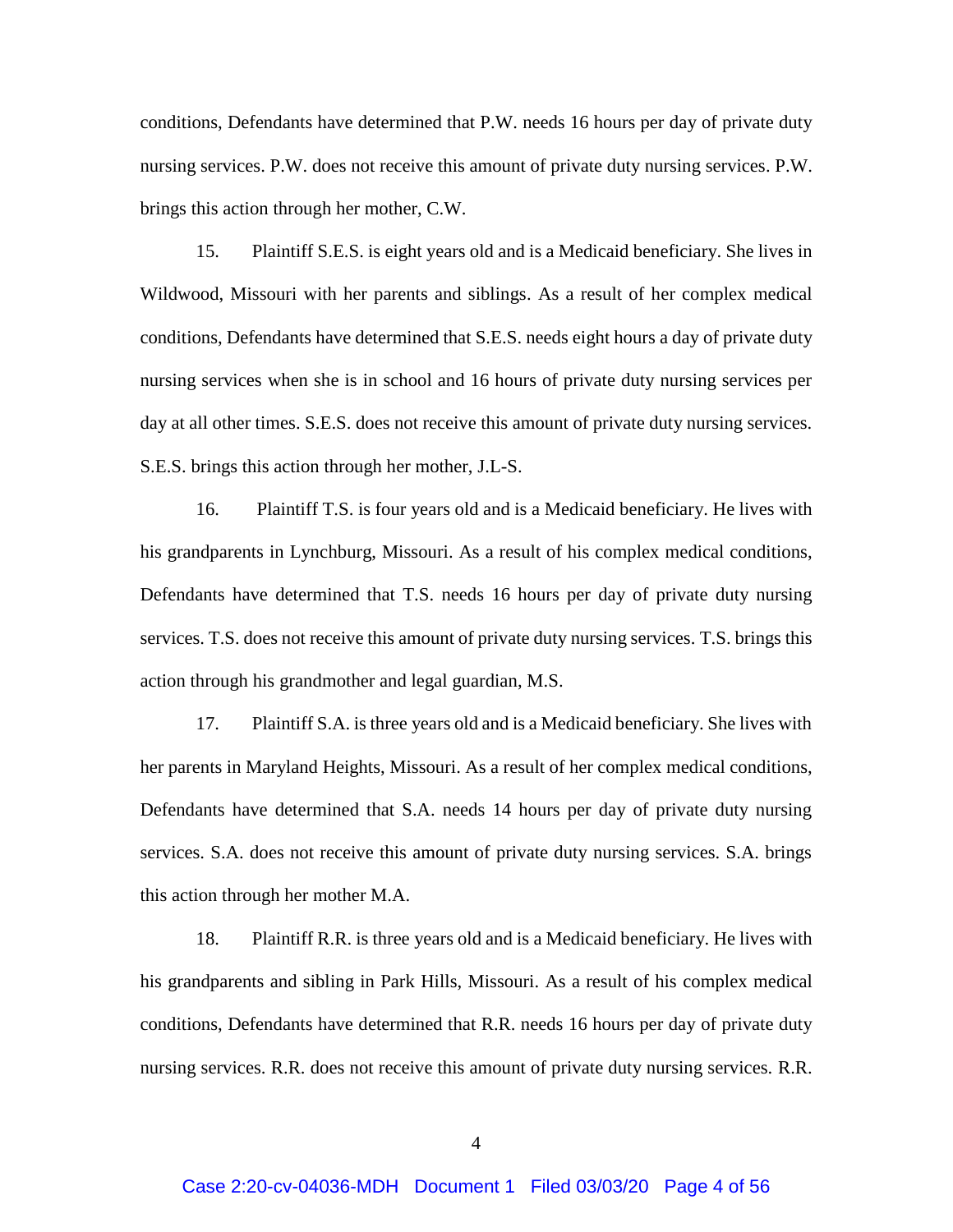conditions, Defendants have determined that P.W. needs 16 hours per day of private duty nursing services. P.W. does not receive this amount of private duty nursing services. P.W. brings this action through her mother, C.W.

15. Plaintiff S.E.S. is eight years old and is a Medicaid beneficiary. She lives in Wildwood, Missouri with her parents and siblings. As a result of her complex medical conditions, Defendants have determined that S.E.S. needs eight hours a day of private duty nursing services when she is in school and 16 hours of private duty nursing services per day at all other times. S.E.S. does not receive this amount of private duty nursing services. S.E.S. brings this action through her mother, J.L-S.

16. Plaintiff T.S. is four years old and is a Medicaid beneficiary. He lives with his grandparents in Lynchburg, Missouri. As a result of his complex medical conditions, Defendants have determined that T.S. needs 16 hours per day of private duty nursing services. T.S. does not receive this amount of private duty nursing services. T.S. brings this action through his grandmother and legal guardian, M.S.

17. Plaintiff S.A. is three years old and is a Medicaid beneficiary. She lives with her parents in Maryland Heights, Missouri. As a result of her complex medical conditions, Defendants have determined that S.A. needs 14 hours per day of private duty nursing services. S.A. does not receive this amount of private duty nursing services. S.A. brings this action through her mother M.A.

18. Plaintiff R.R. is three years old and is a Medicaid beneficiary. He lives with his grandparents and sibling in Park Hills, Missouri. As a result of his complex medical conditions, Defendants have determined that R.R. needs 16 hours per day of private duty nursing services. R.R. does not receive this amount of private duty nursing services. R.R.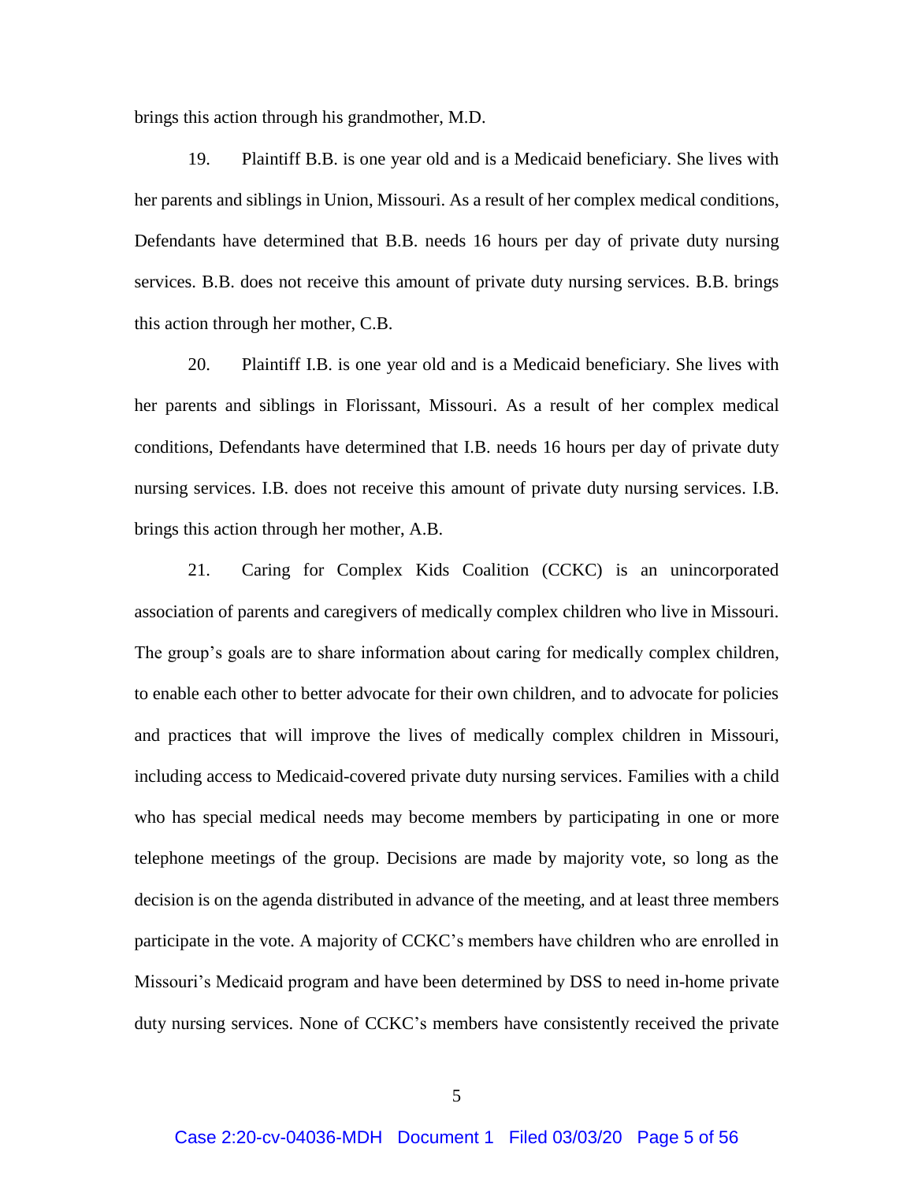brings this action through his grandmother, M.D.

19. Plaintiff B.B. is one year old and is a Medicaid beneficiary. She lives with her parents and siblings in Union, Missouri. As a result of her complex medical conditions, Defendants have determined that B.B. needs 16 hours per day of private duty nursing services. B.B. does not receive this amount of private duty nursing services. B.B. brings this action through her mother, C.B.

20. Plaintiff I.B. is one year old and is a Medicaid beneficiary. She lives with her parents and siblings in Florissant, Missouri. As a result of her complex medical conditions, Defendants have determined that I.B. needs 16 hours per day of private duty nursing services. I.B. does not receive this amount of private duty nursing services. I.B. brings this action through her mother, A.B.

21. Caring for Complex Kids Coalition (CCKC) is an unincorporated association of parents and caregivers of medically complex children who live in Missouri. The group's goals are to share information about caring for medically complex children, to enable each other to better advocate for their own children, and to advocate for policies and practices that will improve the lives of medically complex children in Missouri, including access to Medicaid-covered private duty nursing services. Families with a child who has special medical needs may become members by participating in one or more telephone meetings of the group. Decisions are made by majority vote, so long as the decision is on the agenda distributed in advance of the meeting, and at least three members participate in the vote. A majority of CCKC's members have children who are enrolled in Missouri's Medicaid program and have been determined by DSS to need in-home private duty nursing services. None of CCKC's members have consistently received the private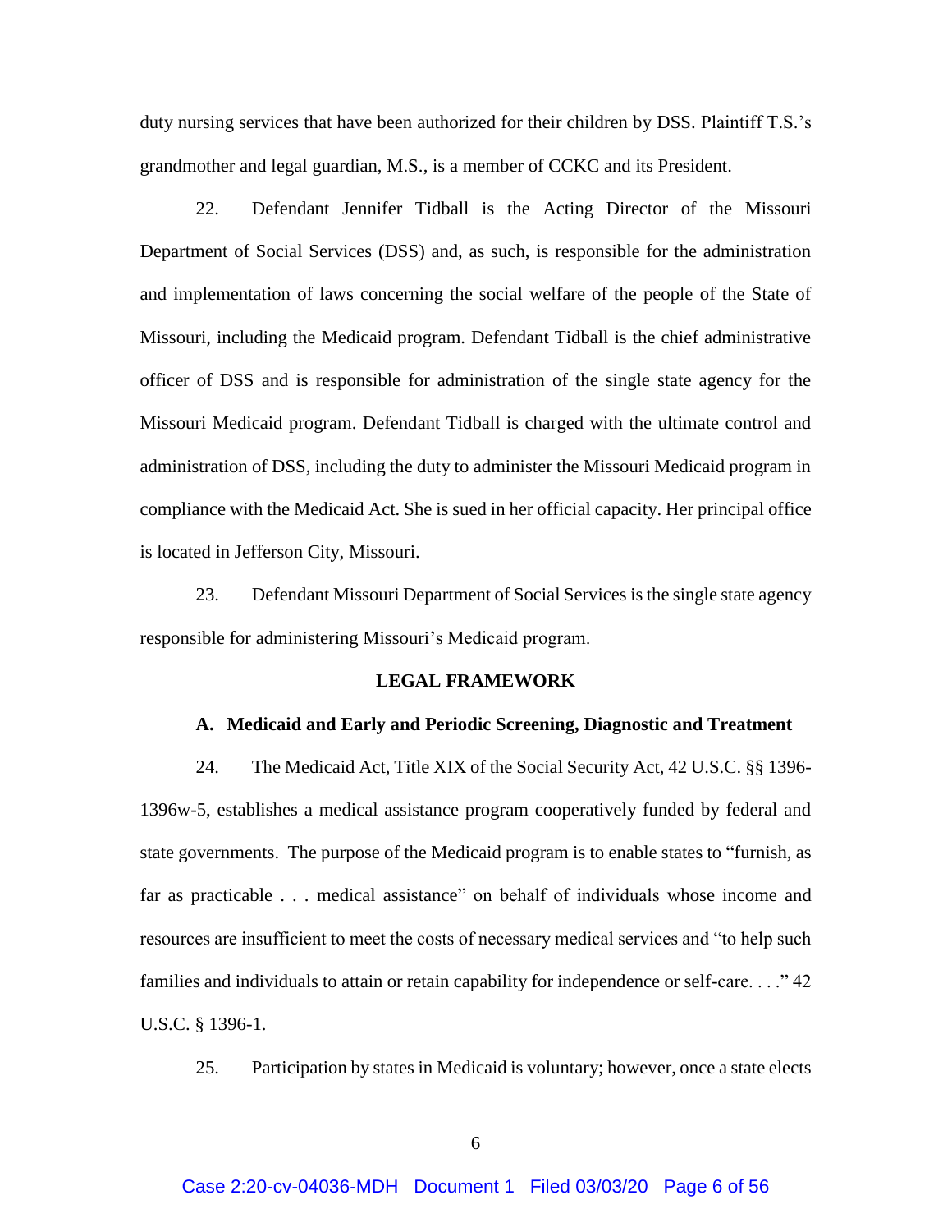duty nursing services that have been authorized for their children by DSS. Plaintiff T.S.'s grandmother and legal guardian, M.S., is a member of CCKC and its President.

22. Defendant Jennifer Tidball is the Acting Director of the Missouri Department of Social Services (DSS) and, as such, is responsible for the administration and implementation of laws concerning the social welfare of the people of the State of Missouri, including the Medicaid program. Defendant Tidball is the chief administrative officer of DSS and is responsible for administration of the single state agency for the Missouri Medicaid program. Defendant Tidball is charged with the ultimate control and administration of DSS, including the duty to administer the Missouri Medicaid program in compliance with the Medicaid Act. She is sued in her official capacity. Her principal office is located in Jefferson City, Missouri.

23. Defendant Missouri Department of Social Services is the single state agency responsible for administering Missouri's Medicaid program.

## LEGAL FRAMEWORK

### A. Medicaid and Early and Periodic Screening, Diagnostic and Treatment

24. The Medicaid Act, Title XIX of the Social Security Act, 42 U.S.C. §§ 1396-1396w-5, establishes a medical assistance program cooperatively funded by federal and state governments. The purpose of the Medicaid program is to enable states to "furnish, as far as practicable . . . medical assistance" on behalf of individuals whose income and resources are insufficient to meet the costs of necessary medical services and "to help such families and individuals to attain or retain capability for independence or self-care. . . ." 42 U.S.C. § 1396-1.

25. Participation by states in Medicaid is voluntary; however, once a state elects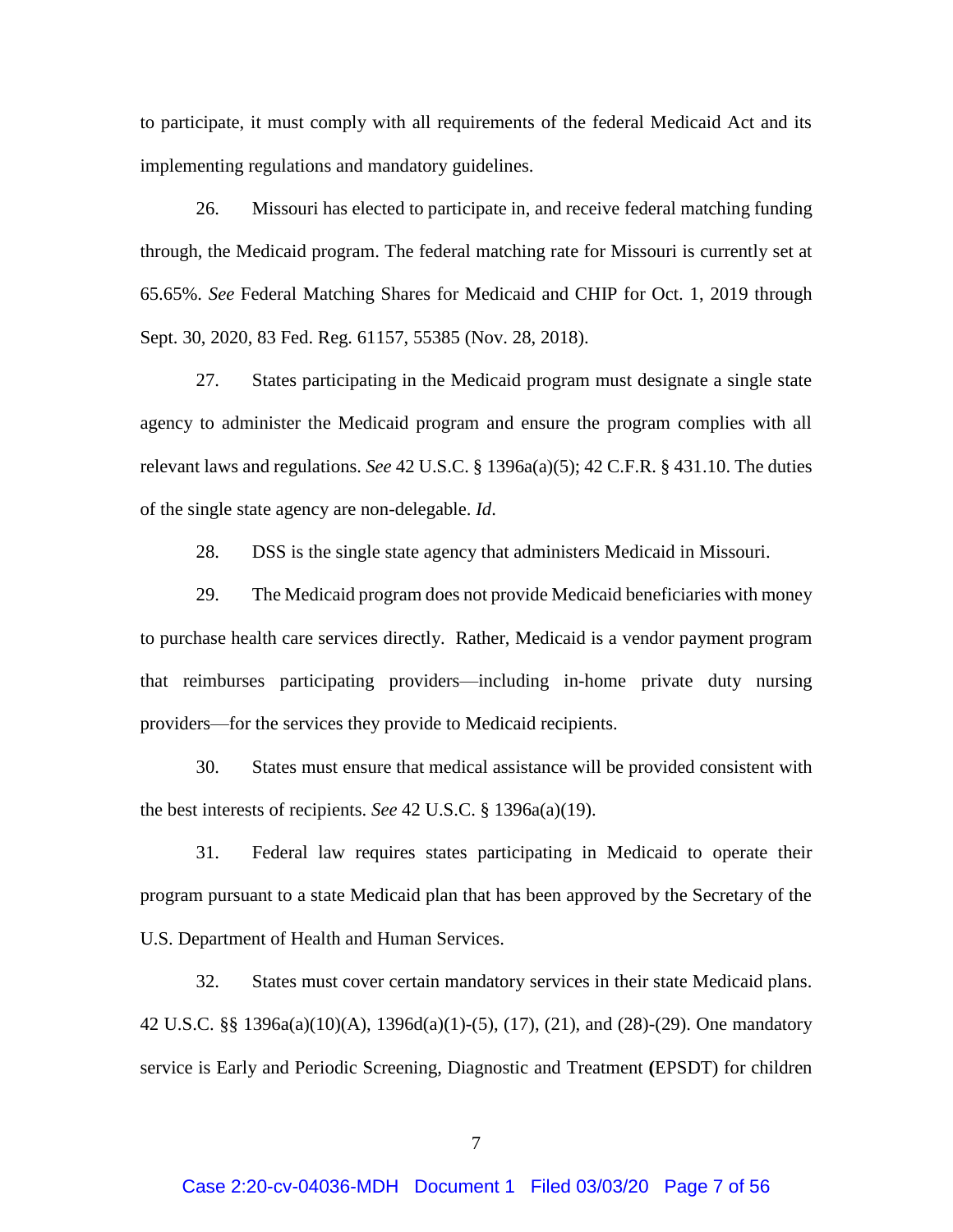to participate, it must comply with all requirements of the federal Medicaid Act and its implementing regulations and mandatory guidelines.

26. Missouri has elected to participate in, and receive federal matching funding through, the Medicaid program. The federal matching rate for Missouri is currently set at 65.65%. *See* Federal Matching Shares for Medicaid and CHIP for Oct. 1, 2019 through Sept. 30, 2020, 83 Fed. Reg. 61157, 55385 (Nov. 28, 2018).

27. States participating in the Medicaid program must designate a single state agency to administer the Medicaid program and ensure the program complies with all relevant laws and regulations. *See* 42 U.S.C. § 1396a(a)(5); 42 C.F.R. § 431.10. The duties of the single state agency are non-delegable. *Id*.

28. DSS is the single state agency that administers Medicaid in Missouri.

29. The Medicaid program does not provide Medicaid beneficiaries with money to purchase health care services directly. Rather, Medicaid is a vendor payment program that reimburses participating providers—including in-home private duty nursing providers—for the services they provide to Medicaid recipients.

30. States must ensure that medical assistance will be provided consistent with the best interests of recipients. *See* 42 U.S.C. § 1396a(a)(19).

31. Federal law requires states participating in Medicaid to operate their program pursuant to a state Medicaid plan that has been approved by the Secretary of the U.S. Department of Health and Human Services.

32. States must cover certain mandatory services in their state Medicaid plans. 42 U.S.C. §§ 1396a(a)(10)(A), 1396d(a)(1)-(5), (17), (21), and (28)-(29). One mandatory service is Early and Periodic Screening, Diagnostic and Treatment (EPSDT) for children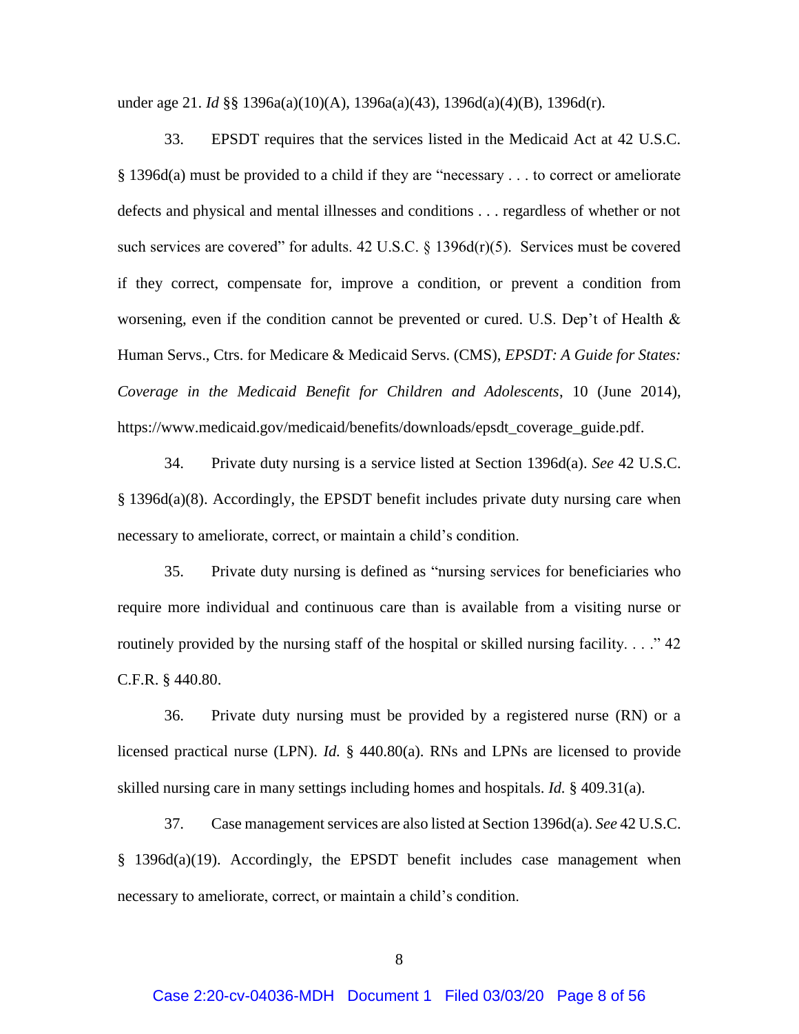under age 21. *Id* §§ 1396a(a)(10)(A), 1396a(a)(43), 1396d(a)(4)(B), 1396d(r).

33. EPSDT requires that the services listed in the Medicaid Act at 42 U.S.C. § 1396d(a) must be provided to a child if they are "necessary . . . to correct or ameliorate defects and physical and mental illnesses and conditions . . . regardless of whether or not such services are covered" for adults. 42 U.S.C. § 1396d(r)(5). Services must be covered if they correct, compensate for, improve a condition, or prevent a condition from worsening, even if the condition cannot be prevented or cured. U.S. Dep't of Health & Human Servs., Ctrs. for Medicare & Medicaid Servs. (CMS), *EPSDT: A Guide for States: Coverage in the Medicaid Benefit for Children and Adolescents*, 10 (June 2014), https://www.medicaid.gov/medicaid/benefits/downloads/epsdt_coverage_guide.pdf.

34. Private duty nursing is a service listed at Section 1396d(a). *See* 42 U.S.C. § 1396d(a)(8). Accordingly, the EPSDT benefit includes private duty nursing care when necessary to ameliorate, correct, or maintain a child's condition.

35. Private duty nursing is defined as "nursing services for beneficiaries who require more individual and continuous care than is available from a visiting nurse or routinely provided by the nursing staff of the hospital or skilled nursing facility. . . ." 42 C.F.R. § 440.80.

36. Private duty nursing must be provided by a registered nurse (RN) or a licensed practical nurse (LPN). *Id.* § 440.80(a). RNs and LPNs are licensed to provide skilled nursing care in many settings including homes and hospitals. *Id.* § 409.31(a).

37. Case management services are also listed at Section 1396d(a). *See* 42 U.S.C. § 1396d(a)(19). Accordingly, the EPSDT benefit includes case management when necessary to ameliorate, correct, or maintain a child's condition.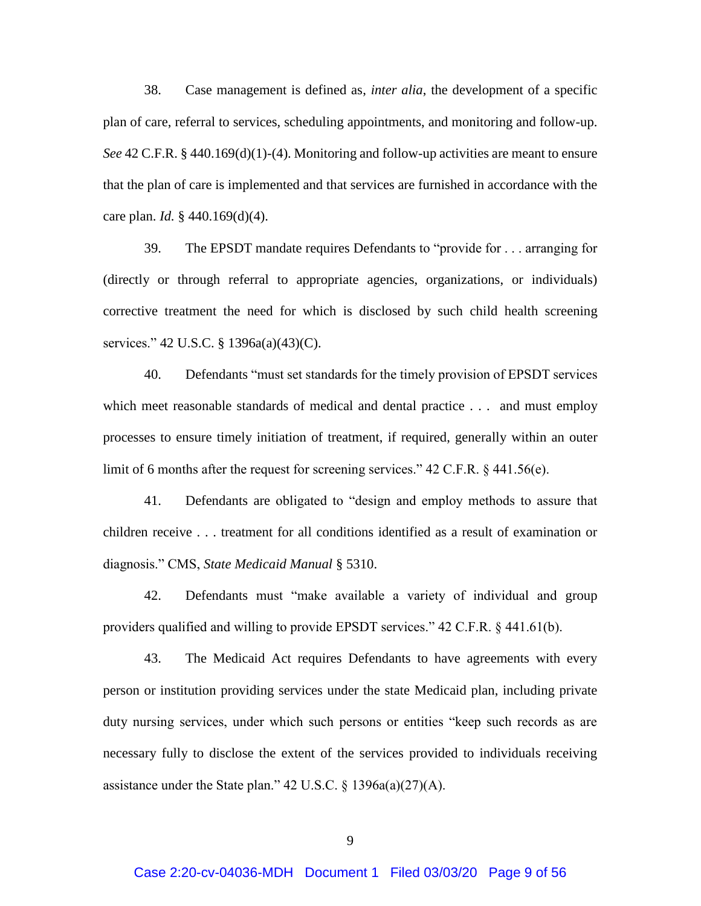38. Case management is defined as, *inter alia*, the development of a specific plan of care, referral to services, scheduling appointments, and monitoring and follow-up. *See* 42 C.F.R. § 440.169(d)(1)-(4). Monitoring and follow-up activities are meant to ensure that the plan of care is implemented and that services are furnished in accordance with the care plan. *Id.* § 440.169(d)(4).

39. The EPSDT mandate requires Defendants to "provide for . . . arranging for (directly or through referral to appropriate agencies, organizations, or individuals) corrective treatment the need for which is disclosed by such child health screening services." 42 U.S.C. § 1396a(a)(43)(C).

40. Defendants "must set standards for the timely provision of EPSDT services which meet reasonable standards of medical and dental practice . . . and must employ processes to ensure timely initiation of treatment, if required, generally within an outer limit of 6 months after the request for screening services." 42 C.F.R. § 441.56(e).

41. Defendants are obligated to "design and employ methods to assure that children receive . . . treatment for all conditions identified as a result of examination or diagnosis." CMS, *State Medicaid Manual* § 5310.

42. Defendants must "make available a variety of individual and group providers qualified and willing to provide EPSDT services." 42 C.F.R. § 441.61(b).

43. The Medicaid Act requires Defendants to have agreements with every person or institution providing services under the state Medicaid plan, including private duty nursing services, under which such persons or entities "keep such records as are necessary fully to disclose the extent of the services provided to individuals receiving assistance under the State plan." 42 U.S.C. § 1396a(a)(27)(A).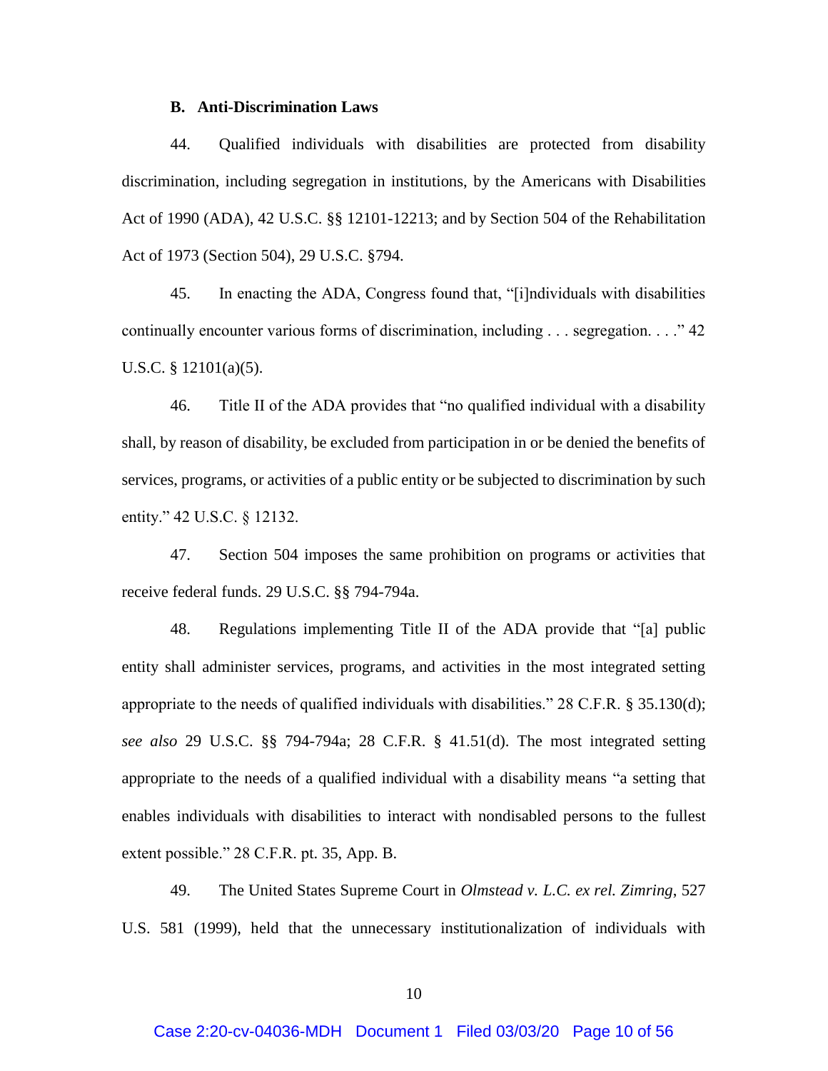### B. Anti-Discrimination Laws

44. Qualified individuals with disabilities are protected from disability discrimination, including segregation in institutions, by the Americans with Disabilities Act of 1990 (ADA), 42 U.S.C. §§ 12101-12213; and by Section 504 of the Rehabilitation Act of 1973 (Section 504), 29 U.S.C. §794.

45. In enacting the ADA, Congress found that, "[i]ndividuals with disabilities continually encounter various forms of discrimination, including . . . segregation. . . ." 42 U.S.C. § 12101(a)(5).

46. Title II of the ADA provides that "no qualified individual with a disability shall, by reason of disability, be excluded from participation in or be denied the benefits of services, programs, or activities of a public entity or be subjected to discrimination by such entity." 42 U.S.C. § 12132.

47. Section 504 imposes the same prohibition on programs or activities that receive federal funds. 29 U.S.C. §§ 794-794a.

48. Regulations implementing Title II of the ADA provide that "[a] public entity shall administer services, programs, and activities in the most integrated setting appropriate to the needs of qualified individuals with disabilities." 28 C.F.R. § 35.130(d); *see also* 29 U.S.C. §§ 794-794a; 28 C.F.R. § 41.51(d). The most integrated setting appropriate to the needs of a qualified individual with a disability means "a setting that enables individuals with disabilities to interact with nondisabled persons to the fullest extent possible." 28 C.F.R. pt. 35, App. B.

49. The United States Supreme Court in *Olmstead v. L.C. ex rel. Zimring*, 527 U.S. 581 (1999), held that the unnecessary institutionalization of individuals with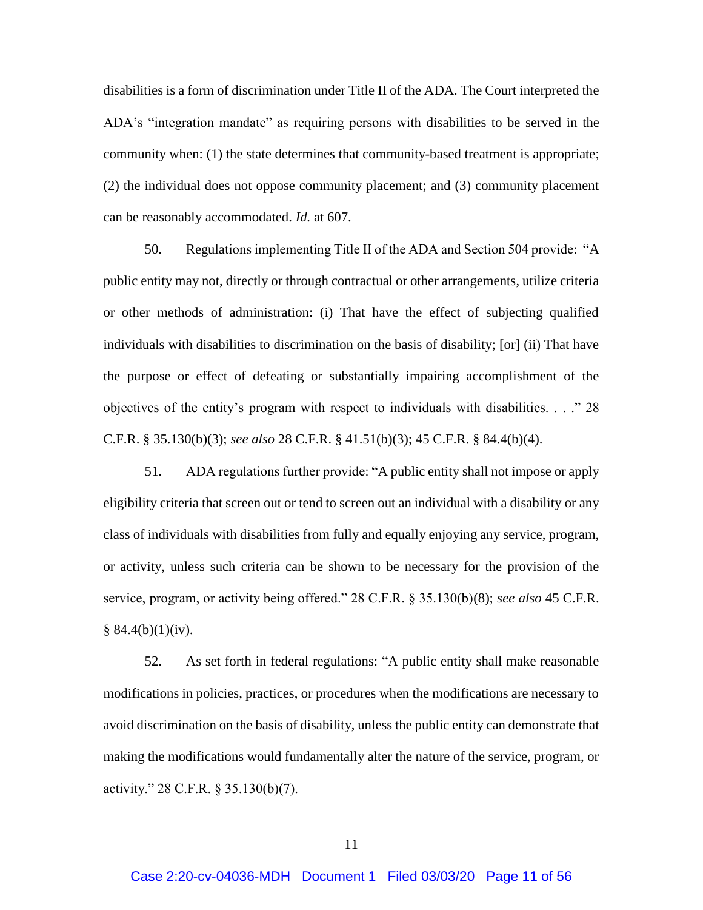disabilities is a form of discrimination under Title II of the ADA. The Court interpreted the ADA's "integration mandate" as requiring persons with disabilities to be served in the community when: (1) the state determines that community-based treatment is appropriate; (2) the individual does not oppose community placement; and (3) community placement can be reasonably accommodated. *Id.* at 607.

50. Regulations implementing Title II of the ADA and Section 504 provide: "A public entity may not, directly or through contractual or other arrangements, utilize criteria or other methods of administration: (i) That have the effect of subjecting qualified individuals with disabilities to discrimination on the basis of disability; [or] (ii) That have the purpose or effect of defeating or substantially impairing accomplishment of the objectives of the entity's program with respect to individuals with disabilities. . . ." 28 C.F.R. § 35.130(b)(3); *see also* 28 C.F.R. § 41.51(b)(3); 45 C.F.R. § 84.4(b)(4).

51. ADA regulations further provide: "A public entity shall not impose or apply eligibility criteria that screen out or tend to screen out an individual with a disability or any class of individuals with disabilities from fully and equally enjoying any service, program, or activity, unless such criteria can be shown to be necessary for the provision of the service, program, or activity being offered." 28 C.F.R. § 35.130(b)(8); *see also* 45 C.F.R. § 84.4(b)(1)(iv).

52. As set forth in federal regulations: "A public entity shall make reasonable modifications in policies, practices, or procedures when the modifications are necessary to avoid discrimination on the basis of disability, unless the public entity can demonstrate that making the modifications would fundamentally alter the nature of the service, program, or activity." 28 C.F.R. § 35.130(b)(7).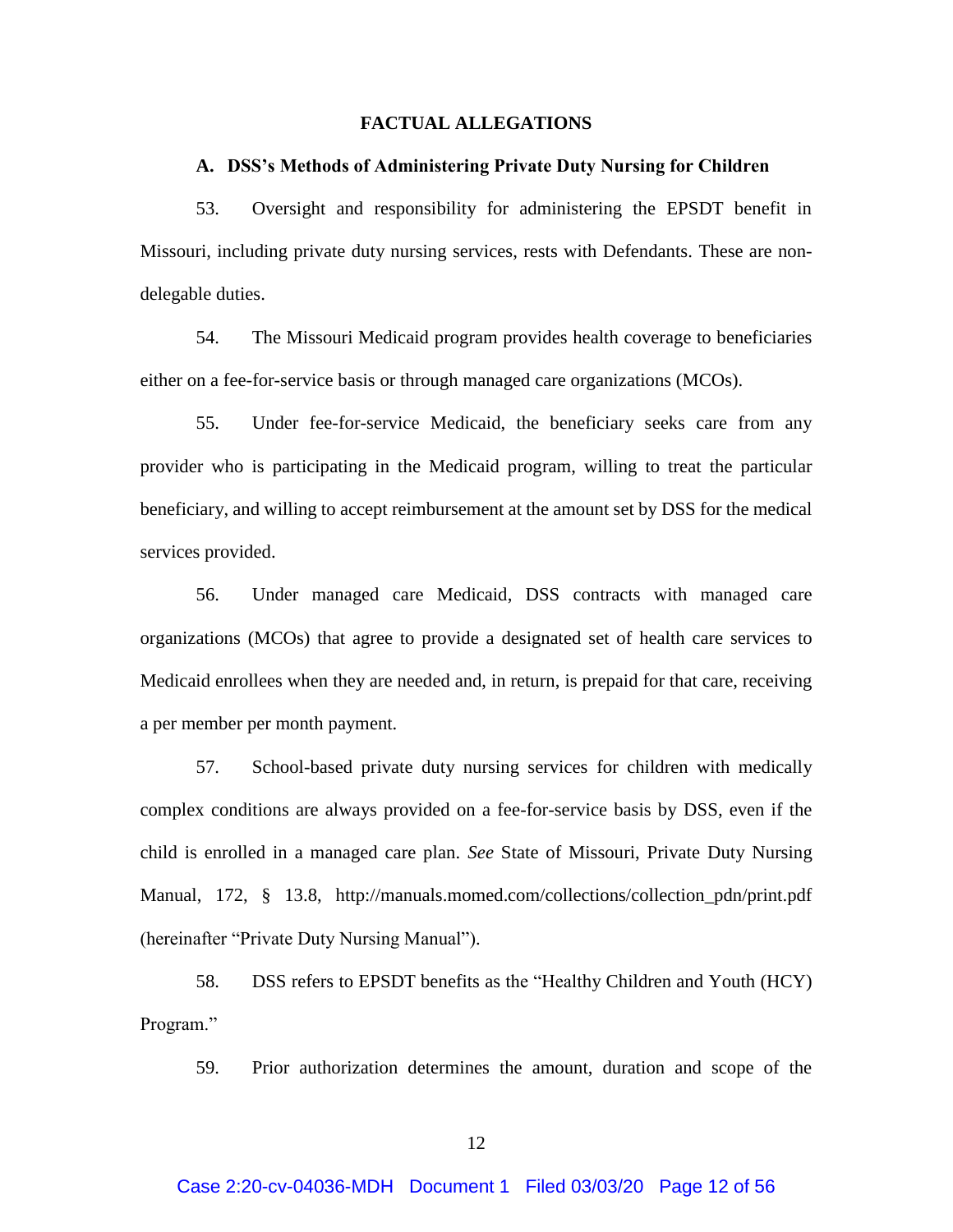## FACTUAL ALLEGATIONS

### A. DSS's Methods of Administering Private Duty Nursing for Children

53. Oversight and responsibility for administering the EPSDT benefit in Missouri, including private duty nursing services, rests with Defendants. These are non-delegable duties.

54. The Missouri Medicaid program provides health coverage to beneficiaries either on a fee-for-service basis or through managed care organizations (MCOs).

55. Under fee-for-service Medicaid, the beneficiary seeks care from any provider who is participating in the Medicaid program, willing to treat the particular beneficiary, and willing to accept reimbursement at the amount set by DSS for the medical services provided.

56. Under managed care Medicaid, DSS contracts with managed care organizations (MCOs) that agree to provide a designated set of health care services to Medicaid enrollees when they are needed and, in return, is prepaid for that care, receiving a per member per month payment.

57. School-based private duty nursing services for children with medically complex conditions are always provided on a fee-for-service basis by DSS, even if the child is enrolled in a managed care plan. *See* State of Missouri, Private Duty Nursing Manual, 172, § 13.8, http://manuals.momed.com/collections/collection_pdn/print.pdf (hereinafter "Private Duty Nursing Manual").

58. DSS refers to EPSDT benefits as the "Healthy Children and Youth (HCY) Program."

59. Prior authorization determines the amount, duration and scope of the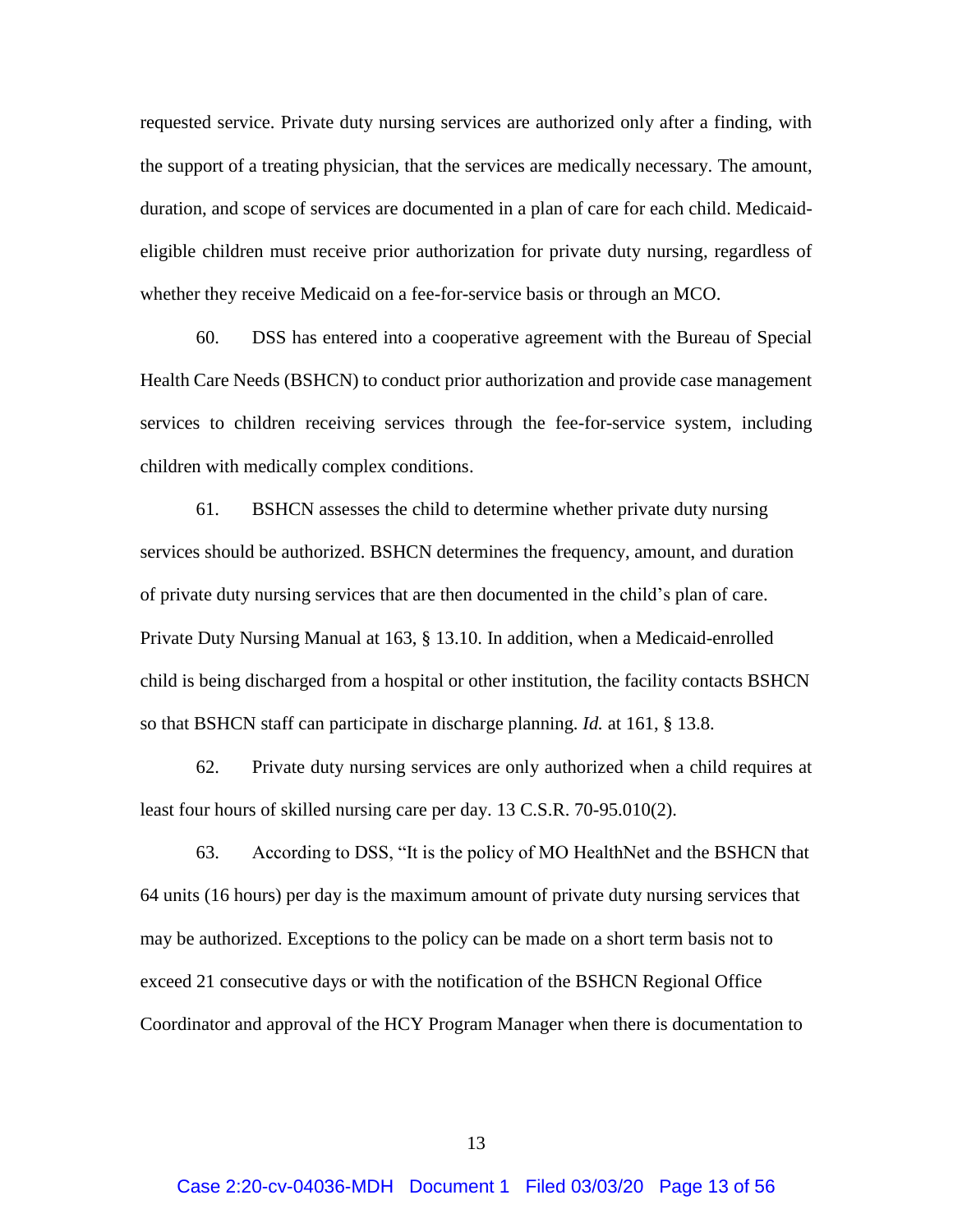requested service. Private duty nursing services are authorized only after a finding, with the support of a treating physician, that the services are medically necessary. The amount, duration, and scope of services are documented in a plan of care for each child. Medicaid-eligible children must receive prior authorization for private duty nursing, regardless of whether they receive Medicaid on a fee-for-service basis or through an MCO.

60. DSS has entered into a cooperative agreement with the Bureau of Special Health Care Needs (BSHCN) to conduct prior authorization and provide case management services to children receiving services through the fee-for-service system, including children with medically complex conditions.

61. BSHCN assesses the child to determine whether private duty nursing services should be authorized. BSHCN determines the frequency, amount, and duration of private duty nursing services that are then documented in the child's plan of care. Private Duty Nursing Manual at 163, § 13.10. In addition, when a Medicaid-enrolled child is being discharged from a hospital or other institution, the facility contacts BSHCN so that BSHCN staff can participate in discharge planning. *Id.* at 161, § 13.8.

62. Private duty nursing services are only authorized when a child requires at least four hours of skilled nursing care per day. 13 C.S.R. 70-95.010(2).

63. According to DSS, "It is the policy of MO HealthNet and the BSHCN that 64 units (16 hours) per day is the maximum amount of private duty nursing services that may be authorized. Exceptions to the policy can be made on a short term basis not to exceed 21 consecutive days or with the notification of the BSHCN Regional Office Coordinator and approval of the HCY Program Manager when there is documentation to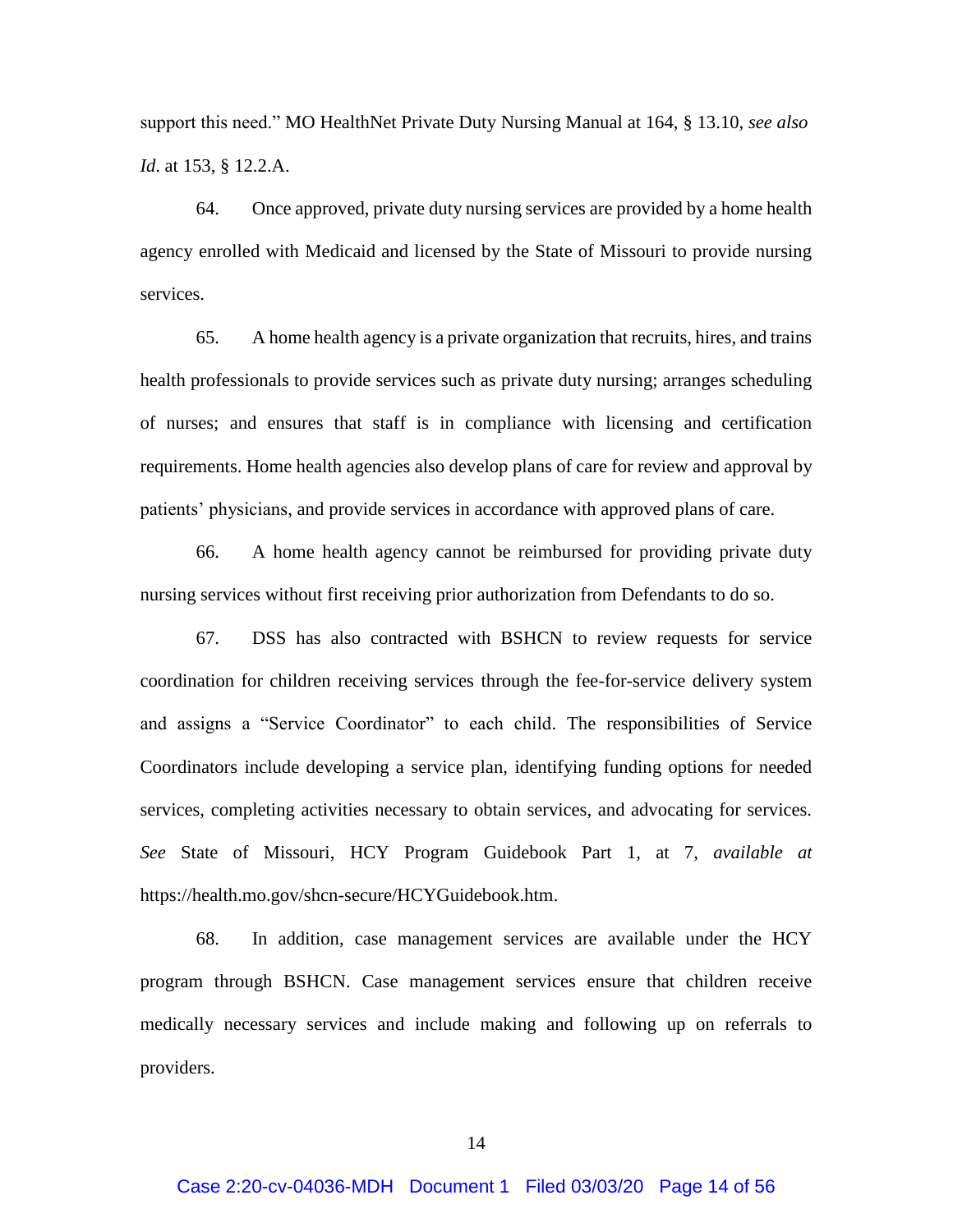support this need." MO HealthNet Private Duty Nursing Manual at 164, § 13.10, *see also Id*. at 153, § 12.2.A.

64. Once approved, private duty nursing services are provided by a home health agency enrolled with Medicaid and licensed by the State of Missouri to provide nursing services.

65. A home health agency is a private organization that recruits, hires, and trains health professionals to provide services such as private duty nursing; arranges scheduling of nurses; and ensures that staff is in compliance with licensing and certification requirements. Home health agencies also develop plans of care for review and approval by patients' physicians, and provide services in accordance with approved plans of care.

66. A home health agency cannot be reimbursed for providing private duty nursing services without first receiving prior authorization from Defendants to do so.

67. DSS has also contracted with BSHCN to review requests for service coordination for children receiving services through the fee-for-service delivery system and assigns a "Service Coordinator" to each child. The responsibilities of Service Coordinators include developing a service plan, identifying funding options for needed services, completing activities necessary to obtain services, and advocating for services. *See* State of Missouri, HCY Program Guidebook Part 1, at 7, *available at* https://health.mo.gov/shcn-secure/HCYGuidebook.htm.

68. In addition, case management services are available under the HCY program through BSHCN. Case management services ensure that children receive medically necessary services and include making and following up on referrals to providers.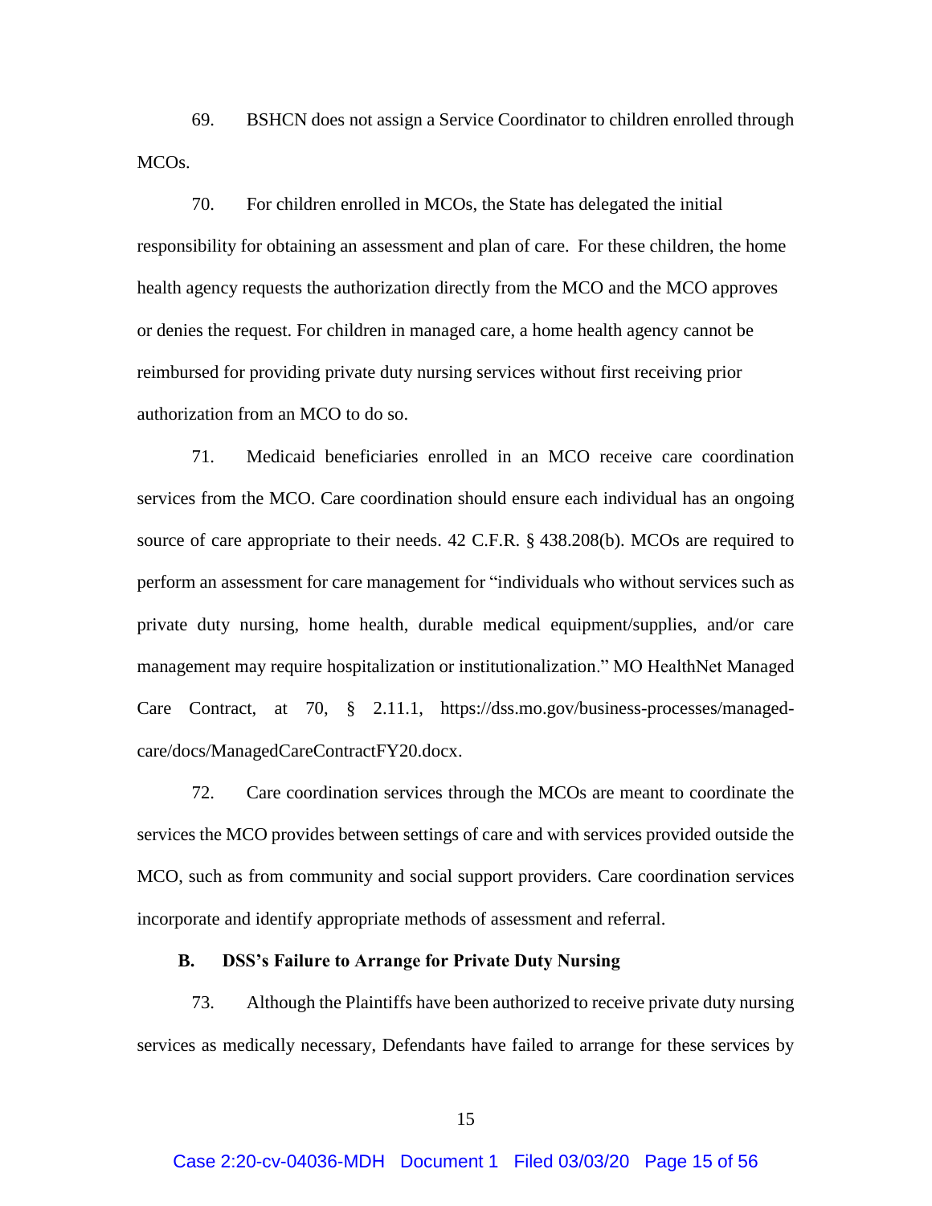69. BSHCN does not assign a Service Coordinator to children enrolled through MCOs.

70. For children enrolled in MCOs, the State has delegated the initial responsibility for obtaining an assessment and plan of care. For these children, the home health agency requests the authorization directly from the MCO and the MCO approves or denies the request. For children in managed care, a home health agency cannot be reimbursed for providing private duty nursing services without first receiving prior authorization from an MCO to do so.

71. Medicaid beneficiaries enrolled in an MCO receive care coordination services from the MCO. Care coordination should ensure each individual has an ongoing source of care appropriate to their needs. 42 C.F.R. § 438.208(b). MCOs are required to perform an assessment for care management for "individuals who without services such as private duty nursing, home health, durable medical equipment/supplies, and/or care management may require hospitalization or institutionalization." MO HealthNet Managed Care Contract, at 70, § 2.11.1, https://dss.mo.gov/business-processes/managed-care/docs/ManagedCareContractFY20.docx.

72. Care coordination services through the MCOs are meant to coordinate the services the MCO provides between settings of care and with services provided outside the MCO, such as from community and social support providers. Care coordination services incorporate and identify appropriate methods of assessment and referral.

### B. DSS's Failure to Arrange for Private Duty Nursing

73. Although the Plaintiffs have been authorized to receive private duty nursing services as medically necessary, Defendants have failed to arrange for these services by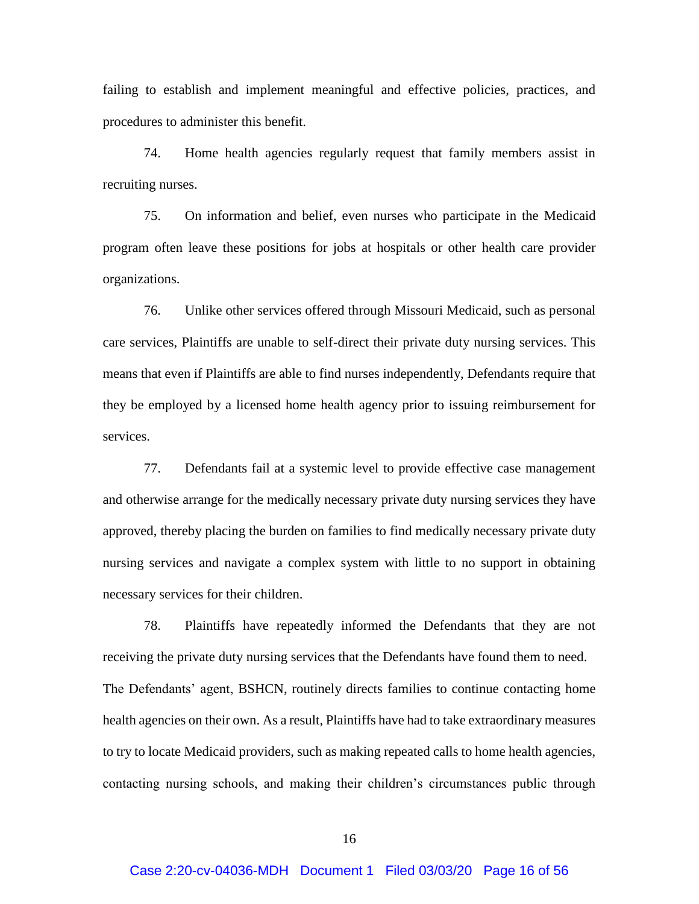failing to establish and implement meaningful and effective policies, practices, and procedures to administer this benefit.

74. Home health agencies regularly request that family members assist in recruiting nurses.

75. On information and belief, even nurses who participate in the Medicaid program often leave these positions for jobs at hospitals or other health care provider organizations.

76. Unlike other services offered through Missouri Medicaid, such as personal care services, Plaintiffs are unable to self-direct their private duty nursing services. This means that even if Plaintiffs are able to find nurses independently, Defendants require that they be employed by a licensed home health agency prior to issuing reimbursement for services.

77. Defendants fail at a systemic level to provide effective case management and otherwise arrange for the medically necessary private duty nursing services they have approved, thereby placing the burden on families to find medically necessary private duty nursing services and navigate a complex system with little to no support in obtaining necessary services for their children.

78. Plaintiffs have repeatedly informed the Defendants that they are not receiving the private duty nursing services that the Defendants have found them to need. The Defendants' agent, BSHCN, routinely directs families to continue contacting home health agencies on their own. As a result, Plaintiffs have had to take extraordinary measures to try to locate Medicaid providers, such as making repeated calls to home health agencies, contacting nursing schools, and making their children's circumstances public through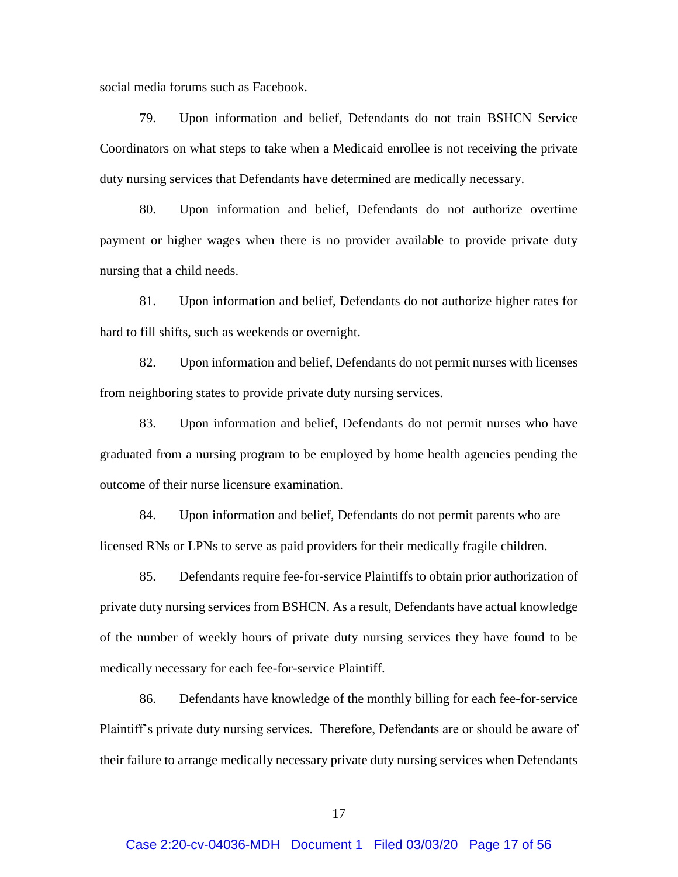social media forums such as Facebook.

79. Upon information and belief, Defendants do not train BSHCN Service Coordinators on what steps to take when a Medicaid enrollee is not receiving the private duty nursing services that Defendants have determined are medically necessary.

80. Upon information and belief, Defendants do not authorize overtime payment or higher wages when there is no provider available to provide private duty nursing that a child needs.

81. Upon information and belief, Defendants do not authorize higher rates for hard to fill shifts, such as weekends or overnight.

82. Upon information and belief, Defendants do not permit nurses with licenses from neighboring states to provide private duty nursing services.

83. Upon information and belief, Defendants do not permit nurses who have graduated from a nursing program to be employed by home health agencies pending the outcome of their nurse licensure examination.

84. Upon information and belief, Defendants do not permit parents who are licensed RNs or LPNs to serve as paid providers for their medically fragile children.

85. Defendants require fee-for-service Plaintiffs to obtain prior authorization of private duty nursing services from BSHCN. As a result, Defendants have actual knowledge of the number of weekly hours of private duty nursing services they have found to be medically necessary for each fee-for-service Plaintiff.

86. Defendants have knowledge of the monthly billing for each fee-for-service Plaintiff's private duty nursing services. Therefore, Defendants are or should be aware of their failure to arrange medically necessary private duty nursing services when Defendants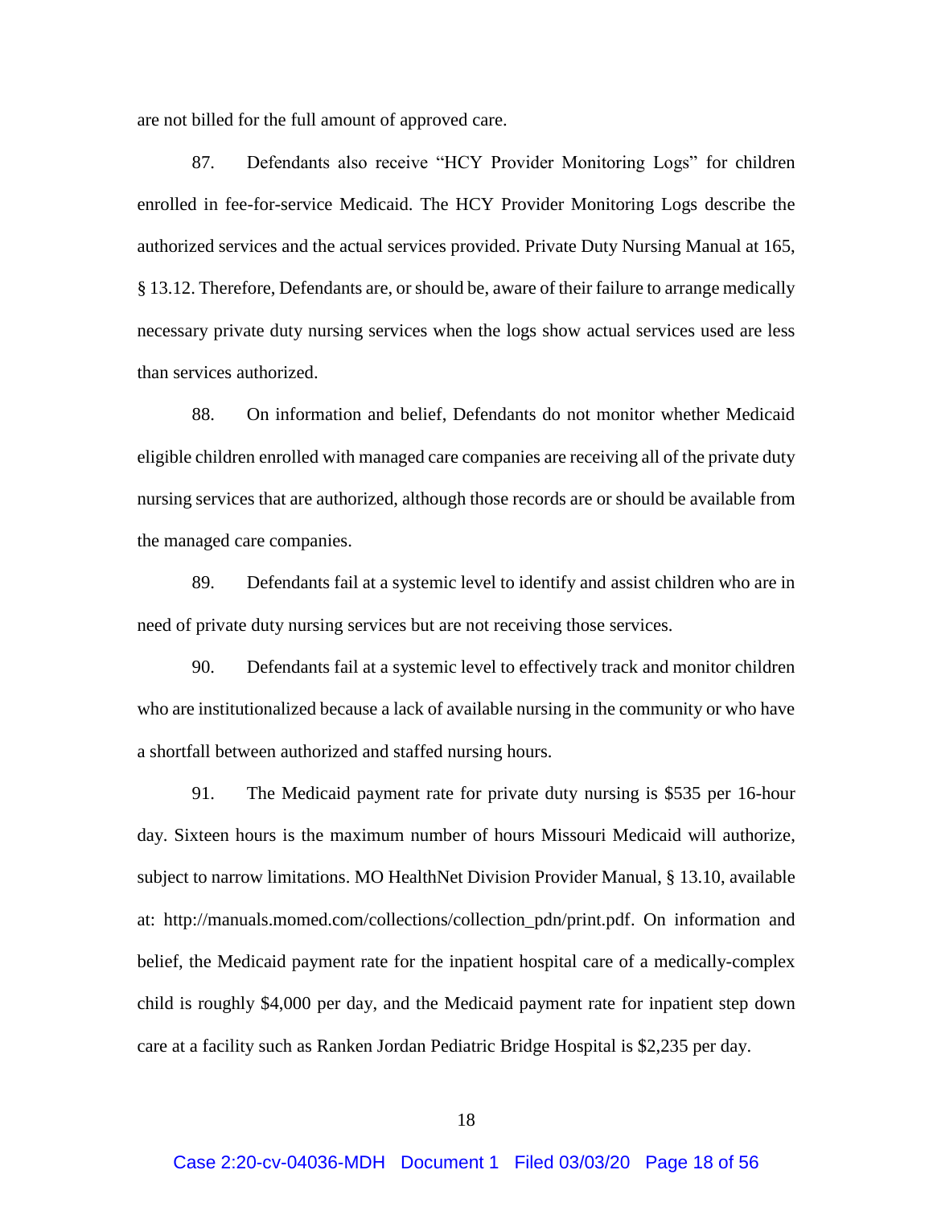are not billed for the full amount of approved care.

87. Defendants also receive "HCY Provider Monitoring Logs" for children enrolled in fee-for-service Medicaid. The HCY Provider Monitoring Logs describe the authorized services and the actual services provided. Private Duty Nursing Manual at 165, § 13.12. Therefore, Defendants are, or should be, aware of their failure to arrange medically necessary private duty nursing services when the logs show actual services used are less than services authorized.

88. On information and belief, Defendants do not monitor whether Medicaid eligible children enrolled with managed care companies are receiving all of the private duty nursing services that are authorized, although those records are or should be available from the managed care companies.

89. Defendants fail at a systemic level to identify and assist children who are in need of private duty nursing services but are not receiving those services.

90. Defendants fail at a systemic level to effectively track and monitor children who are institutionalized because a lack of available nursing in the community or who have a shortfall between authorized and staffed nursing hours.

91. The Medicaid payment rate for private duty nursing is $535 per 16-hour day. Sixteen hours is the maximum number of hours Missouri Medicaid will authorize, subject to narrow limitations. MO HealthNet Division Provider Manual, § 13.10, available at: http://manuals.momed.com/collections/collection_pdn/print.pdf. On information and belief, the Medicaid payment rate for the inpatient hospital care of a medically-complex child is roughly $4,000 per day, and the Medicaid payment rate for inpatient step down care at a facility such as Ranken Jordan Pediatric Bridge Hospital is $2,235 per day.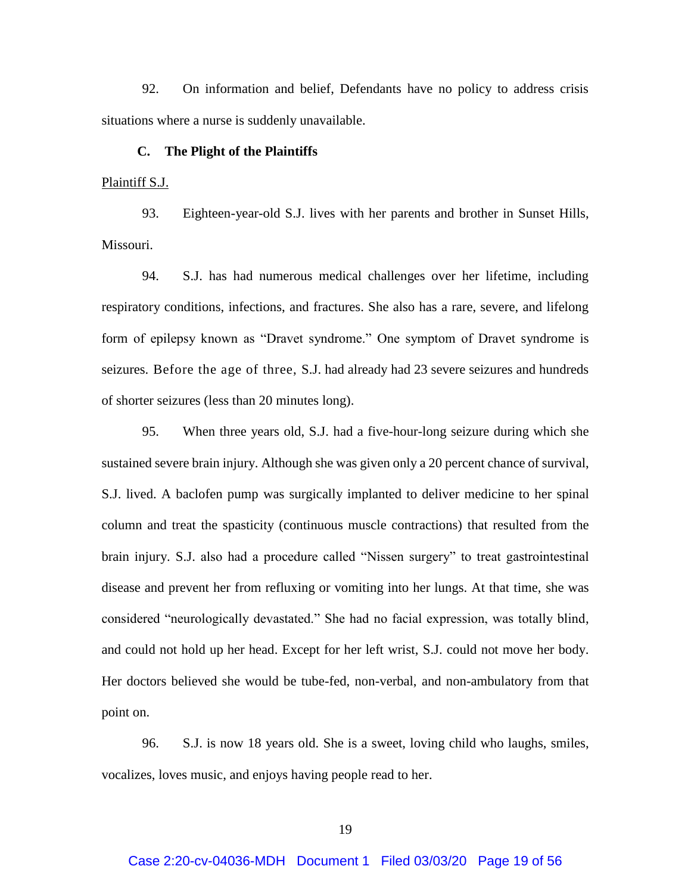92. On information and belief, Defendants have no policy to address crisis situations where a nurse is suddenly unavailable.

### C. The Plight of the Plaintiffs

Plaintiff S.J.

93. Eighteen-year-old S.J. lives with her parents and brother in Sunset Hills, Missouri.

94. S.J. has had numerous medical challenges over her lifetime, including respiratory conditions, infections, and fractures. She also has a rare, severe, and lifelong form of epilepsy known as "Dravet syndrome." One symptom of Dravet syndrome is seizures. Before the age of three, S.J. had already had 23 severe seizures and hundreds of shorter seizures (less than 20 minutes long).

95. When three years old, S.J. had a five-hour-long seizure during which she sustained severe brain injury. Although she was given only a 20 percent chance of survival, S.J. lived. A baclofen pump was surgically implanted to deliver medicine to her spinal column and treat the spasticity (continuous muscle contractions) that resulted from the brain injury. S.J. also had a procedure called "Nissen surgery" to treat gastrointestinal disease and prevent her from refluxing or vomiting into her lungs. At that time, she was considered "neurologically devastated." She had no facial expression, was totally blind, and could not hold up her head. Except for her left wrist, S.J. could not move her body. Her doctors believed she would be tube-fed, non-verbal, and non-ambulatory from that point on.

96. S.J. is now 18 years old. She is a sweet, loving child who laughs, smiles, vocalizes, loves music, and enjoys having people read to her.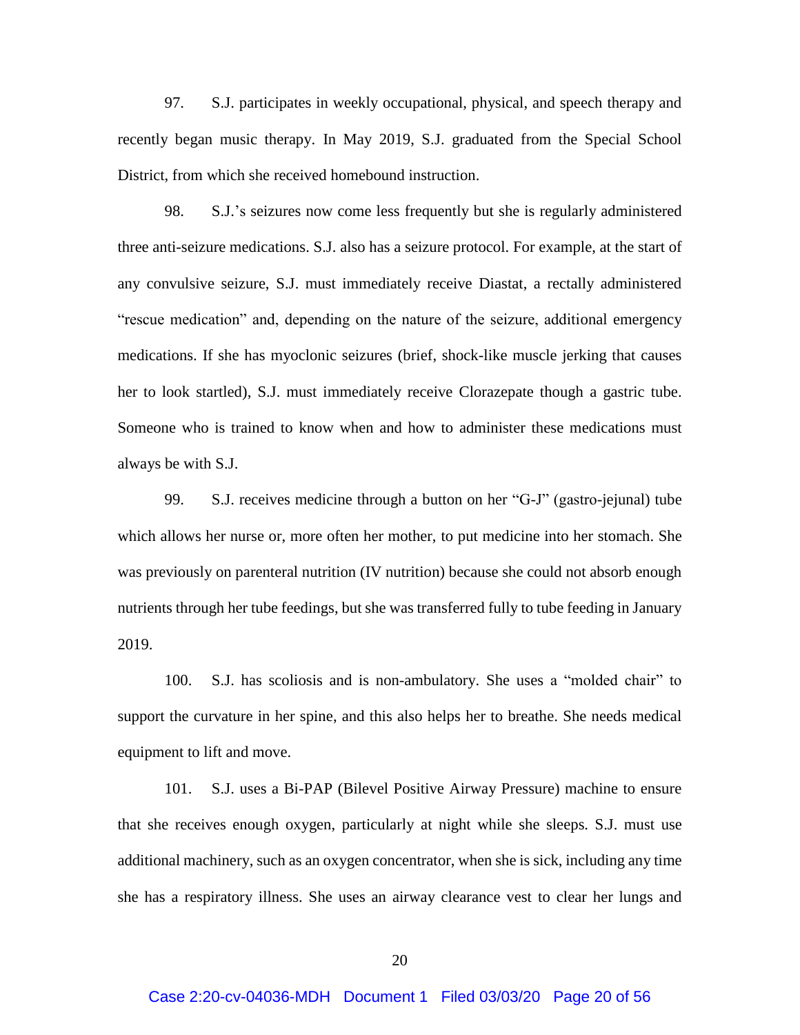97. S.J. participates in weekly occupational, physical, and speech therapy and recently began music therapy. In May 2019, S.J. graduated from the Special School District, from which she received homebound instruction.

98. S.J.'s seizures now come less frequently but she is regularly administered three anti-seizure medications. S.J. also has a seizure protocol. For example, at the start of any convulsive seizure, S.J. must immediately receive Diastat, a rectally administered "rescue medication" and, depending on the nature of the seizure, additional emergency medications. If she has myoclonic seizures (brief, shock-like muscle jerking that causes her to look startled), S.J. must immediately receive Clorazepate though a gastric tube. Someone who is trained to know when and how to administer these medications must always be with S.J.

99. S.J. receives medicine through a button on her "G-J" (gastro-jejunal) tube which allows her nurse or, more often her mother, to put medicine into her stomach. She was previously on parenteral nutrition (IV nutrition) because she could not absorb enough nutrients through her tube feedings, but she was transferred fully to tube feeding in January 2019.

100. S.J. has scoliosis and is non-ambulatory. She uses a "molded chair" to support the curvature in her spine, and this also helps her to breathe. She needs medical equipment to lift and move.

101. S.J. uses a Bi-PAP (Bilevel Positive Airway Pressure) machine to ensure that she receives enough oxygen, particularly at night while she sleeps. S.J. must use additional machinery, such as an oxygen concentrator, when she is sick, including any time she has a respiratory illness. She uses an airway clearance vest to clear her lungs and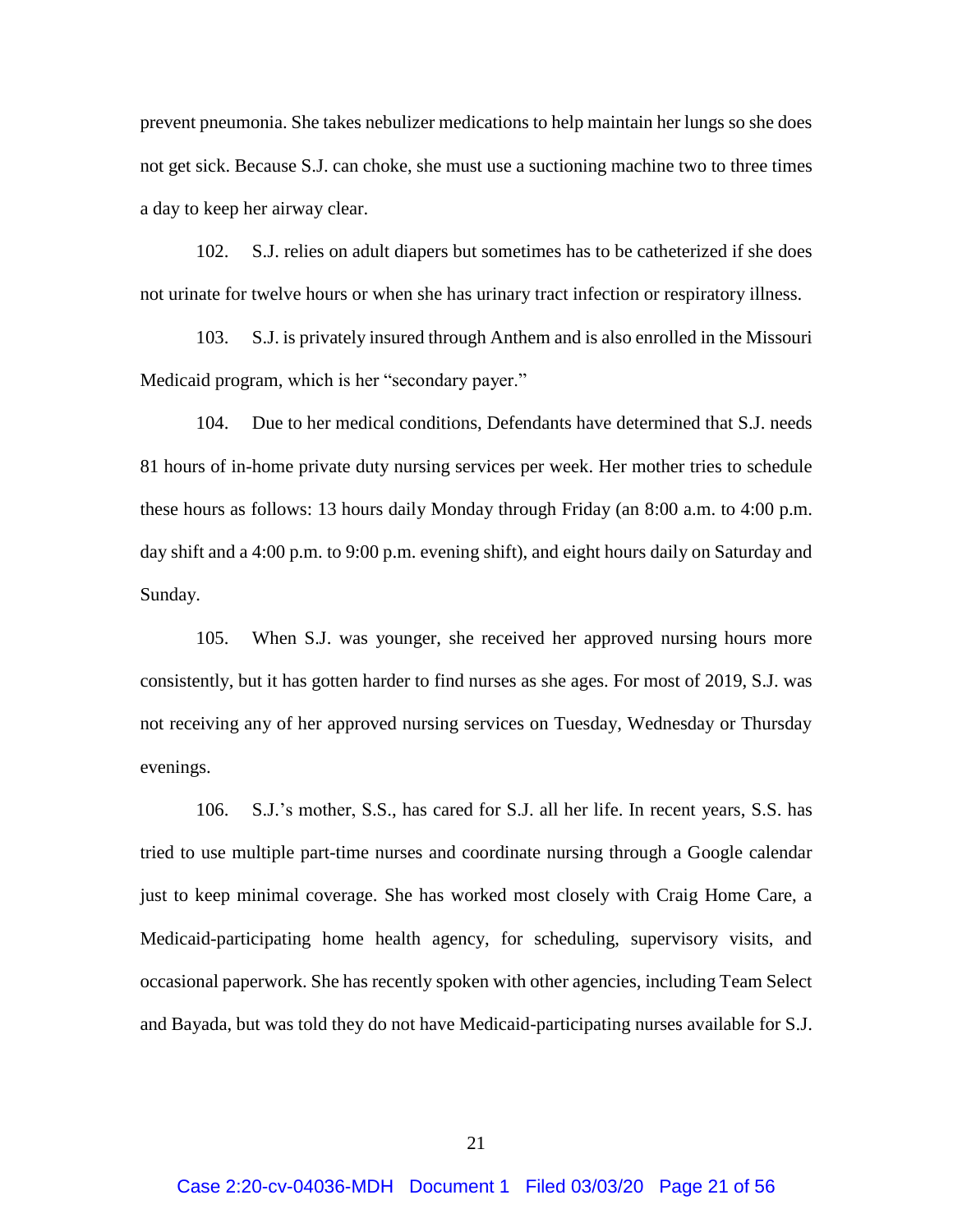prevent pneumonia. She takes nebulizer medications to help maintain her lungs so she does not get sick. Because S.J. can choke, she must use a suctioning machine two to three times a day to keep her airway clear.

102. S.J. relies on adult diapers but sometimes has to be catheterized if she does not urinate for twelve hours or when she has urinary tract infection or respiratory illness.

103. S.J. is privately insured through Anthem and is also enrolled in the Missouri Medicaid program, which is her "secondary payer."

104. Due to her medical conditions, Defendants have determined that S.J. needs 81 hours of in-home private duty nursing services per week. Her mother tries to schedule these hours as follows: 13 hours daily Monday through Friday (an 8:00 a.m. to 4:00 p.m. day shift and a 4:00 p.m. to 9:00 p.m. evening shift), and eight hours daily on Saturday and Sunday.

105. When S.J. was younger, she received her approved nursing hours more consistently, but it has gotten harder to find nurses as she ages. For most of 2019, S.J. was not receiving any of her approved nursing services on Tuesday, Wednesday or Thursday evenings.

106. S.J.'s mother, S.S., has cared for S.J. all her life. In recent years, S.S. has tried to use multiple part-time nurses and coordinate nursing through a Google calendar just to keep minimal coverage. She has worked most closely with Craig Home Care, a Medicaid-participating home health agency, for scheduling, supervisory visits, and occasional paperwork. She has recently spoken with other agencies, including Team Select and Bayada, but was told they do not have Medicaid-participating nurses available for S.J.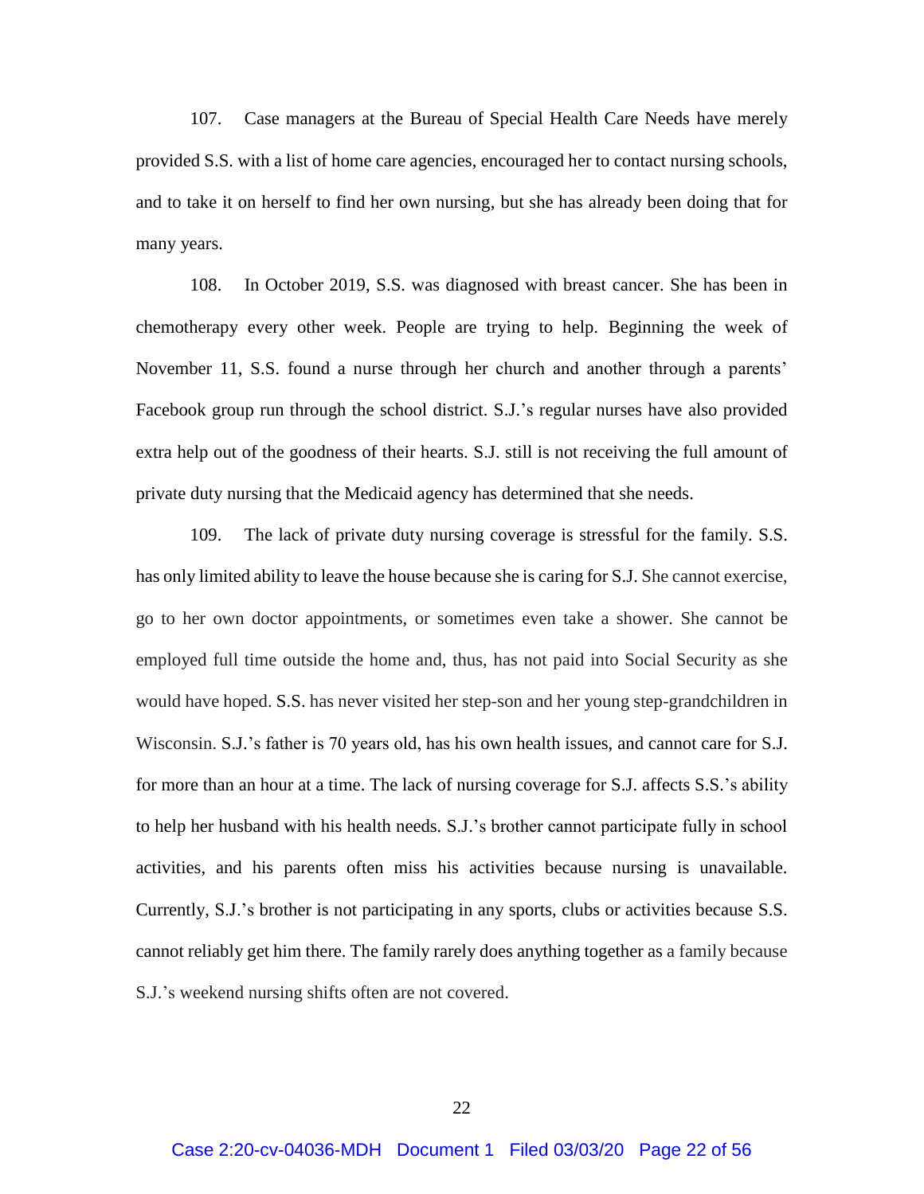107. Case managers at the Bureau of Special Health Care Needs have merely provided S.S. with a list of home care agencies, encouraged her to contact nursing schools, and to take it on herself to find her own nursing, but she has already been doing that for many years.

108. In October 2019, S.S. was diagnosed with breast cancer. She has been in chemotherapy every other week. People are trying to help. Beginning the week of November 11, S.S. found a nurse through her church and another through a parents' Facebook group run through the school district. S.J.'s regular nurses have also provided extra help out of the goodness of their hearts. S.J. still is not receiving the full amount of private duty nursing that the Medicaid agency has determined that she needs.

109. The lack of private duty nursing coverage is stressful for the family. S.S. has only limited ability to leave the house because she is caring for S.J. She cannot exercise, go to her own doctor appointments, or sometimes even take a shower. She cannot be employed full time outside the home and, thus, has not paid into Social Security as she would have hoped. S.S. has never visited her step-son and her young step-grandchildren in Wisconsin. S.J.'s father is 70 years old, has his own health issues, and cannot care for S.J. for more than an hour at a time. The lack of nursing coverage for S.J. affects S.S.'s ability to help her husband with his health needs. S.J.'s brother cannot participate fully in school activities, and his parents often miss his activities because nursing is unavailable. Currently, S.J.'s brother is not participating in any sports, clubs or activities because S.S. cannot reliably get him there. The family rarely does anything together as a family because S.J.'s weekend nursing shifts often are not covered.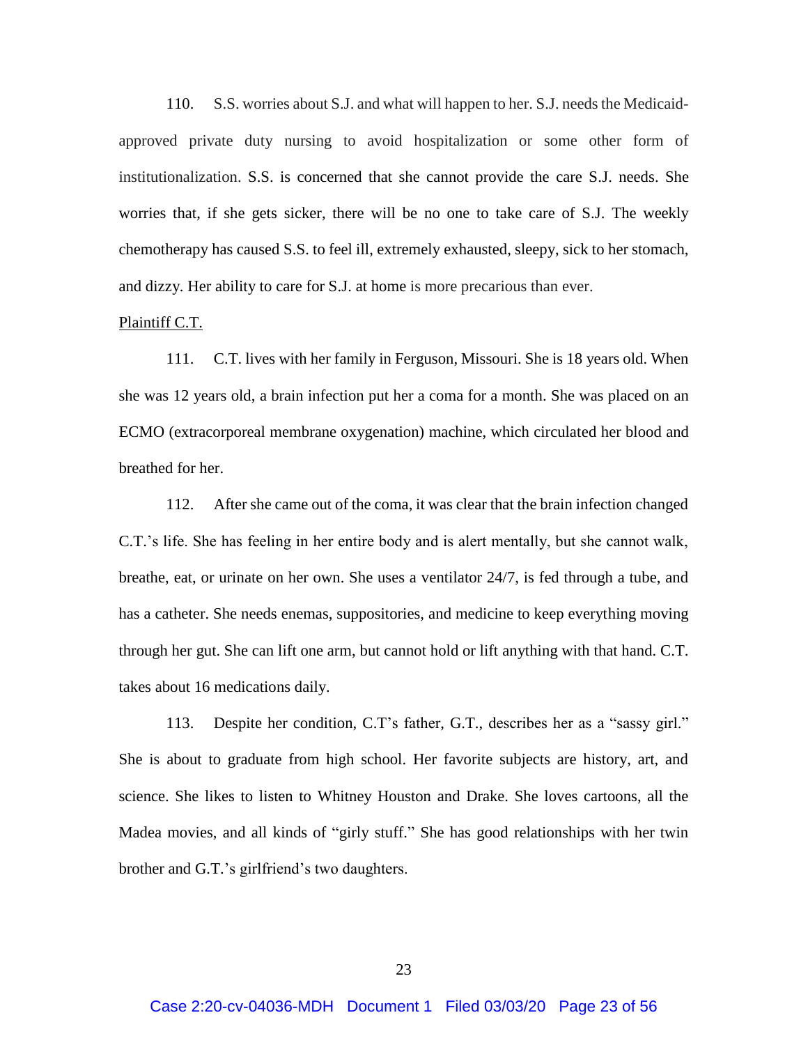110. S.S. worries about S.J. and what will happen to her. S.J. needs the Medicaid-approved private duty nursing to avoid hospitalization or some other form of institutionalization. S.S. is concerned that she cannot provide the care S.J. needs. She worries that, if she gets sicker, there will be no one to take care of S.J. The weekly chemotherapy has caused S.S. to feel ill, extremely exhausted, sleepy, sick to her stomach, and dizzy. Her ability to care for S.J. at home is more precarious than ever.

Plaintiff C.T.

111. C.T. lives with her family in Ferguson, Missouri. She is 18 years old. When she was 12 years old, a brain infection put her a coma for a month. She was placed on an ECMO (extracorporeal membrane oxygenation) machine, which circulated her blood and breathed for her.

112. After she came out of the coma, it was clear that the brain infection changed C.T.'s life. She has feeling in her entire body and is alert mentally, but she cannot walk, breathe, eat, or urinate on her own. She uses a ventilator 24/7, is fed through a tube, and has a catheter. She needs enemas, suppositories, and medicine to keep everything moving through her gut. She can lift one arm, but cannot hold or lift anything with that hand. C.T. takes about 16 medications daily.

113. Despite her condition, C.T's father, G.T., describes her as a "sassy girl." She is about to graduate from high school. Her favorite subjects are history, art, and science. She likes to listen to Whitney Houston and Drake. She loves cartoons, all the Madea movies, and all kinds of "girly stuff." She has good relationships with her twin brother and G.T.'s girlfriend's two daughters.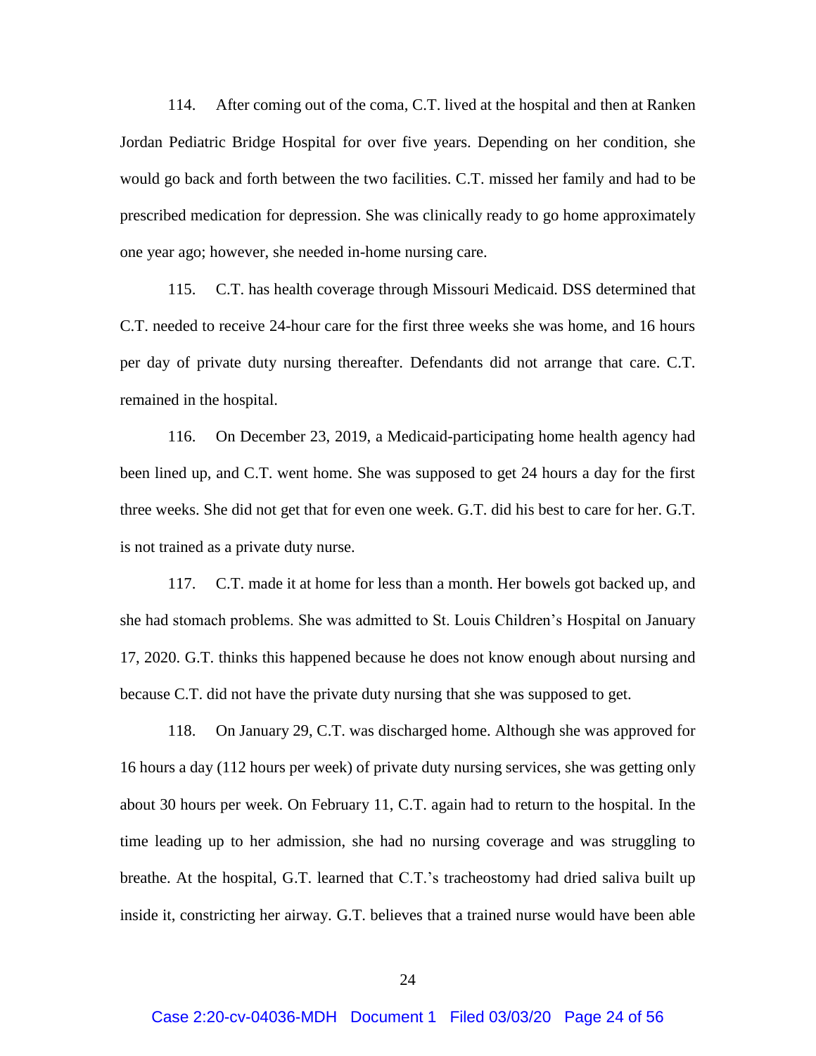114. After coming out of the coma, C.T. lived at the hospital and then at Ranken Jordan Pediatric Bridge Hospital for over five years. Depending on her condition, she would go back and forth between the two facilities. C.T. missed her family and had to be prescribed medication for depression. She was clinically ready to go home approximately one year ago; however, she needed in-home nursing care.

115. C.T. has health coverage through Missouri Medicaid. DSS determined that C.T. needed to receive 24-hour care for the first three weeks she was home, and 16 hours per day of private duty nursing thereafter. Defendants did not arrange that care. C.T. remained in the hospital.

116. On December 23, 2019, a Medicaid-participating home health agency had been lined up, and C.T. went home. She was supposed to get 24 hours a day for the first three weeks. She did not get that for even one week. G.T. did his best to care for her. G.T. is not trained as a private duty nurse.

117. C.T. made it at home for less than a month. Her bowels got backed up, and she had stomach problems. She was admitted to St. Louis Children's Hospital on January 17, 2020. G.T. thinks this happened because he does not know enough about nursing and because C.T. did not have the private duty nursing that she was supposed to get.

118. On January 29, C.T. was discharged home. Although she was approved for 16 hours a day (112 hours per week) of private duty nursing services, she was getting only about 30 hours per week. On February 11, C.T. again had to return to the hospital. In the time leading up to her admission, she had no nursing coverage and was struggling to breathe. At the hospital, G.T. learned that C.T.'s tracheostomy had dried saliva built up inside it, constricting her airway. G.T. believes that a trained nurse would have been able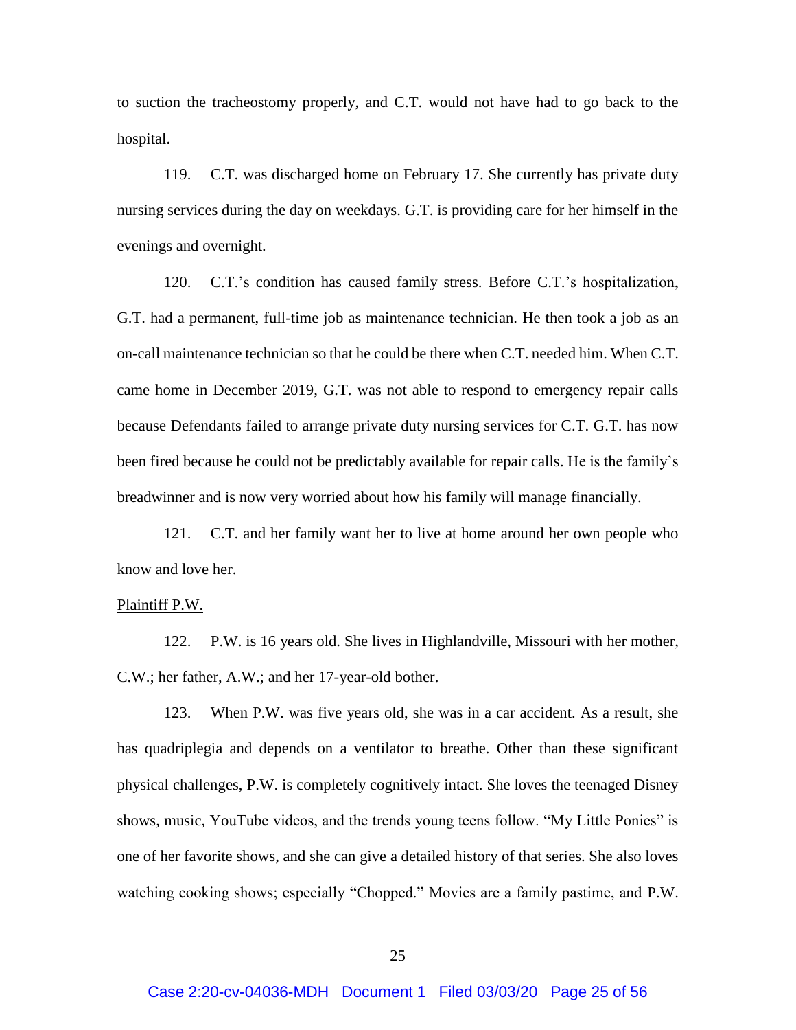to suction the tracheostomy properly, and C.T. would not have had to go back to the hospital.

119. C.T. was discharged home on February 17. She currently has private duty nursing services during the day on weekdays. G.T. is providing care for her himself in the evenings and overnight.

120. C.T.'s condition has caused family stress. Before C.T.'s hospitalization, G.T. had a permanent, full-time job as maintenance technician. He then took a job as an on-call maintenance technician so that he could be there when C.T. needed him. When C.T. came home in December 2019, G.T. was not able to respond to emergency repair calls because Defendants failed to arrange private duty nursing services for C.T. G.T. has now been fired because he could not be predictably available for repair calls. He is the family's breadwinner and is now very worried about how his family will manage financially.

121. C.T. and her family want her to live at home around her own people who know and love her.

<u>Plaintiff P.W.</u>

122. P.W. is 16 years old. She lives in Highlandville, Missouri with her mother, C.W.; her father, A.W.; and her 17-year-old bother.

123. When P.W. was five years old, she was in a car accident. As a result, she has quadriplegia and depends on a ventilator to breathe. Other than these significant physical challenges, P.W. is completely cognitively intact. She loves the teenaged Disney shows, music, YouTube videos, and the trends young teens follow. "My Little Ponies" is one of her favorite shows, and she can give a detailed history of that series. She also loves watching cooking shows; especially "Chopped." Movies are a family pastime, and P.W.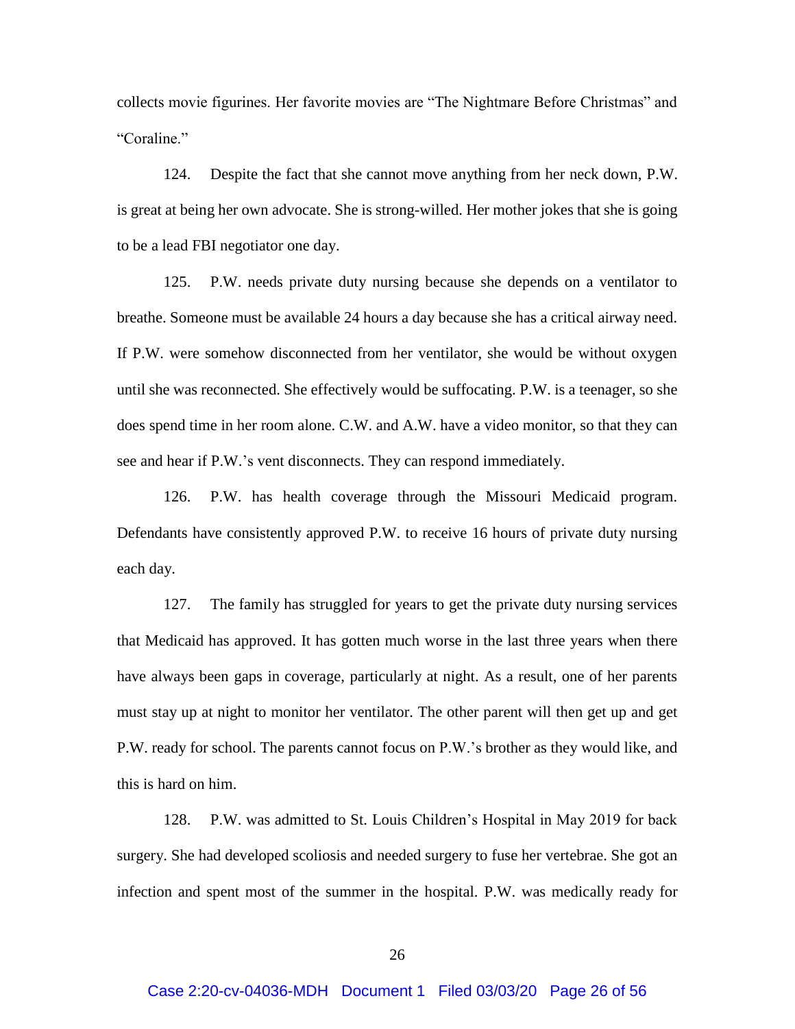collects movie figurines. Her favorite movies are "The Nightmare Before Christmas" and "Coraline."

124. Despite the fact that she cannot move anything from her neck down, P.W. is great at being her own advocate. She is strong-willed. Her mother jokes that she is going to be a lead FBI negotiator one day.

125. P.W. needs private duty nursing because she depends on a ventilator to breathe. Someone must be available 24 hours a day because she has a critical airway need. If P.W. were somehow disconnected from her ventilator, she would be without oxygen until she was reconnected. She effectively would be suffocating. P.W. is a teenager, so she does spend time in her room alone. C.W. and A.W. have a video monitor, so that they can see and hear if P.W.'s vent disconnects. They can respond immediately.

126. P.W. has health coverage through the Missouri Medicaid program. Defendants have consistently approved P.W. to receive 16 hours of private duty nursing each day.

127. The family has struggled for years to get the private duty nursing services that Medicaid has approved. It has gotten much worse in the last three years when there have always been gaps in coverage, particularly at night. As a result, one of her parents must stay up at night to monitor her ventilator. The other parent will then get up and get P.W. ready for school. The parents cannot focus on P.W.'s brother as they would like, and this is hard on him.

128. P.W. was admitted to St. Louis Children's Hospital in May 2019 for back surgery. She had developed scoliosis and needed surgery to fuse her vertebrae. She got an infection and spent most of the summer in the hospital. P.W. was medically ready for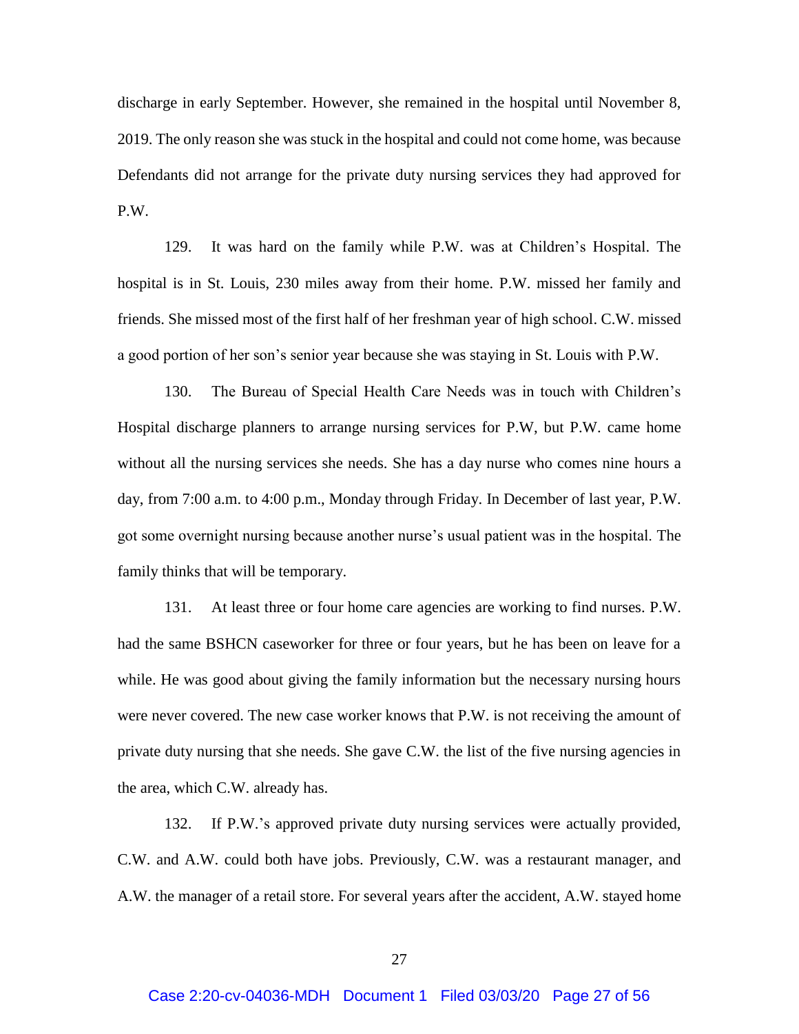discharge in early September. However, she remained in the hospital until November 8, 2019. The only reason she was stuck in the hospital and could not come home, was because Defendants did not arrange for the private duty nursing services they had approved for P.W.

129. It was hard on the family while P.W. was at Children's Hospital. The hospital is in St. Louis, 230 miles away from their home. P.W. missed her family and friends. She missed most of the first half of her freshman year of high school. C.W. missed a good portion of her son's senior year because she was staying in St. Louis with P.W.

130. The Bureau of Special Health Care Needs was in touch with Children's Hospital discharge planners to arrange nursing services for P.W, but P.W. came home without all the nursing services she needs. She has a day nurse who comes nine hours a day, from 7:00 a.m. to 4:00 p.m., Monday through Friday. In December of last year, P.W. got some overnight nursing because another nurse's usual patient was in the hospital. The family thinks that will be temporary.

131. At least three or four home care agencies are working to find nurses. P.W. had the same BSHCN caseworker for three or four years, but he has been on leave for a while. He was good about giving the family information but the necessary nursing hours were never covered. The new case worker knows that P.W. is not receiving the amount of private duty nursing that she needs. She gave C.W. the list of the five nursing agencies in the area, which C.W. already has.

132. If P.W.'s approved private duty nursing services were actually provided, C.W. and A.W. could both have jobs. Previously, C.W. was a restaurant manager, and A.W. the manager of a retail store. For several years after the accident, A.W. stayed home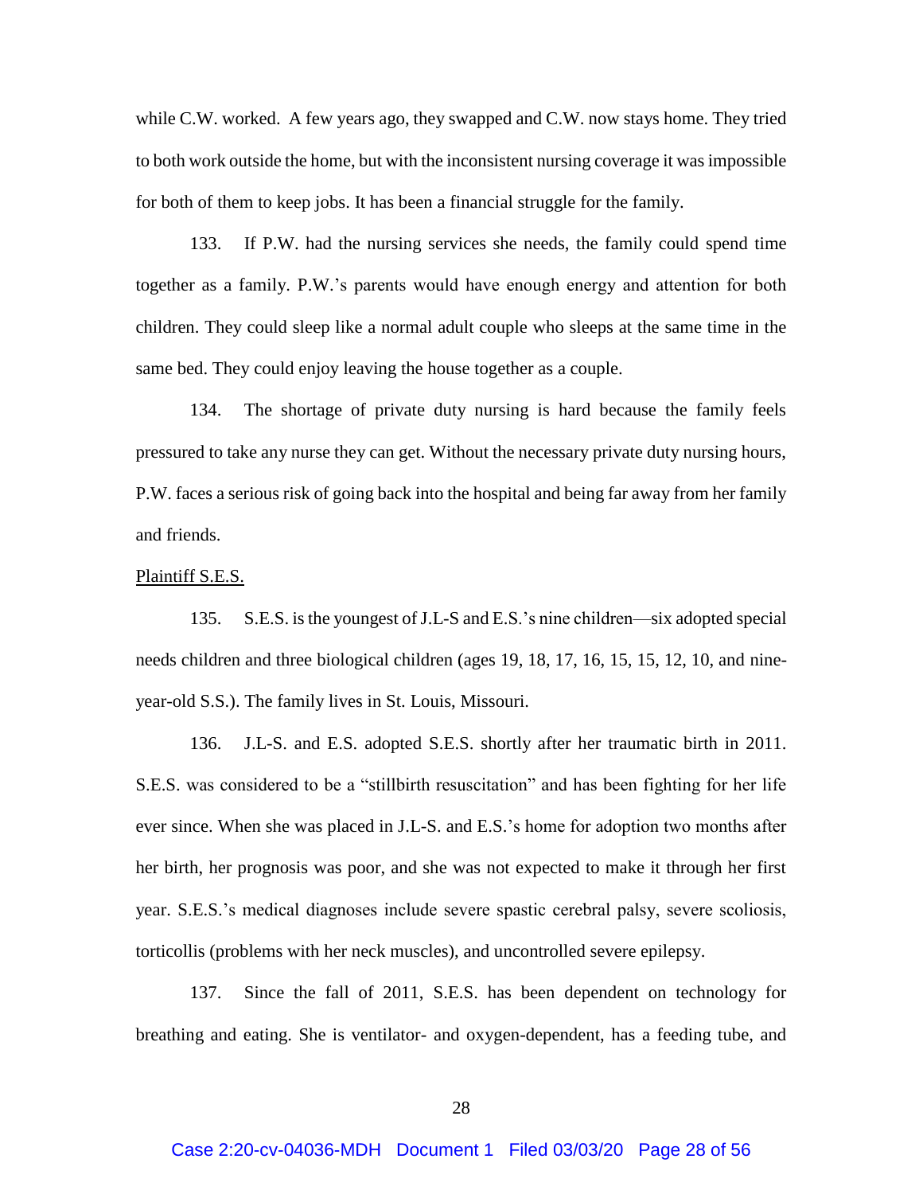while C.W. worked. A few years ago, they swapped and C.W. now stays home. They tried to both work outside the home, but with the inconsistent nursing coverage it was impossible for both of them to keep jobs. It has been a financial struggle for the family.

133. If P.W. had the nursing services she needs, the family could spend time together as a family. P.W.'s parents would have enough energy and attention for both children. They could sleep like a normal adult couple who sleeps at the same time in the same bed. They could enjoy leaving the house together as a couple.

134. The shortage of private duty nursing is hard because the family feels pressured to take any nurse they can get. Without the necessary private duty nursing hours, P.W. faces a serious risk of going back into the hospital and being far away from her family and friends.

<u>Plaintiff S.E.S.</u>

135. S.E.S. is the youngest of J.L-S and E.S.'s nine children—six adopted special needs children and three biological children (ages 19, 18, 17, 16, 15, 15, 12, 10, and nine-year-old S.S.). The family lives in St. Louis, Missouri.

136. J.L-S. and E.S. adopted S.E.S. shortly after her traumatic birth in 2011. S.E.S. was considered to be a "stillbirth resuscitation" and has been fighting for her life ever since. When she was placed in J.L-S. and E.S.'s home for adoption two months after her birth, her prognosis was poor, and she was not expected to make it through her first year. S.E.S.'s medical diagnoses include severe spastic cerebral palsy, severe scoliosis, torticollis (problems with her neck muscles), and uncontrolled severe epilepsy.

137. Since the fall of 2011, S.E.S. has been dependent on technology for breathing and eating. She is ventilator- and oxygen-dependent, has a feeding tube, and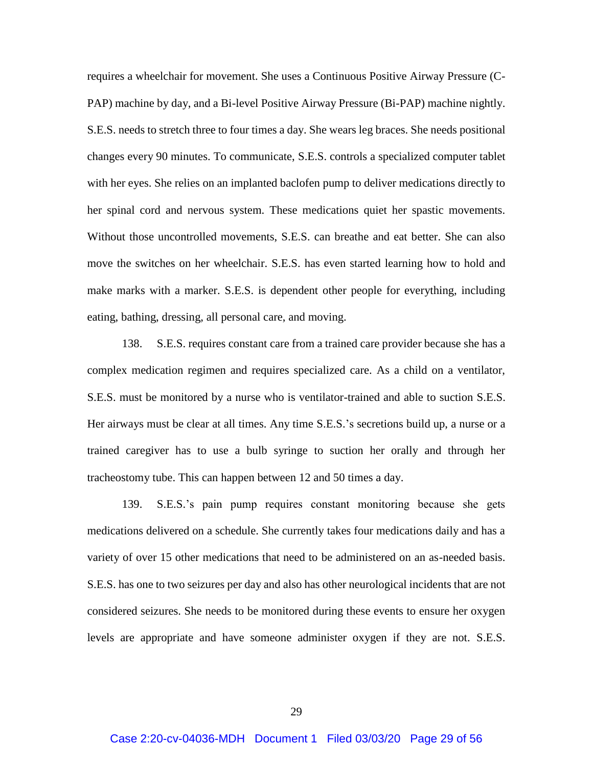requires a wheelchair for movement. She uses a Continuous Positive Airway Pressure (C-PAP) machine by day, and a Bi-level Positive Airway Pressure (Bi-PAP) machine nightly. S.E.S. needs to stretch three to four times a day. She wears leg braces. She needs positional changes every 90 minutes. To communicate, S.E.S. controls a specialized computer tablet with her eyes. She relies on an implanted baclofen pump to deliver medications directly to her spinal cord and nervous system. These medications quiet her spastic movements. Without those uncontrolled movements, S.E.S. can breathe and eat better. She can also move the switches on her wheelchair. S.E.S. has even started learning how to hold and make marks with a marker. S.E.S. is dependent other people for everything, including eating, bathing, dressing, all personal care, and moving.

138. S.E.S. requires constant care from a trained care provider because she has a complex medication regimen and requires specialized care. As a child on a ventilator, S.E.S. must be monitored by a nurse who is ventilator-trained and able to suction S.E.S. Her airways must be clear at all times. Any time S.E.S.'s secretions build up, a nurse or a trained caregiver has to use a bulb syringe to suction her orally and through her tracheostomy tube. This can happen between 12 and 50 times a day.

139. S.E.S.'s pain pump requires constant monitoring because she gets medications delivered on a schedule. She currently takes four medications daily and has a variety of over 15 other medications that need to be administered on an as-needed basis. S.E.S. has one to two seizures per day and also has other neurological incidents that are not considered seizures. She needs to be monitored during these events to ensure her oxygen levels are appropriate and have someone administer oxygen if they are not. S.E.S.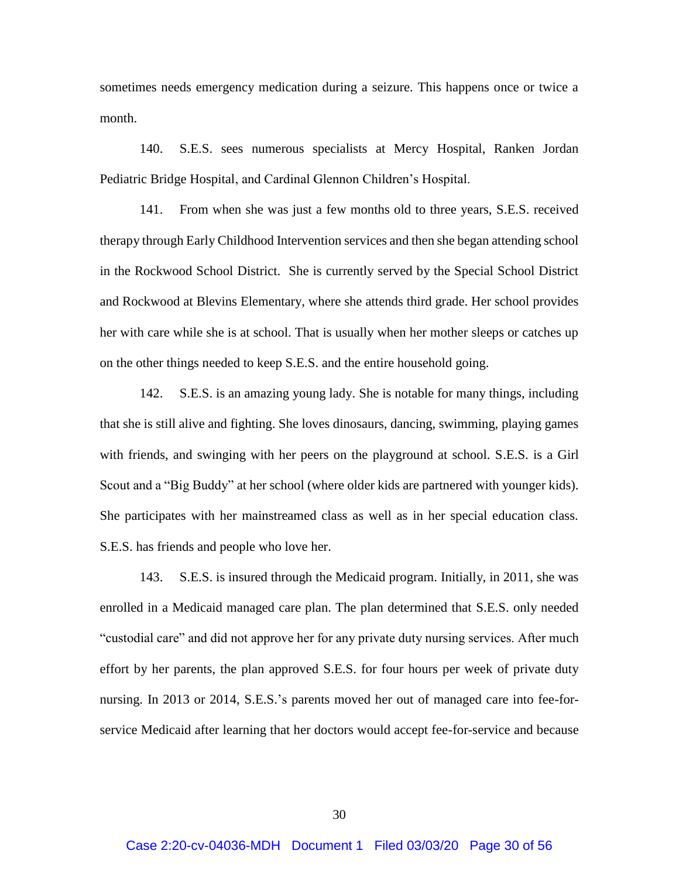sometimes needs emergency medication during a seizure. This happens once or twice a month.

140. S.E.S. sees numerous specialists at Mercy Hospital, Ranken Jordan Pediatric Bridge Hospital, and Cardinal Glennon Children's Hospital.

141. From when she was just a few months old to three years, S.E.S. received therapy through Early Childhood Intervention services and then she began attending school in the Rockwood School District. She is currently served by the Special School District and Rockwood at Blevins Elementary, where she attends third grade. Her school provides her with care while she is at school. That is usually when her mother sleeps or catches up on the other things needed to keep S.E.S. and the entire household going.

142. S.E.S. is an amazing young lady. She is notable for many things, including that she is still alive and fighting. She loves dinosaurs, dancing, swimming, playing games with friends, and swinging with her peers on the playground at school. S.E.S. is a Girl Scout and a "Big Buddy" at her school (where older kids are partnered with younger kids). She participates with her mainstreamed class as well as in her special education class. S.E.S. has friends and people who love her.

143. S.E.S. is insured through the Medicaid program. Initially, in 2011, she was enrolled in a Medicaid managed care plan. The plan determined that S.E.S. only needed "custodial care" and did not approve her for any private duty nursing services. After much effort by her parents, the plan approved S.E.S. for four hours per week of private duty nursing. In 2013 or 2014, S.E.S.'s parents moved her out of managed care into fee-for-service Medicaid after learning that her doctors would accept fee-for-service and because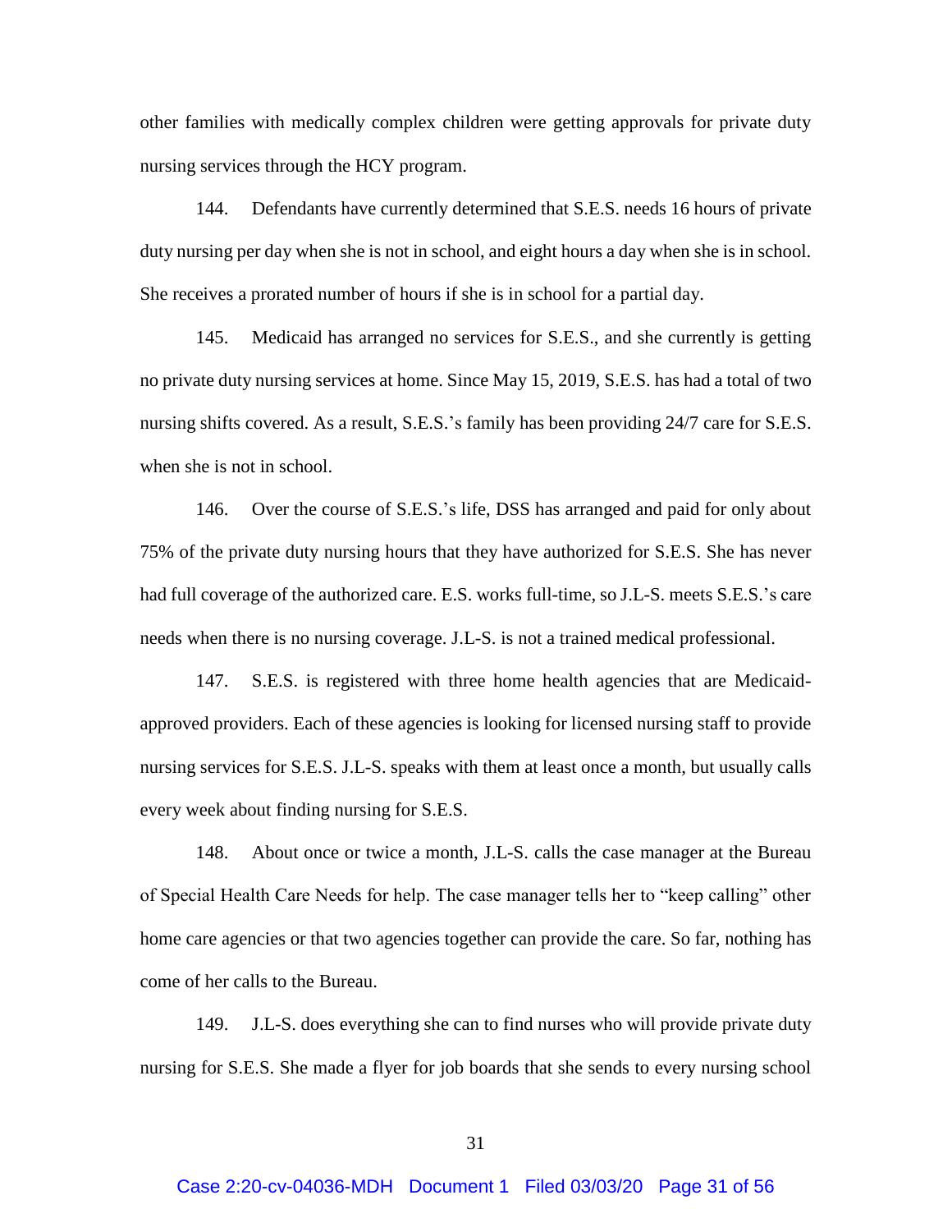other families with medically complex children were getting approvals for private duty nursing services through the HCY program.

144. Defendants have currently determined that S.E.S. needs 16 hours of private duty nursing per day when she is not in school, and eight hours a day when she is in school. She receives a prorated number of hours if she is in school for a partial day.

145. Medicaid has arranged no services for S.E.S., and she currently is getting no private duty nursing services at home. Since May 15, 2019, S.E.S. has had a total of two nursing shifts covered. As a result, S.E.S.'s family has been providing 24/7 care for S.E.S. when she is not in school.

146. Over the course of S.E.S.'s life, DSS has arranged and paid for only about 75% of the private duty nursing hours that they have authorized for S.E.S. She has never had full coverage of the authorized care. E.S. works full-time, so J.L-S. meets S.E.S.'s care needs when there is no nursing coverage. J.L-S. is not a trained medical professional.

147. S.E.S. is registered with three home health agencies that are Medicaid-approved providers. Each of these agencies is looking for licensed nursing staff to provide nursing services for S.E.S. J.L-S. speaks with them at least once a month, but usually calls every week about finding nursing for S.E.S.

148. About once or twice a month, J.L-S. calls the case manager at the Bureau of Special Health Care Needs for help. The case manager tells her to "keep calling" other home care agencies or that two agencies together can provide the care. So far, nothing has come of her calls to the Bureau.

149. J.L-S. does everything she can to find nurses who will provide private duty nursing for S.E.S. She made a flyer for job boards that she sends to every nursing school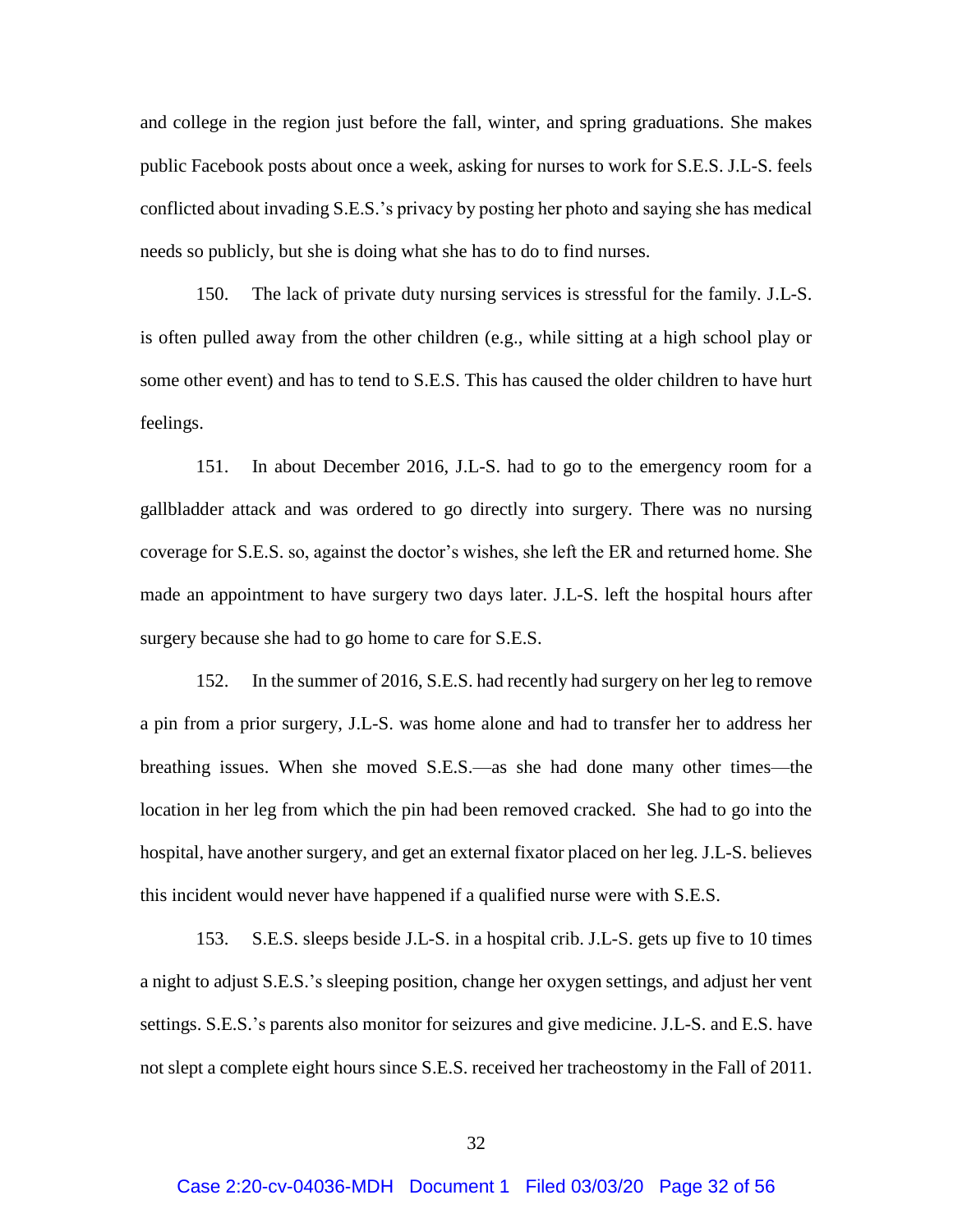and college in the region just before the fall, winter, and spring graduations. She makes public Facebook posts about once a week, asking for nurses to work for S.E.S. J.L-S. feels conflicted about invading S.E.S.'s privacy by posting her photo and saying she has medical needs so publicly, but she is doing what she has to do to find nurses.

150. The lack of private duty nursing services is stressful for the family. J.L-S. is often pulled away from the other children (e.g., while sitting at a high school play or some other event) and has to tend to S.E.S. This has caused the older children to have hurt feelings.

151. In about December 2016, J.L-S. had to go to the emergency room for a gallbladder attack and was ordered to go directly into surgery. There was no nursing coverage for S.E.S. so, against the doctor's wishes, she left the ER and returned home. She made an appointment to have surgery two days later. J.L-S. left the hospital hours after surgery because she had to go home to care for S.E.S.

152. In the summer of 2016, S.E.S. had recently had surgery on her leg to remove a pin from a prior surgery, J.L-S. was home alone and had to transfer her to address her breathing issues. When she moved S.E.S.—as she had done many other times—the location in her leg from which the pin had been removed cracked. She had to go into the hospital, have another surgery, and get an external fixator placed on her leg. J.L-S. believes this incident would never have happened if a qualified nurse were with S.E.S.

153. S.E.S. sleeps beside J.L-S. in a hospital crib. J.L-S. gets up five to 10 times a night to adjust S.E.S.'s sleeping position, change her oxygen settings, and adjust her vent settings. S.E.S.'s parents also monitor for seizures and give medicine. J.L-S. and E.S. have not slept a complete eight hours since S.E.S. received her tracheostomy in the Fall of 2011.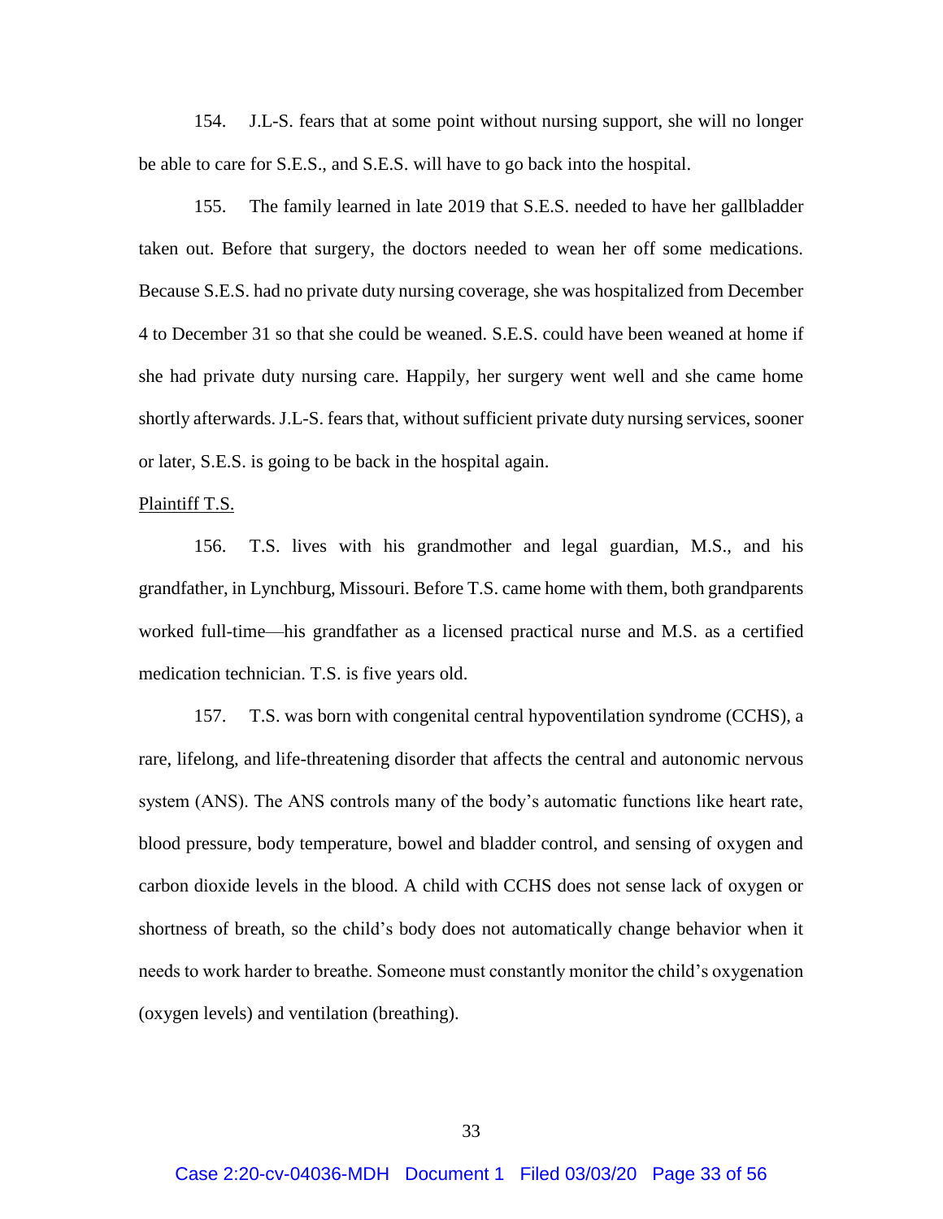154. J.L-S. fears that at some point without nursing support, she will no longer be able to care for S.E.S., and S.E.S. will have to go back into the hospital.

155. The family learned in late 2019 that S.E.S. needed to have her gallbladder taken out. Before that surgery, the doctors needed to wean her off some medications. Because S.E.S. had no private duty nursing coverage, she was hospitalized from December 4 to December 31 so that she could be weaned. S.E.S. could have been weaned at home if she had private duty nursing care. Happily, her surgery went well and she came home shortly afterwards. J.L-S. fears that, without sufficient private duty nursing services, sooner or later, S.E.S. is going to be back in the hospital again.

<u>Plaintiff T.S.</u>

156. T.S. lives with his grandmother and legal guardian, M.S., and his grandfather, in Lynchburg, Missouri. Before T.S. came home with them, both grandparents worked full-time—his grandfather as a licensed practical nurse and M.S. as a certified medication technician. T.S. is five years old.

157. T.S. was born with congenital central hypoventilation syndrome (CCHS), a rare, lifelong, and life-threatening disorder that affects the central and autonomic nervous system (ANS). The ANS controls many of the body's automatic functions like heart rate, blood pressure, body temperature, bowel and bladder control, and sensing of oxygen and carbon dioxide levels in the blood. A child with CCHS does not sense lack of oxygen or shortness of breath, so the child's body does not automatically change behavior when it needs to work harder to breathe. Someone must constantly monitor the child's oxygenation (oxygen levels) and ventilation (breathing).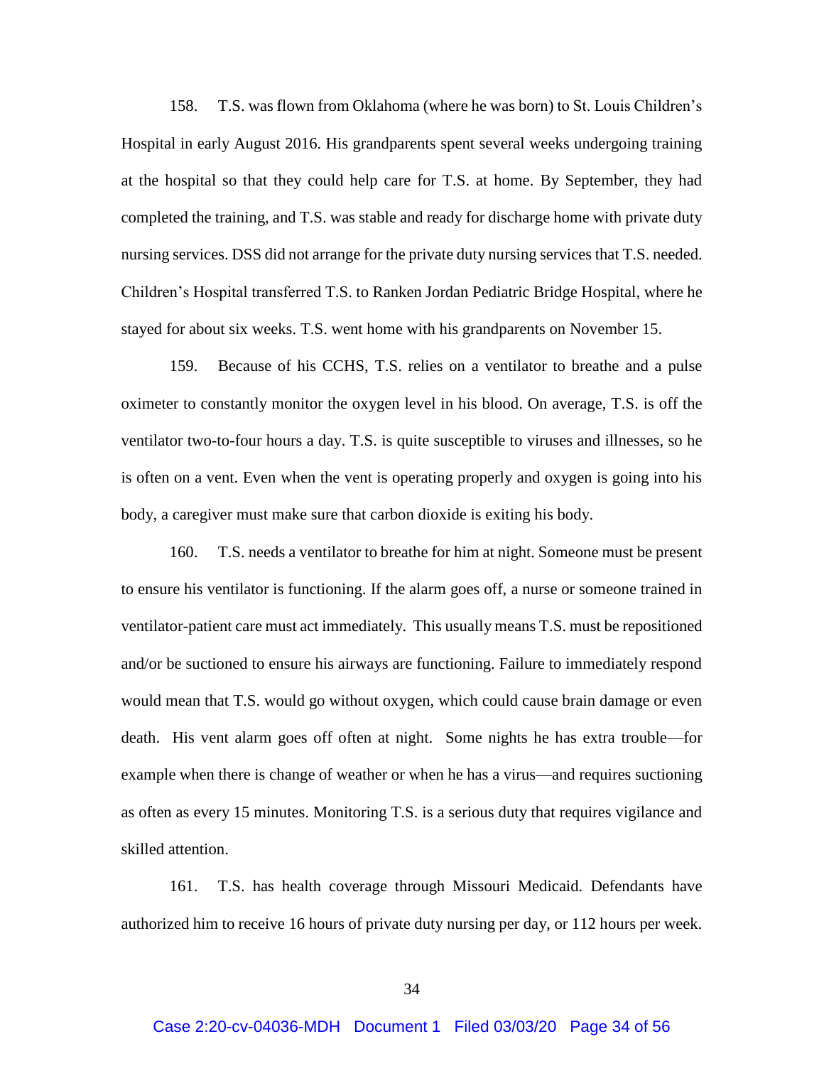158. T.S. was flown from Oklahoma (where he was born) to St. Louis Children's Hospital in early August 2016. His grandparents spent several weeks undergoing training at the hospital so that they could help care for T.S. at home. By September, they had completed the training, and T.S. was stable and ready for discharge home with private duty nursing services. DSS did not arrange for the private duty nursing services that T.S. needed. Children's Hospital transferred T.S. to Ranken Jordan Pediatric Bridge Hospital, where he stayed for about six weeks. T.S. went home with his grandparents on November 15.

159. Because of his CCHS, T.S. relies on a ventilator to breathe and a pulse oximeter to constantly monitor the oxygen level in his blood. On average, T.S. is off the ventilator two-to-four hours a day. T.S. is quite susceptible to viruses and illnesses, so he is often on a vent. Even when the vent is operating properly and oxygen is going into his body, a caregiver must make sure that carbon dioxide is exiting his body.

160. T.S. needs a ventilator to breathe for him at night. Someone must be present to ensure his ventilator is functioning. If the alarm goes off, a nurse or someone trained in ventilator-patient care must act immediately. This usually means T.S. must be repositioned and/or be suctioned to ensure his airways are functioning. Failure to immediately respond would mean that T.S. would go without oxygen, which could cause brain damage or even death. His vent alarm goes off often at night. Some nights he has extra trouble—for example when there is change of weather or when he has a virus—and requires suctioning as often as every 15 minutes. Monitoring T.S. is a serious duty that requires vigilance and skilled attention.

161. T.S. has health coverage through Missouri Medicaid. Defendants have authorized him to receive 16 hours of private duty nursing per day, or 112 hours per week.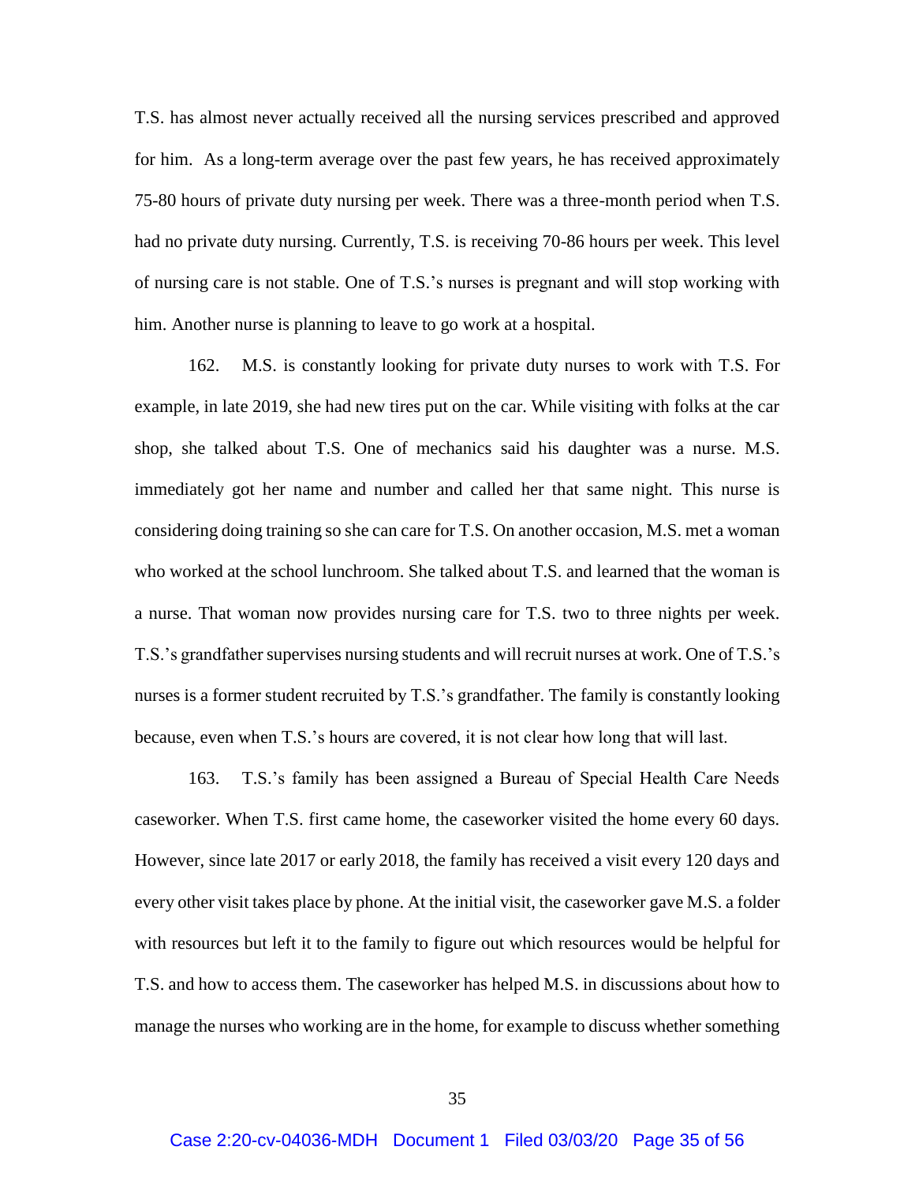T.S. has almost never actually received all the nursing services prescribed and approved for him. As a long-term average over the past few years, he has received approximately 75-80 hours of private duty nursing per week. There was a three-month period when T.S. had no private duty nursing. Currently, T.S. is receiving 70-86 hours per week. This level of nursing care is not stable. One of T.S.'s nurses is pregnant and will stop working with him. Another nurse is planning to leave to go work at a hospital.

162. M.S. is constantly looking for private duty nurses to work with T.S. For example, in late 2019, she had new tires put on the car. While visiting with folks at the car shop, she talked about T.S. One of mechanics said his daughter was a nurse. M.S. immediately got her name and number and called her that same night. This nurse is considering doing training so she can care for T.S. On another occasion, M.S. met a woman who worked at the school lunchroom. She talked about T.S. and learned that the woman is a nurse. That woman now provides nursing care for T.S. two to three nights per week. T.S.'s grandfather supervises nursing students and will recruit nurses at work. One of T.S.'s nurses is a former student recruited by T.S.'s grandfather. The family is constantly looking because, even when T.S.'s hours are covered, it is not clear how long that will last.

163. T.S.'s family has been assigned a Bureau of Special Health Care Needs caseworker. When T.S. first came home, the caseworker visited the home every 60 days. However, since late 2017 or early 2018, the family has received a visit every 120 days and every other visit takes place by phone. At the initial visit, the caseworker gave M.S. a folder with resources but left it to the family to figure out which resources would be helpful for T.S. and how to access them. The caseworker has helped M.S. in discussions about how to manage the nurses who working are in the home, for example to discuss whether something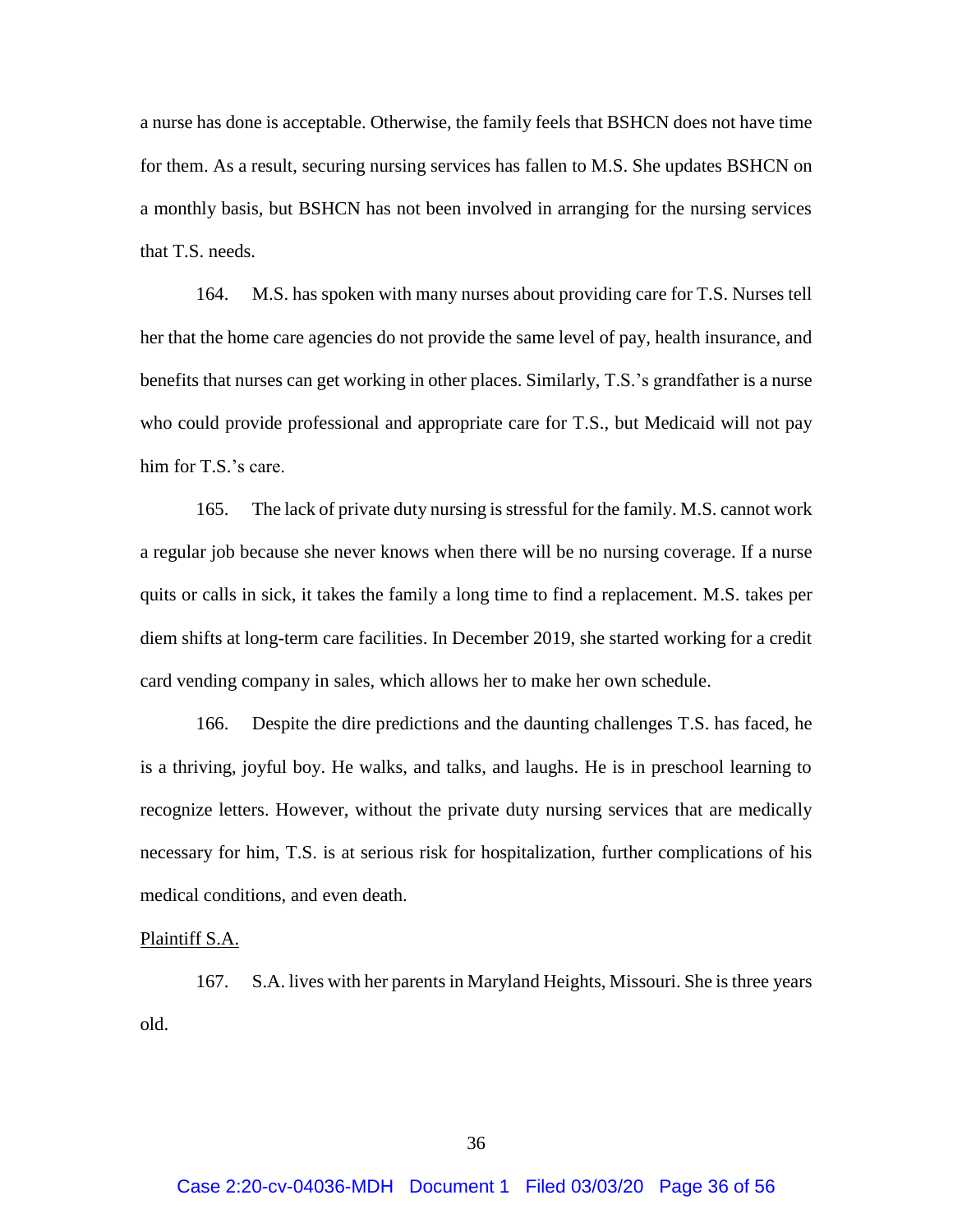a nurse has done is acceptable. Otherwise, the family feels that BSHCN does not have time for them. As a result, securing nursing services has fallen to M.S. She updates BSHCN on a monthly basis, but BSHCN has not been involved in arranging for the nursing services that T.S. needs.

164. M.S. has spoken with many nurses about providing care for T.S. Nurses tell her that the home care agencies do not provide the same level of pay, health insurance, and benefits that nurses can get working in other places. Similarly, T.S.'s grandfather is a nurse who could provide professional and appropriate care for T.S., but Medicaid will not pay him for T.S.'s care.

165. The lack of private duty nursing is stressful for the family. M.S. cannot work a regular job because she never knows when there will be no nursing coverage. If a nurse quits or calls in sick, it takes the family a long time to find a replacement. M.S. takes per diem shifts at long-term care facilities. In December 2019, she started working for a credit card vending company in sales, which allows her to make her own schedule.

166. Despite the dire predictions and the daunting challenges T.S. has faced, he is a thriving, joyful boy. He walks, and talks, and laughs. He is in preschool learning to recognize letters. However, without the private duty nursing services that are medically necessary for him, T.S. is at serious risk for hospitalization, further complications of his medical conditions, and even death.

Plaintiff S.A.

167. S.A. lives with her parents in Maryland Heights, Missouri. She is three years old.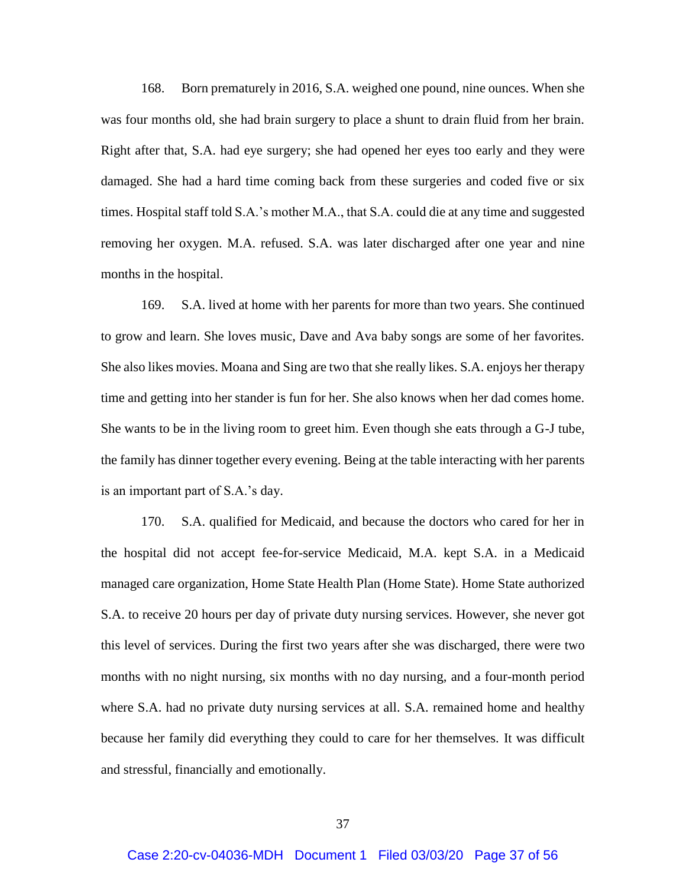168. Born prematurely in 2016, S.A. weighed one pound, nine ounces. When she was four months old, she had brain surgery to place a shunt to drain fluid from her brain. Right after that, S.A. had eye surgery; she had opened her eyes too early and they were damaged. She had a hard time coming back from these surgeries and coded five or six times. Hospital staff told S.A.'s mother M.A., that S.A. could die at any time and suggested removing her oxygen. M.A. refused. S.A. was later discharged after one year and nine months in the hospital.

169. S.A. lived at home with her parents for more than two years. She continued to grow and learn. She loves music, Dave and Ava baby songs are some of her favorites. She also likes movies. Moana and Sing are two that she really likes. S.A. enjoys her therapy time and getting into her stander is fun for her. She also knows when her dad comes home. She wants to be in the living room to greet him. Even though she eats through a G-J tube, the family has dinner together every evening. Being at the table interacting with her parents is an important part of S.A.'s day.

170. S.A. qualified for Medicaid, and because the doctors who cared for her in the hospital did not accept fee-for-service Medicaid, M.A. kept S.A. in a Medicaid managed care organization, Home State Health Plan (Home State). Home State authorized S.A. to receive 20 hours per day of private duty nursing services. However, she never got this level of services. During the first two years after she was discharged, there were two months with no night nursing, six months with no day nursing, and a four-month period where S.A. had no private duty nursing services at all. S.A. remained home and healthy because her family did everything they could to care for her themselves. It was difficult and stressful, financially and emotionally.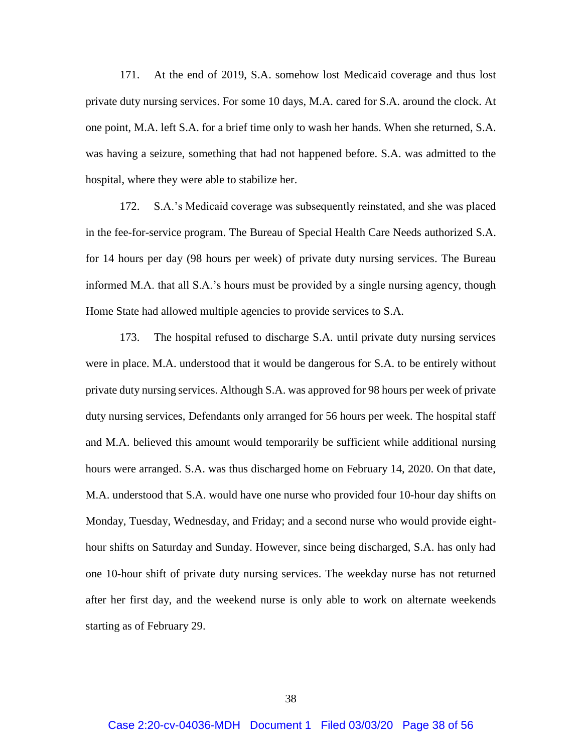171. At the end of 2019, S.A. somehow lost Medicaid coverage and thus lost private duty nursing services. For some 10 days, M.A. cared for S.A. around the clock. At one point, M.A. left S.A. for a brief time only to wash her hands. When she returned, S.A. was having a seizure, something that had not happened before. S.A. was admitted to the hospital, where they were able to stabilize her.

172. S.A.'s Medicaid coverage was subsequently reinstated, and she was placed in the fee-for-service program. The Bureau of Special Health Care Needs authorized S.A. for 14 hours per day (98 hours per week) of private duty nursing services. The Bureau informed M.A. that all S.A.'s hours must be provided by a single nursing agency, though Home State had allowed multiple agencies to provide services to S.A.

173. The hospital refused to discharge S.A. until private duty nursing services were in place. M.A. understood that it would be dangerous for S.A. to be entirely without private duty nursing services. Although S.A. was approved for 98 hours per week of private duty nursing services, Defendants only arranged for 56 hours per week. The hospital staff and M.A. believed this amount would temporarily be sufficient while additional nursing hours were arranged. S.A. was thus discharged home on February 14, 2020. On that date, M.A. understood that S.A. would have one nurse who provided four 10-hour day shifts on Monday, Tuesday, Wednesday, and Friday; and a second nurse who would provide eight-hour shifts on Saturday and Sunday. However, since being discharged, S.A. has only had one 10-hour shift of private duty nursing services. The weekday nurse has not returned after her first day, and the weekend nurse is only able to work on alternate weekends starting as of February 29.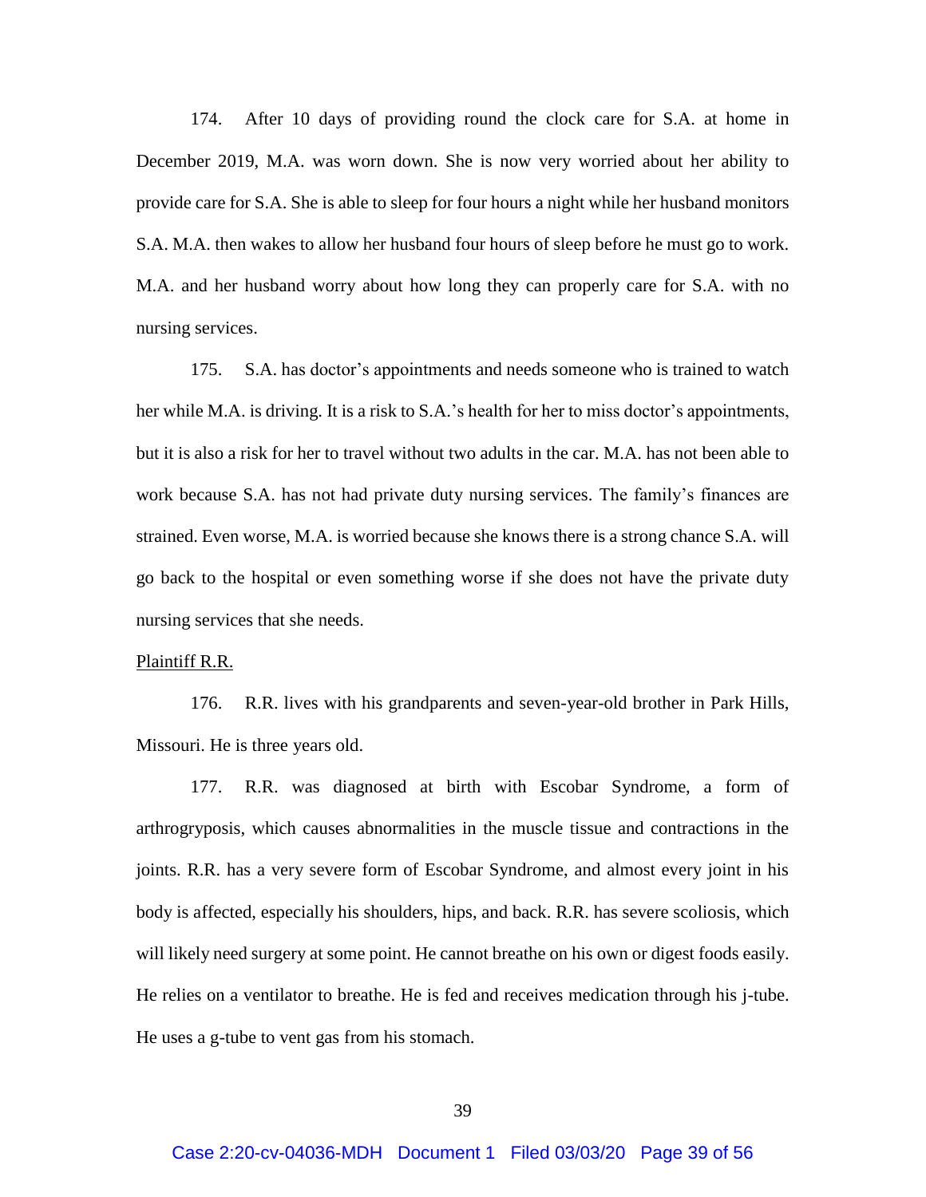174. After 10 days of providing round the clock care for S.A. at home in December 2019, M.A. was worn down. She is now very worried about her ability to provide care for S.A. She is able to sleep for four hours a night while her husband monitors S.A. M.A. then wakes to allow her husband four hours of sleep before he must go to work. M.A. and her husband worry about how long they can properly care for S.A. with no nursing services.

175. S.A. has doctor's appointments and needs someone who is trained to watch her while M.A. is driving. It is a risk to S.A.'s health for her to miss doctor's appointments, but it is also a risk for her to travel without two adults in the car. M.A. has not been able to work because S.A. has not had private duty nursing services. The family's finances are strained. Even worse, M.A. is worried because she knows there is a strong chance S.A. will go back to the hospital or even something worse if she does not have the private duty nursing services that she needs.

Plaintiff R.R.

176. R.R. lives with his grandparents and seven-year-old brother in Park Hills, Missouri. He is three years old.

177. R.R. was diagnosed at birth with Escobar Syndrome, a form of arthrogryposis, which causes abnormalities in the muscle tissue and contractions in the joints. R.R. has a very severe form of Escobar Syndrome, and almost every joint in his body is affected, especially his shoulders, hips, and back. R.R. has severe scoliosis, which will likely need surgery at some point. He cannot breathe on his own or digest foods easily. He relies on a ventilator to breathe. He is fed and receives medication through his j-tube. He uses a g-tube to vent gas from his stomach.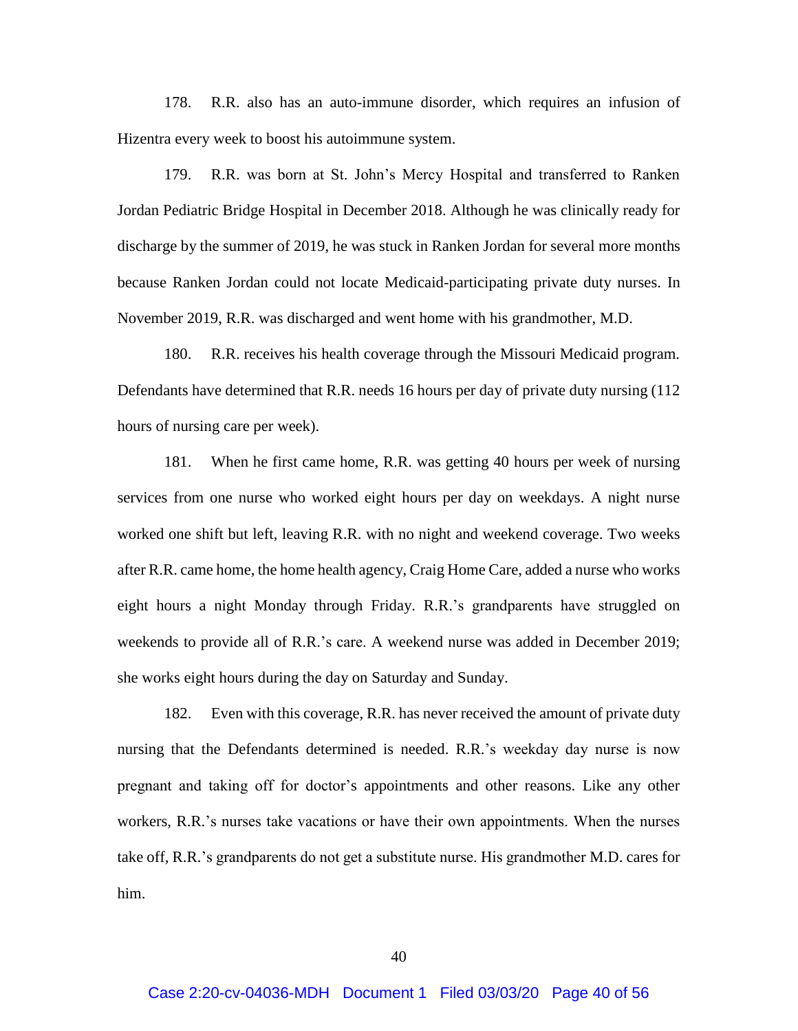178. R.R. also has an auto-immune disorder, which requires an infusion of Hizentra every week to boost his autoimmune system.

179. R.R. was born at St. John's Mercy Hospital and transferred to Ranken Jordan Pediatric Bridge Hospital in December 2018. Although he was clinically ready for discharge by the summer of 2019, he was stuck in Ranken Jordan for several more months because Ranken Jordan could not locate Medicaid-participating private duty nurses. In November 2019, R.R. was discharged and went home with his grandmother, M.D.

180. R.R. receives his health coverage through the Missouri Medicaid program. Defendants have determined that R.R. needs 16 hours per day of private duty nursing (112 hours of nursing care per week).

181. When he first came home, R.R. was getting 40 hours per week of nursing services from one nurse who worked eight hours per day on weekdays. A night nurse worked one shift but left, leaving R.R. with no night and weekend coverage. Two weeks after R.R. came home, the home health agency, Craig Home Care, added a nurse who works eight hours a night Monday through Friday. R.R.'s grandparents have struggled on weekends to provide all of R.R.'s care. A weekend nurse was added in December 2019; she works eight hours during the day on Saturday and Sunday.

182. Even with this coverage, R.R. has never received the amount of private duty nursing that the Defendants determined is needed. R.R.'s weekday day nurse is now pregnant and taking off for doctor's appointments and other reasons. Like any other workers, R.R.'s nurses take vacations or have their own appointments. When the nurses take off, R.R.'s grandparents do not get a substitute nurse. His grandmother M.D. cares for him.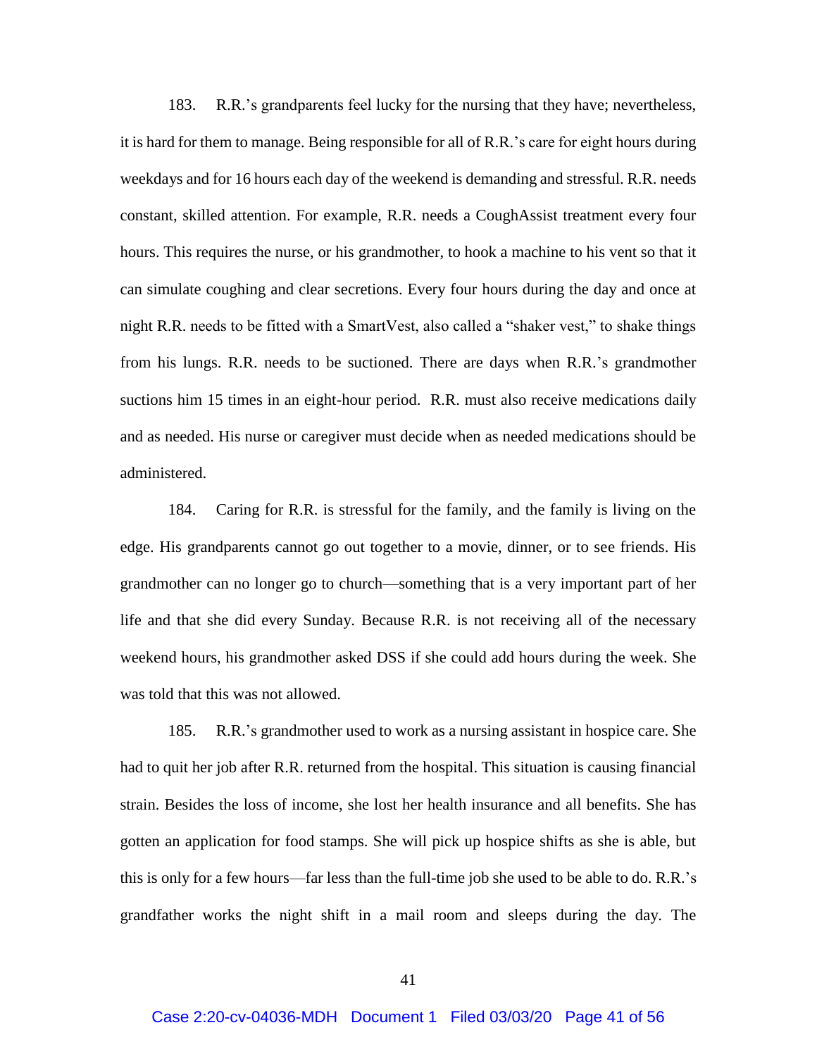183. R.R.'s grandparents feel lucky for the nursing that they have; nevertheless, it is hard for them to manage. Being responsible for all of R.R.'s care for eight hours during weekdays and for 16 hours each day of the weekend is demanding and stressful. R.R. needs constant, skilled attention. For example, R.R. needs a CoughAssist treatment every four hours. This requires the nurse, or his grandmother, to hook a machine to his vent so that it can simulate coughing and clear secretions. Every four hours during the day and once at night R.R. needs to be fitted with a SmartVest, also called a "shaker vest," to shake things from his lungs. R.R. needs to be suctioned. There are days when R.R.'s grandmother suctions him 15 times in an eight-hour period. R.R. must also receive medications daily and as needed. His nurse or caregiver must decide when as needed medications should be administered.

184. Caring for R.R. is stressful for the family, and the family is living on the edge. His grandparents cannot go out together to a movie, dinner, or to see friends. His grandmother can no longer go to church—something that is a very important part of her life and that she did every Sunday. Because R.R. is not receiving all of the necessary weekend hours, his grandmother asked DSS if she could add hours during the week. She was told that this was not allowed.

185. R.R.'s grandmother used to work as a nursing assistant in hospice care. She had to quit her job after R.R. returned from the hospital. This situation is causing financial strain. Besides the loss of income, she lost her health insurance and all benefits. She has gotten an application for food stamps. She will pick up hospice shifts as she is able, but this is only for a few hours—far less than the full-time job she used to be able to do. R.R.'s grandfather works the night shift in a mail room and sleeps during the day. The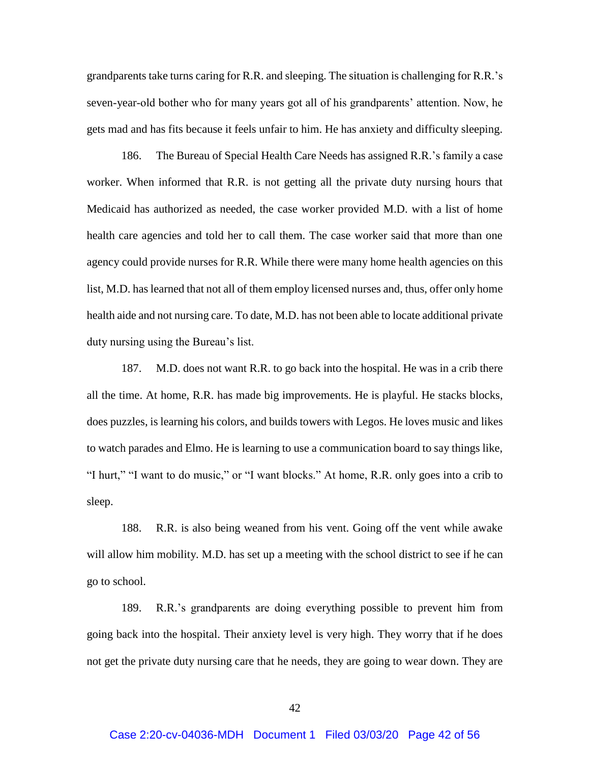grandparents take turns caring for R.R. and sleeping. The situation is challenging for R.R.'s seven-year-old bother who for many years got all of his grandparents' attention. Now, he gets mad and has fits because it feels unfair to him. He has anxiety and difficulty sleeping.

186. The Bureau of Special Health Care Needs has assigned R.R.'s family a case worker. When informed that R.R. is not getting all the private duty nursing hours that Medicaid has authorized as needed, the case worker provided M.D. with a list of home health care agencies and told her to call them. The case worker said that more than one agency could provide nurses for R.R. While there were many home health agencies on this list, M.D. has learned that not all of them employ licensed nurses and, thus, offer only home health aide and not nursing care. To date, M.D. has not been able to locate additional private duty nursing using the Bureau's list.

187. M.D. does not want R.R. to go back into the hospital. He was in a crib there all the time. At home, R.R. has made big improvements. He is playful. He stacks blocks, does puzzles, is learning his colors, and builds towers with Legos. He loves music and likes to watch parades and Elmo. He is learning to use a communication board to say things like, "I hurt," "I want to do music," or "I want blocks." At home, R.R. only goes into a crib to sleep.

188. R.R. is also being weaned from his vent. Going off the vent while awake will allow him mobility. M.D. has set up a meeting with the school district to see if he can go to school.

189. R.R.'s grandparents are doing everything possible to prevent him from going back into the hospital. Their anxiety level is very high. They worry that if he does not get the private duty nursing care that he needs, they are going to wear down. They are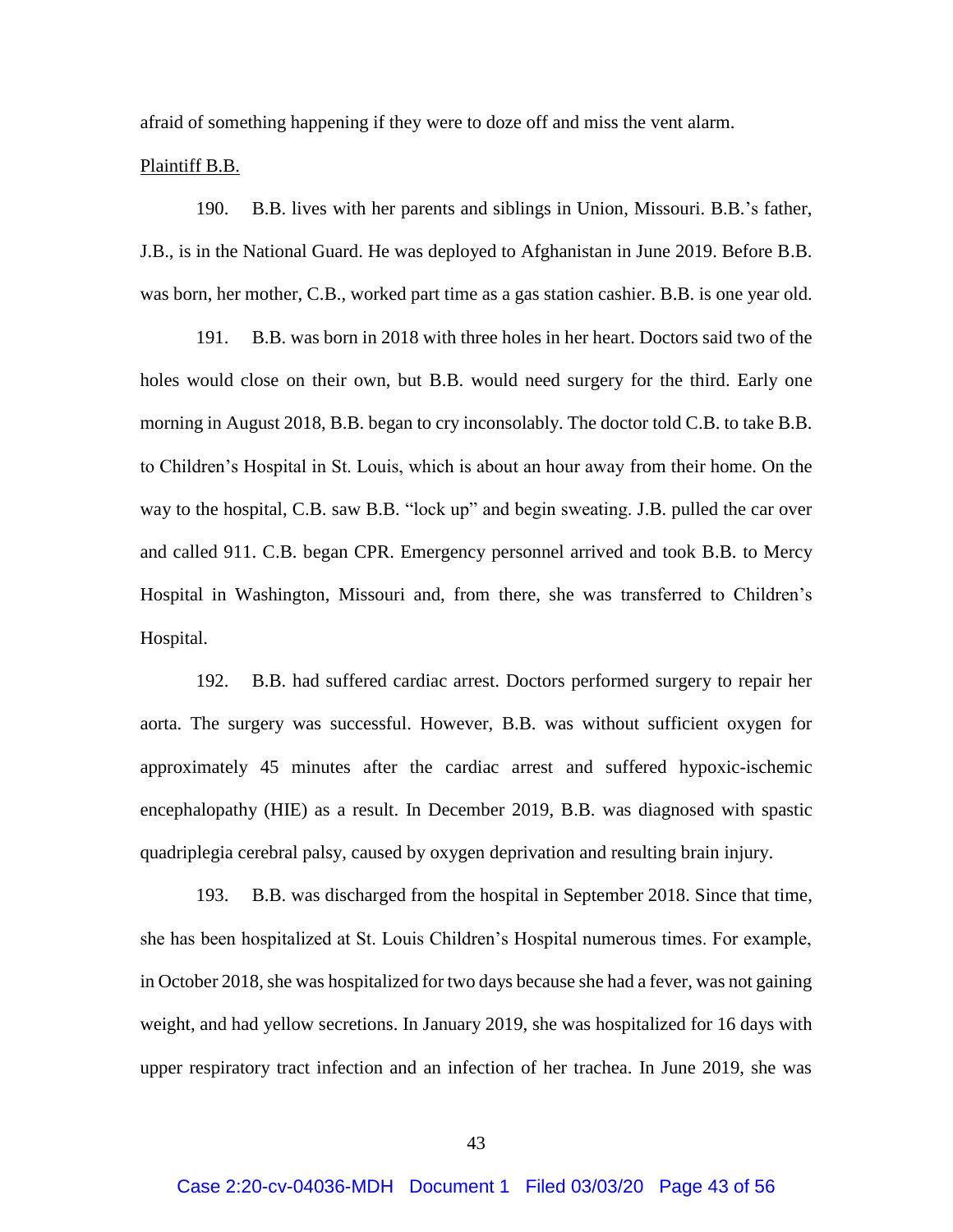afraid of something happening if they were to doze off and miss the vent alarm.

Plaintiff B.B.

190. B.B. lives with her parents and siblings in Union, Missouri. B.B.'s father, J.B., is in the National Guard. He was deployed to Afghanistan in June 2019. Before B.B. was born, her mother, C.B., worked part time as a gas station cashier. B.B. is one year old.

191. B.B. was born in 2018 with three holes in her heart. Doctors said two of the holes would close on their own, but B.B. would need surgery for the third. Early one morning in August 2018, B.B. began to cry inconsolably. The doctor told C.B. to take B.B. to Children's Hospital in St. Louis, which is about an hour away from their home. On the way to the hospital, C.B. saw B.B. "lock up" and begin sweating. J.B. pulled the car over and called 911. C.B. began CPR. Emergency personnel arrived and took B.B. to Mercy Hospital in Washington, Missouri and, from there, she was transferred to Children's Hospital.

192. B.B. had suffered cardiac arrest. Doctors performed surgery to repair her aorta. The surgery was successful. However, B.B. was without sufficient oxygen for approximately 45 minutes after the cardiac arrest and suffered hypoxic-ischemic encephalopathy (HIE) as a result. In December 2019, B.B. was diagnosed with spastic quadriplegia cerebral palsy, caused by oxygen deprivation and resulting brain injury.

193. B.B. was discharged from the hospital in September 2018. Since that time, she has been hospitalized at St. Louis Children's Hospital numerous times. For example, in October 2018, she was hospitalized for two days because she had a fever, was not gaining weight, and had yellow secretions. In January 2019, she was hospitalized for 16 days with upper respiratory tract infection and an infection of her trachea. In June 2019, she was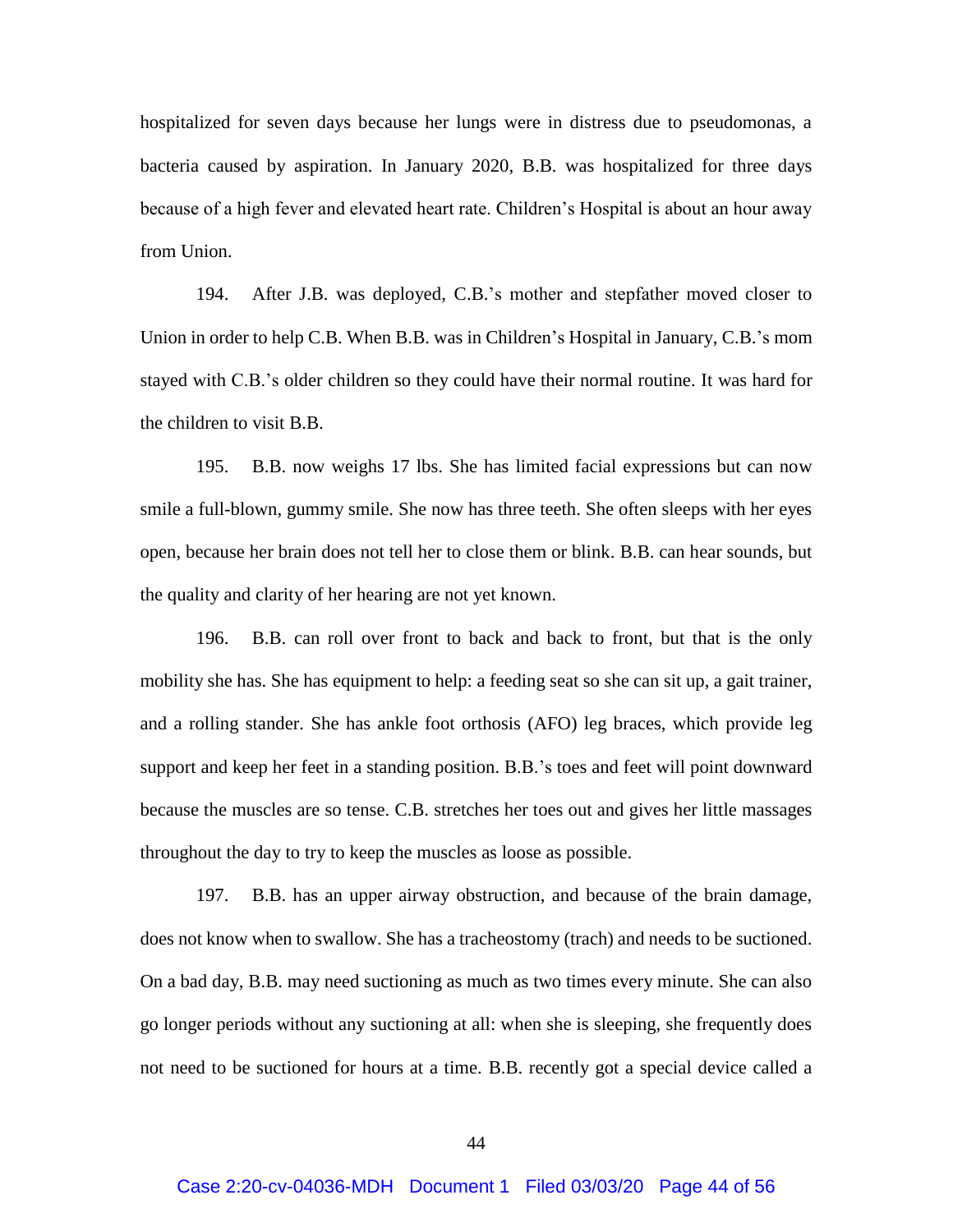hospitalized for seven days because her lungs were in distress due to pseudomonas, a bacteria caused by aspiration. In January 2020, B.B. was hospitalized for three days because of a high fever and elevated heart rate. Children's Hospital is about an hour away from Union.

194. After J.B. was deployed, C.B.'s mother and stepfather moved closer to Union in order to help C.B. When B.B. was in Children's Hospital in January, C.B.'s mom stayed with C.B.'s older children so they could have their normal routine. It was hard for the children to visit B.B.

195. B.B. now weighs 17 lbs. She has limited facial expressions but can now smile a full-blown, gummy smile. She now has three teeth. She often sleeps with her eyes open, because her brain does not tell her to close them or blink. B.B. can hear sounds, but the quality and clarity of her hearing are not yet known.

196. B.B. can roll over front to back and back to front, but that is the only mobility she has. She has equipment to help: a feeding seat so she can sit up, a gait trainer, and a rolling stander. She has ankle foot orthosis (AFO) leg braces, which provide leg support and keep her feet in a standing position. B.B.'s toes and feet will point downward because the muscles are so tense. C.B. stretches her toes out and gives her little massages throughout the day to try to keep the muscles as loose as possible.

197. B.B. has an upper airway obstruction, and because of the brain damage, does not know when to swallow. She has a tracheostomy (trach) and needs to be suctioned. On a bad day, B.B. may need suctioning as much as two times every minute. She can also go longer periods without any suctioning at all: when she is sleeping, she frequently does not need to be suctioned for hours at a time. B.B. recently got a special device called a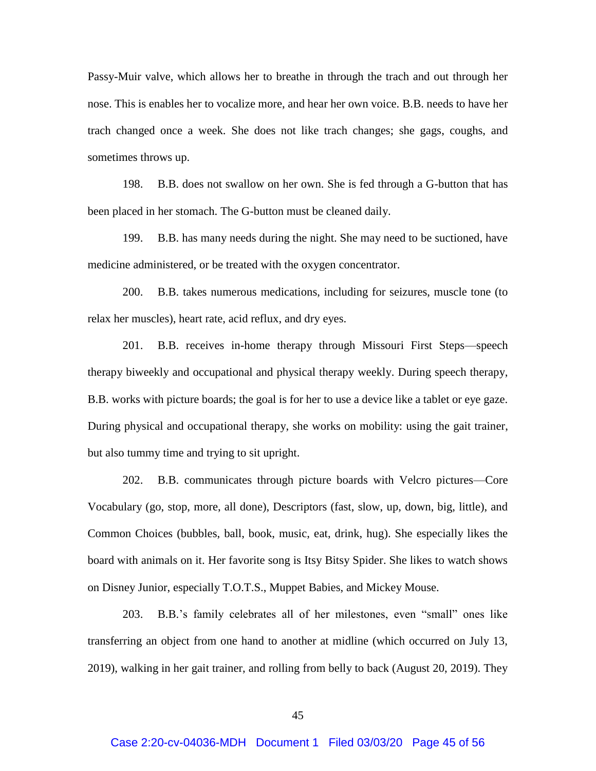Passy-Muir valve, which allows her to breathe in through the trach and out through her nose. This is enables her to vocalize more, and hear her own voice. B.B. needs to have her trach changed once a week. She does not like trach changes; she gags, coughs, and sometimes throws up.

198. B.B. does not swallow on her own. She is fed through a G-button that has been placed in her stomach. The G-button must be cleaned daily.

199. B.B. has many needs during the night. She may need to be suctioned, have medicine administered, or be treated with the oxygen concentrator.

200. B.B. takes numerous medications, including for seizures, muscle tone (to relax her muscles), heart rate, acid reflux, and dry eyes.

201. B.B. receives in-home therapy through Missouri First Steps—speech therapy biweekly and occupational and physical therapy weekly. During speech therapy, B.B. works with picture boards; the goal is for her to use a device like a tablet or eye gaze. During physical and occupational therapy, she works on mobility: using the gait trainer, but also tummy time and trying to sit upright.

202. B.B. communicates through picture boards with Velcro pictures—Core Vocabulary (go, stop, more, all done), Descriptors (fast, slow, up, down, big, little), and Common Choices (bubbles, ball, book, music, eat, drink, hug). She especially likes the board with animals on it. Her favorite song is Itsy Bitsy Spider. She likes to watch shows on Disney Junior, especially T.O.T.S., Muppet Babies, and Mickey Mouse.

203. B.B.'s family celebrates all of her milestones, even "small" ones like transferring an object from one hand to another at midline (which occurred on July 13, 2019), walking in her gait trainer, and rolling from belly to back (August 20, 2019). They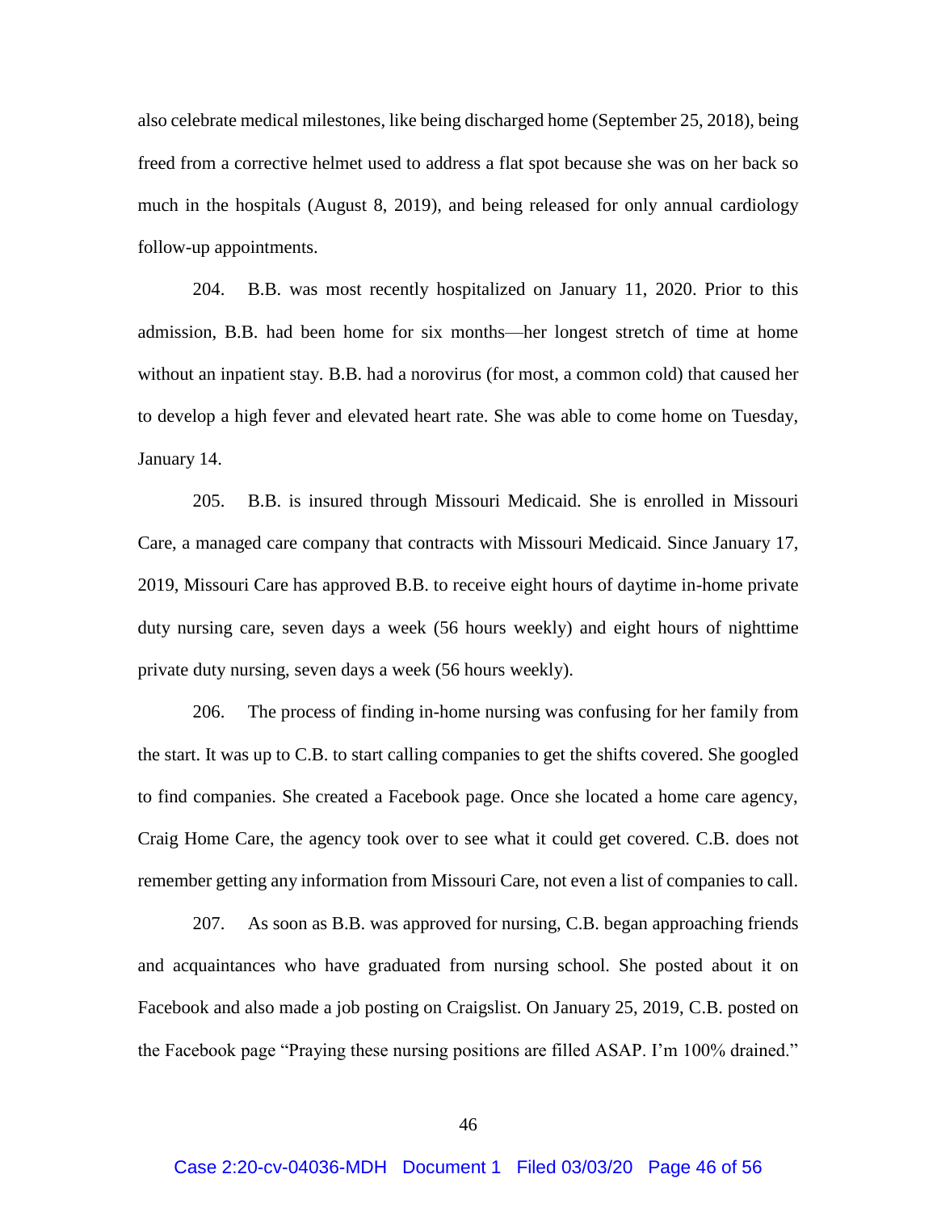also celebrate medical milestones, like being discharged home (September 25, 2018), being freed from a corrective helmet used to address a flat spot because she was on her back so much in the hospitals (August 8, 2019), and being released for only annual cardiology follow-up appointments.

204. B.B. was most recently hospitalized on January 11, 2020. Prior to this admission, B.B. had been home for six months—her longest stretch of time at home without an inpatient stay. B.B. had a norovirus (for most, a common cold) that caused her to develop a high fever and elevated heart rate. She was able to come home on Tuesday, January 14.

205. B.B. is insured through Missouri Medicaid. She is enrolled in Missouri Care, a managed care company that contracts with Missouri Medicaid. Since January 17, 2019, Missouri Care has approved B.B. to receive eight hours of daytime in-home private duty nursing care, seven days a week (56 hours weekly) and eight hours of nighttime private duty nursing, seven days a week (56 hours weekly).

206. The process of finding in-home nursing was confusing for her family from the start. It was up to C.B. to start calling companies to get the shifts covered. She googled to find companies. She created a Facebook page. Once she located a home care agency, Craig Home Care, the agency took over to see what it could get covered. C.B. does not remember getting any information from Missouri Care, not even a list of companies to call.

207. As soon as B.B. was approved for nursing, C.B. began approaching friends and acquaintances who have graduated from nursing school. She posted about it on Facebook and also made a job posting on Craigslist. On January 25, 2019, C.B. posted on the Facebook page "Praying these nursing positions are filled ASAP. I'm 100% drained."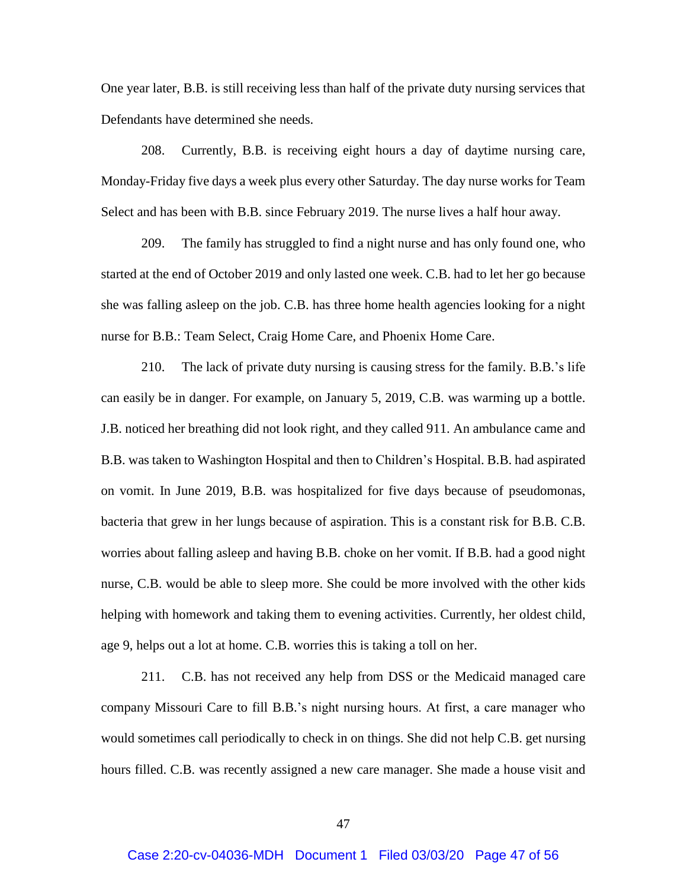One year later, B.B. is still receiving less than half of the private duty nursing services that Defendants have determined she needs.

208. Currently, B.B. is receiving eight hours a day of daytime nursing care, Monday-Friday five days a week plus every other Saturday. The day nurse works for Team Select and has been with B.B. since February 2019. The nurse lives a half hour away.

209. The family has struggled to find a night nurse and has only found one, who started at the end of October 2019 and only lasted one week. C.B. had to let her go because she was falling asleep on the job. C.B. has three home health agencies looking for a night nurse for B.B.: Team Select, Craig Home Care, and Phoenix Home Care.

210. The lack of private duty nursing is causing stress for the family. B.B.'s life can easily be in danger. For example, on January 5, 2019, C.B. was warming up a bottle. J.B. noticed her breathing did not look right, and they called 911. An ambulance came and B.B. was taken to Washington Hospital and then to Children's Hospital. B.B. had aspirated on vomit. In June 2019, B.B. was hospitalized for five days because of pseudomonas, bacteria that grew in her lungs because of aspiration. This is a constant risk for B.B. C.B. worries about falling asleep and having B.B. choke on her vomit. If B.B. had a good night nurse, C.B. would be able to sleep more. She could be more involved with the other kids helping with homework and taking them to evening activities. Currently, her oldest child, age 9, helps out a lot at home. C.B. worries this is taking a toll on her.

211. C.B. has not received any help from DSS or the Medicaid managed care company Missouri Care to fill B.B.'s night nursing hours. At first, a care manager who would sometimes call periodically to check in on things. She did not help C.B. get nursing hours filled. C.B. was recently assigned a new care manager. She made a house visit and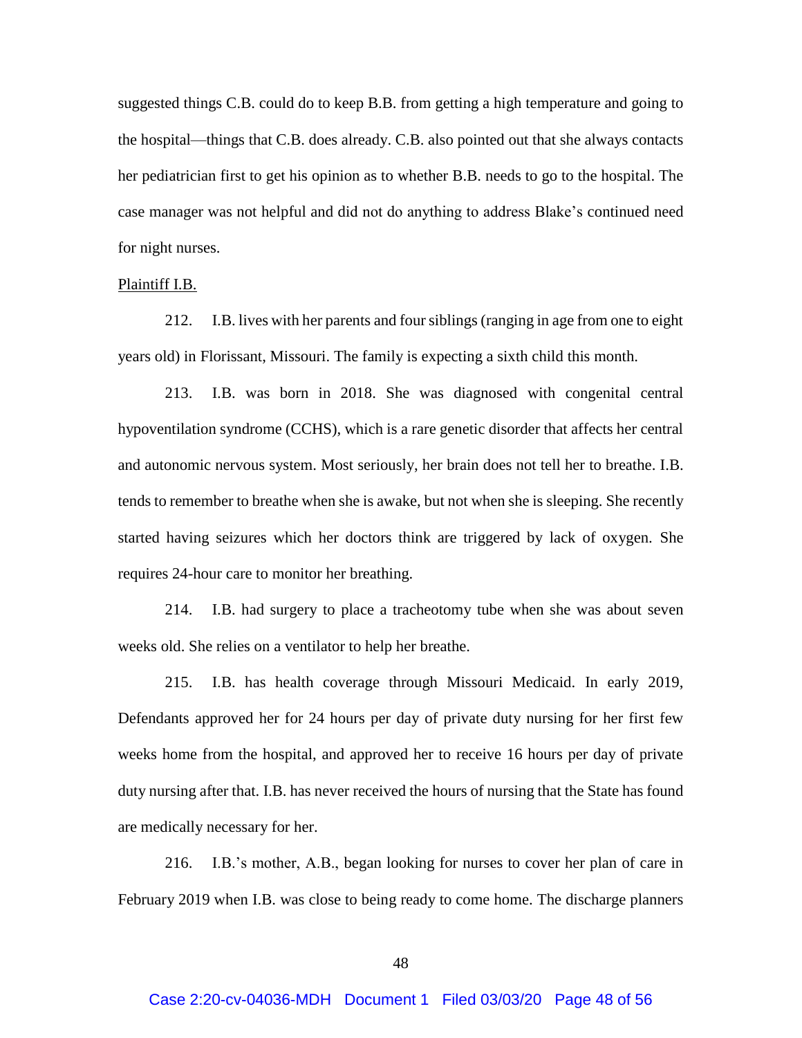suggested things C.B. could do to keep B.B. from getting a high temperature and going to the hospital—things that C.B. does already. C.B. also pointed out that she always contacts her pediatrician first to get his opinion as to whether B.B. needs to go to the hospital. The case manager was not helpful and did not do anything to address Blake's continued need for night nurses.

<u>Plaintiff I.B.</u>

212. I.B. lives with her parents and four siblings (ranging in age from one to eight years old) in Florissant, Missouri. The family is expecting a sixth child this month.

213. I.B. was born in 2018. She was diagnosed with congenital central hypoventilation syndrome (CCHS), which is a rare genetic disorder that affects her central and autonomic nervous system. Most seriously, her brain does not tell her to breathe. I.B. tends to remember to breathe when she is awake, but not when she is sleeping. She recently started having seizures which her doctors think are triggered by lack of oxygen. She requires 24-hour care to monitor her breathing.

214. I.B. had surgery to place a tracheotomy tube when she was about seven weeks old. She relies on a ventilator to help her breathe.

215. I.B. has health coverage through Missouri Medicaid. In early 2019, Defendants approved her for 24 hours per day of private duty nursing for her first few weeks home from the hospital, and approved her to receive 16 hours per day of private duty nursing after that. I.B. has never received the hours of nursing that the State has found are medically necessary for her.

216. I.B.'s mother, A.B., began looking for nurses to cover her plan of care in February 2019 when I.B. was close to being ready to come home. The discharge planners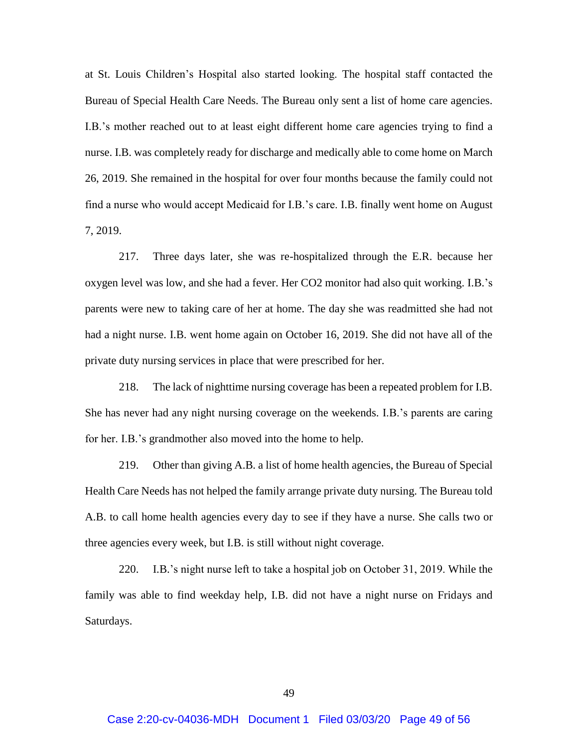at St. Louis Children's Hospital also started looking. The hospital staff contacted the Bureau of Special Health Care Needs. The Bureau only sent a list of home care agencies. I.B.'s mother reached out to at least eight different home care agencies trying to find a nurse. I.B. was completely ready for discharge and medically able to come home on March 26, 2019. She remained in the hospital for over four months because the family could not find a nurse who would accept Medicaid for I.B.'s care. I.B. finally went home on August 7, 2019.

217. Three days later, she was re-hospitalized through the E.R. because her oxygen level was low, and she had a fever. Her $CO_2$ monitor had also quit working. I.B.'s parents were new to taking care of her at home. The day she was readmitted she had not had a night nurse. I.B. went home again on October 16, 2019. She did not have all of the private duty nursing services in place that were prescribed for her.

218. The lack of nighttime nursing coverage has been a repeated problem for I.B. She has never had any night nursing coverage on the weekends. I.B.'s parents are caring for her. I.B.'s grandmother also moved into the home to help.

219. Other than giving A.B. a list of home health agencies, the Bureau of Special Health Care Needs has not helped the family arrange private duty nursing. The Bureau told A.B. to call home health agencies every day to see if they have a nurse. She calls two or three agencies every week, but I.B. is still without night coverage.

220. I.B.'s night nurse left to take a hospital job on October 31, 2019. While the family was able to find weekday help, I.B. did not have a night nurse on Fridays and Saturdays.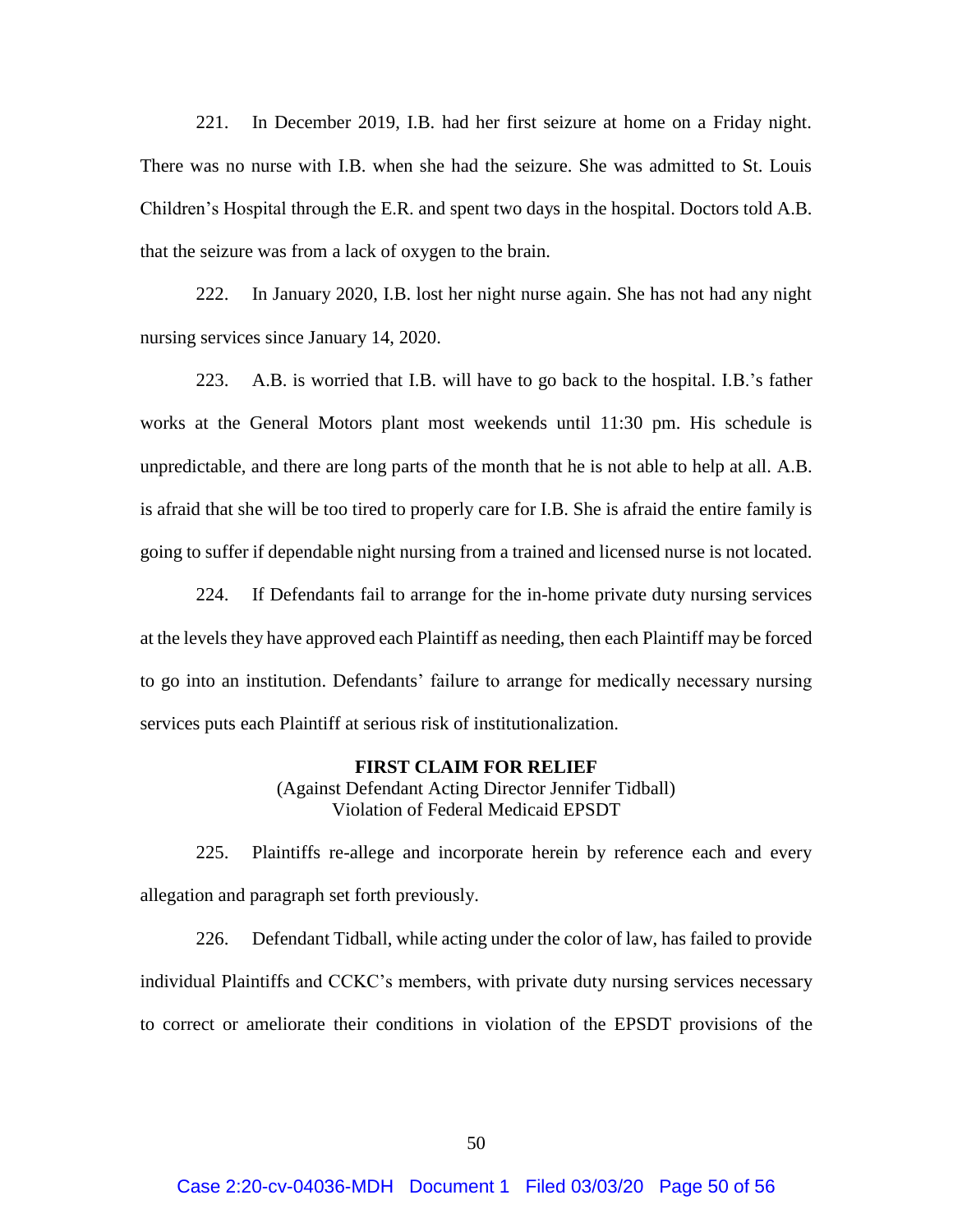221. In December 2019, I.B. had her first seizure at home on a Friday night. There was no nurse with I.B. when she had the seizure. She was admitted to St. Louis Children's Hospital through the E.R. and spent two days in the hospital. Doctors told A.B. that the seizure was from a lack of oxygen to the brain.

222. In January 2020, I.B. lost her night nurse again. She has not had any night nursing services since January 14, 2020.

223. A.B. is worried that I.B. will have to go back to the hospital. I.B.'s father works at the General Motors plant most weekends until 11:30 pm. His schedule is unpredictable, and there are long parts of the month that he is not able to help at all. A.B. is afraid that she will be too tired to properly care for I.B. She is afraid the entire family is going to suffer if dependable night nursing from a trained and licensed nurse is not located.

224. If Defendants fail to arrange for the in-home private duty nursing services at the levels they have approved each Plaintiff as needing, then each Plaintiff may be forced to go into an institution. Defendants' failure to arrange for medically necessary nursing services puts each Plaintiff at serious risk of institutionalization.

**FIRST CLAIM FOR RELIEF**
(Against Defendant Acting Director Jennifer Tidball)
Violation of Federal Medicaid EPSDT

225. Plaintiffs re-allege and incorporate herein by reference each and every allegation and paragraph set forth previously.

226. Defendant Tidball, while acting under the color of law, has failed to provide individual Plaintiffs and CCKC's members, with private duty nursing services necessary to correct or ameliorate their conditions in violation of the EPSDT provisions of the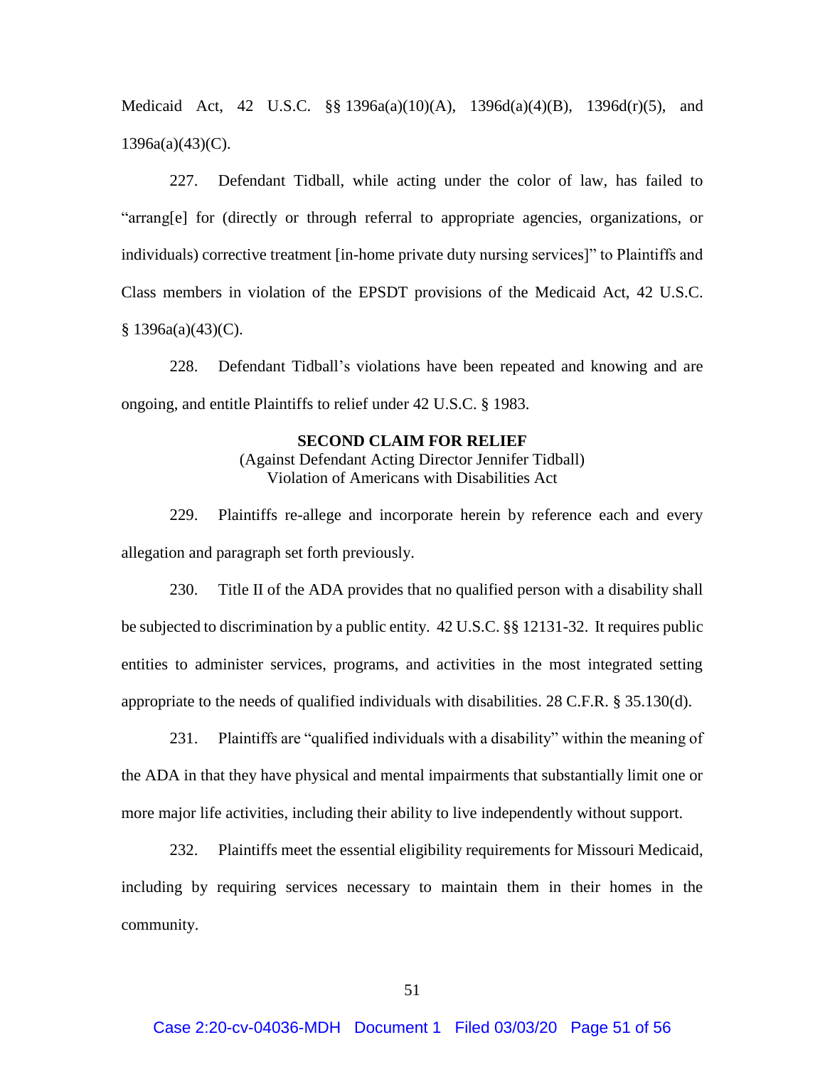Medicaid Act, 42 U.S.C. §§ 1396a(a)(10)(A), 1396d(a)(4)(B), 1396d(r)(5), and 1396a(a)(43)(C).

227. Defendant Tidball, while acting under the color of law, has failed to "arrang[e] for (directly or through referral to appropriate agencies, organizations, or individuals) corrective treatment [in-home private duty nursing services]" to Plaintiffs and Class members in violation of the EPSDT provisions of the Medicaid Act, 42 U.S.C. § 1396a(a)(43)(C).

228. Defendant Tidball's violations have been repeated and knowing and are ongoing, and entitle Plaintiffs to relief under 42 U.S.C. § 1983.

**SECOND CLAIM FOR RELIEF**
(Against Defendant Acting Director Jennifer Tidball)
Violation of Americans with Disabilities Act

229. Plaintiffs re-allege and incorporate herein by reference each and every allegation and paragraph set forth previously.

230. Title II of the ADA provides that no qualified person with a disability shall be subjected to discrimination by a public entity. 42 U.S.C. §§ 12131-32. It requires public entities to administer services, programs, and activities in the most integrated setting appropriate to the needs of qualified individuals with disabilities. 28 C.F.R. § 35.130(d).

231. Plaintiffs are "qualified individuals with a disability" within the meaning of the ADA in that they have physical and mental impairments that substantially limit one or more major life activities, including their ability to live independently without support.

232. Plaintiffs meet the essential eligibility requirements for Missouri Medicaid, including by requiring services necessary to maintain them in their homes in the community.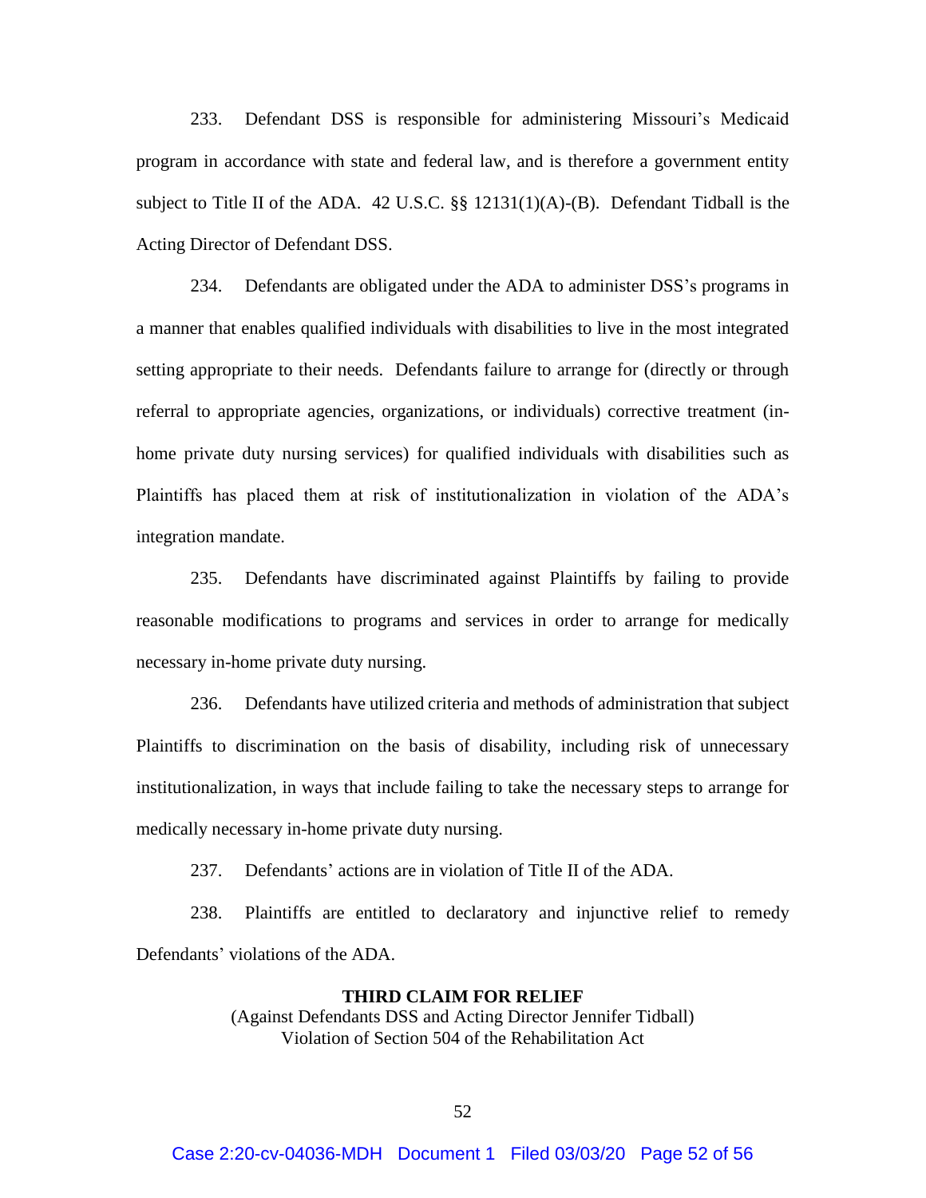233. Defendant DSS is responsible for administering Missouri's Medicaid program in accordance with state and federal law, and is therefore a government entity subject to Title II of the ADA. 42 U.S.C. §§ 12131(1)(A)-(B). Defendant Tidball is the Acting Director of Defendant DSS.

234. Defendants are obligated under the ADA to administer DSS's programs in a manner that enables qualified individuals with disabilities to live in the most integrated setting appropriate to their needs. Defendants failure to arrange for (directly or through referral to appropriate agencies, organizations, or individuals) corrective treatment (in-home private duty nursing services) for qualified individuals with disabilities such as Plaintiffs has placed them at risk of institutionalization in violation of the ADA's integration mandate.

235. Defendants have discriminated against Plaintiffs by failing to provide reasonable modifications to programs and services in order to arrange for medically necessary in-home private duty nursing.

236. Defendants have utilized criteria and methods of administration that subject Plaintiffs to discrimination on the basis of disability, including risk of unnecessary institutionalization, in ways that include failing to take the necessary steps to arrange for medically necessary in-home private duty nursing.

237. Defendants' actions are in violation of Title II of the ADA.

238. Plaintiffs are entitled to declaratory and injunctive relief to remedy Defendants' violations of the ADA.

**THIRD CLAIM FOR RELIEF**

(Against Defendants DSS and Acting Director Jennifer Tidball)
Violation of Section 504 of the Rehabilitation Act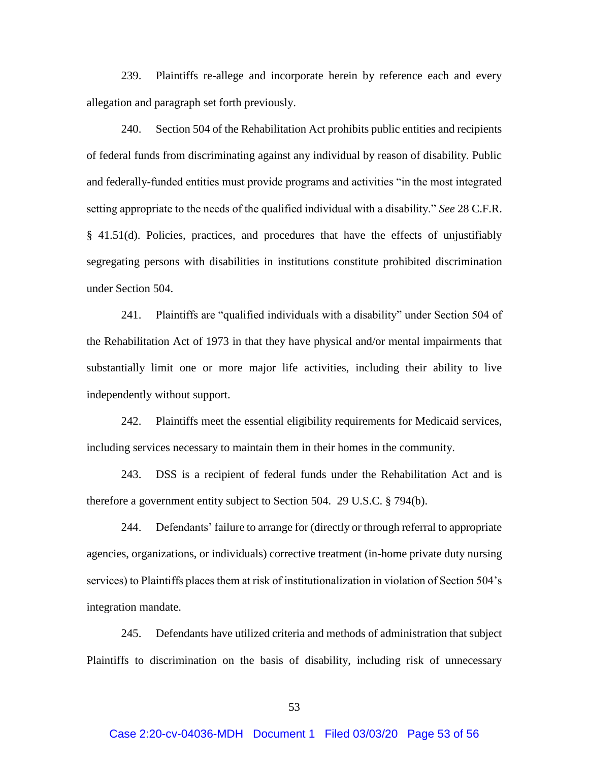239. Plaintiffs re-allege and incorporate herein by reference each and every allegation and paragraph set forth previously.

240. Section 504 of the Rehabilitation Act prohibits public entities and recipients of federal funds from discriminating against any individual by reason of disability. Public and federally-funded entities must provide programs and activities "in the most integrated setting appropriate to the needs of the qualified individual with a disability." *See* 28 C.F.R. § 41.51(d). Policies, practices, and procedures that have the effects of unjustifiably segregating persons with disabilities in institutions constitute prohibited discrimination under Section 504.

241. Plaintiffs are "qualified individuals with a disability" under Section 504 of the Rehabilitation Act of 1973 in that they have physical and/or mental impairments that substantially limit one or more major life activities, including their ability to live independently without support.

242. Plaintiffs meet the essential eligibility requirements for Medicaid services, including services necessary to maintain them in their homes in the community.

243. DSS is a recipient of federal funds under the Rehabilitation Act and is therefore a government entity subject to Section 504. 29 U.S.C. § 794(b).

244. Defendants' failure to arrange for (directly or through referral to appropriate agencies, organizations, or individuals) corrective treatment (in-home private duty nursing services) to Plaintiffs places them at risk of institutionalization in violation of Section 504's integration mandate.

245. Defendants have utilized criteria and methods of administration that subject Plaintiffs to discrimination on the basis of disability, including risk of unnecessary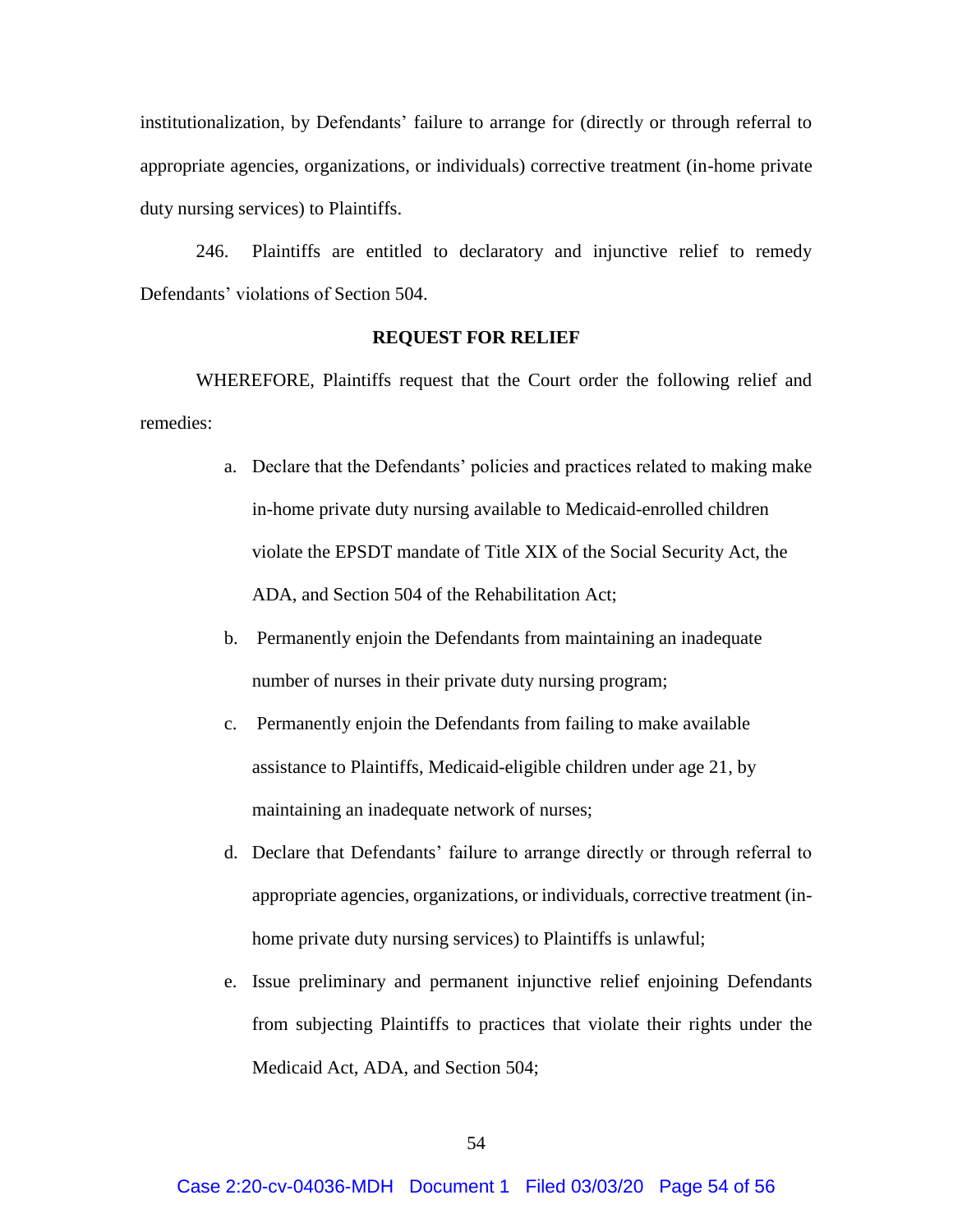institutionalization, by Defendants' failure to arrange for (directly or through referral to appropriate agencies, organizations, or individuals) corrective treatment (in-home private duty nursing services) to Plaintiffs.

246. Plaintiffs are entitled to declaratory and injunctive relief to remedy Defendants' violations of Section 504.

**REQUEST FOR RELIEF**

WHEREFORE, Plaintiffs request that the Court order the following relief and remedies:

a. Declare that the Defendants' policies and practices related to making make in-home private duty nursing available to Medicaid-enrolled children violate the EPSDT mandate of Title XIX of the Social Security Act, the ADA, and Section 504 of the Rehabilitation Act;

b. Permanently enjoin the Defendants from maintaining an inadequate number of nurses in their private duty nursing program;

c. Permanently enjoin the Defendants from failing to make available assistance to Plaintiffs, Medicaid-eligible children under age 21, by maintaining an inadequate network of nurses;

d. Declare that Defendants' failure to arrange directly or through referral to appropriate agencies, organizations, or individuals, corrective treatment (in-home private duty nursing services) to Plaintiffs is unlawful;

e. Issue preliminary and permanent injunctive relief enjoining Defendants from subjecting Plaintiffs to practices that violate their rights under the Medicaid Act, ADA, and Section 504;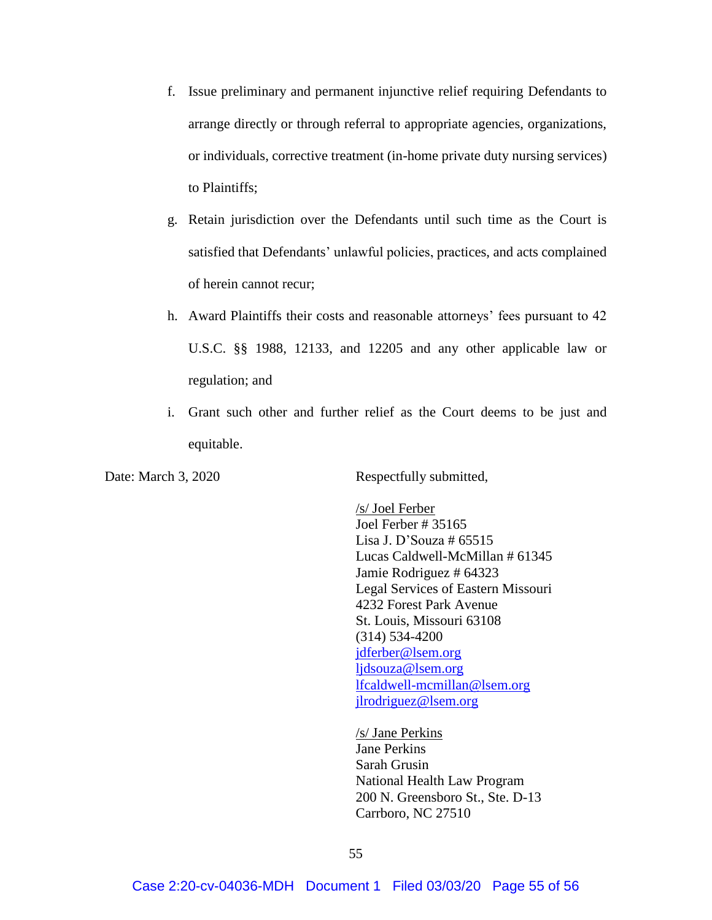f. Issue preliminary and permanent injunctive relief requiring Defendants to arrange directly or through referral to appropriate agencies, organizations, or individuals, corrective treatment (in-home private duty nursing services) to Plaintiffs;

g. Retain jurisdiction over the Defendants until such time as the Court is satisfied that Defendants' unlawful policies, practices, and acts complained of herein cannot recur;

h. Award Plaintiffs their costs and reasonable attorneys' fees pursuant to 42 U.S.C. §§ 1988, 12133, and 12205 and any other applicable law or regulation; and

i. Grant such other and further relief as the Court deems to be just and equitable.

Date: March 3, 2020

Respectfully submitted,

/s/ Joel Ferber
Joel Ferber # 35165
Lisa J. D'Souza # 65515
Lucas Caldwell-McMillan # 61345
Jamie Rodriguez # 64323
Legal Services of Eastern Missouri
4232 Forest Park Avenue
St. Louis, Missouri 63108
(314) 534-4200
jdferber@lsem.org
ljdsouza@lsem.org
lfcaldwell-mcmillan@lsem.org
jlrodriguez@lsem.org

/s/ Jane Perkins
Jane Perkins
Sarah Grusin
National Health Law Program
200 N. Greensboro St., Ste. D-13
Carrboro, NC 27510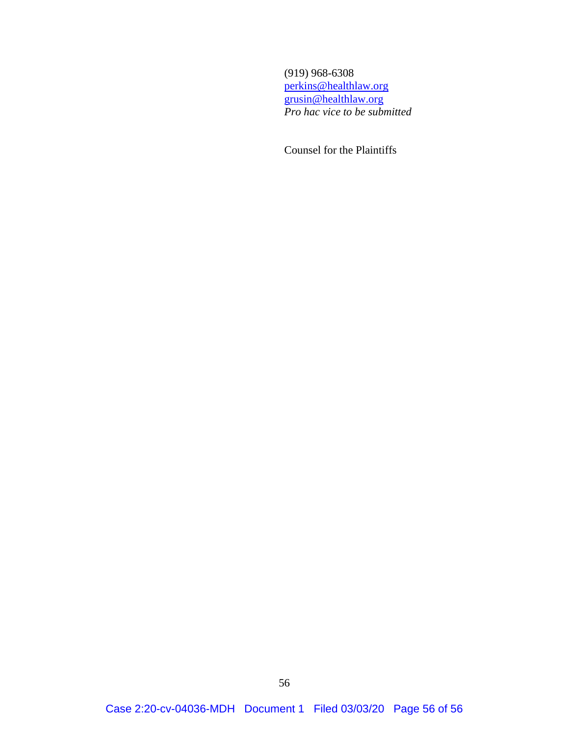(919) 968-6308
perkins@healthlaw.org
grusin@healthlaw.org
*Pro hac vice to be submitted*

Counsel for the Plaintiffs